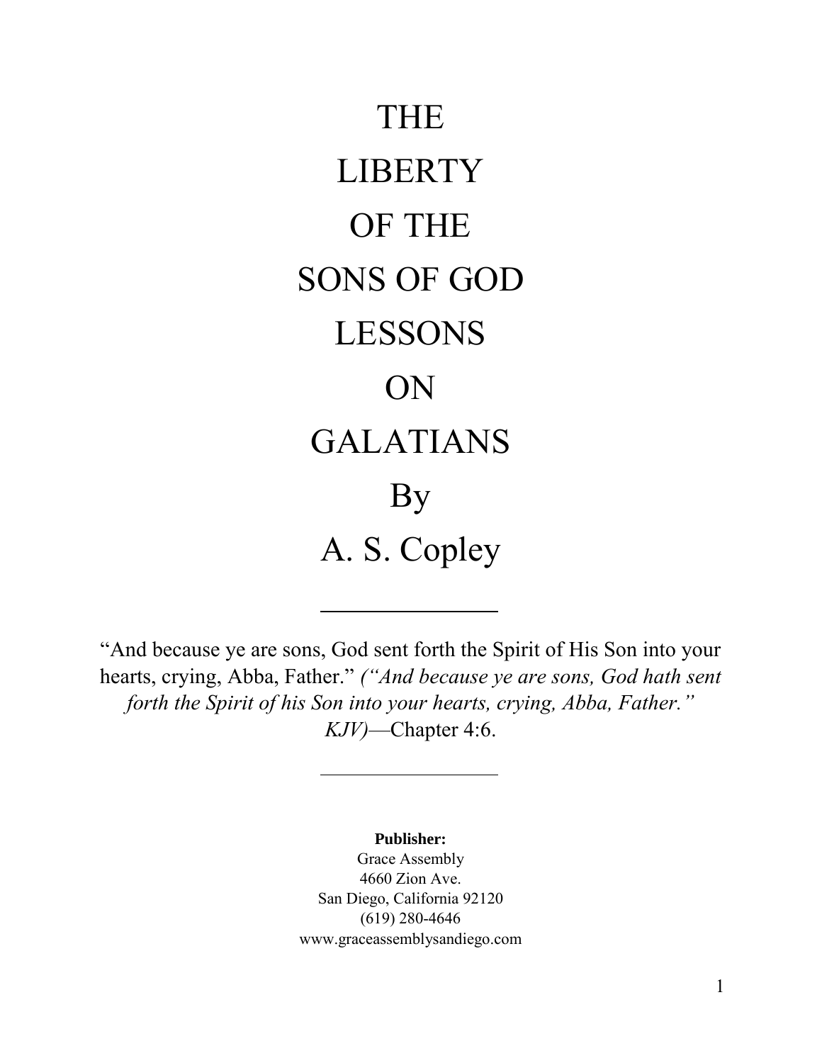# THE LIBERTY OF THE SONS OF GOD LESSONS ON GALATIANS

By

A. S. Copley

---

"And because ye are sons, God sent forth the Spirit of His Son into your hearts, crying, Abba, Father." *("And because ye are sons, God hath sent forth the Spirit of his Son into your hearts, crying, Abba, Father." KJV)*—Chapter 4:6.

---

**Publisher:**
Grace Assembly
4660 Zion Ave.
San Diego, California 92120
(619) 280-4646
www.graceassemblysandiego.com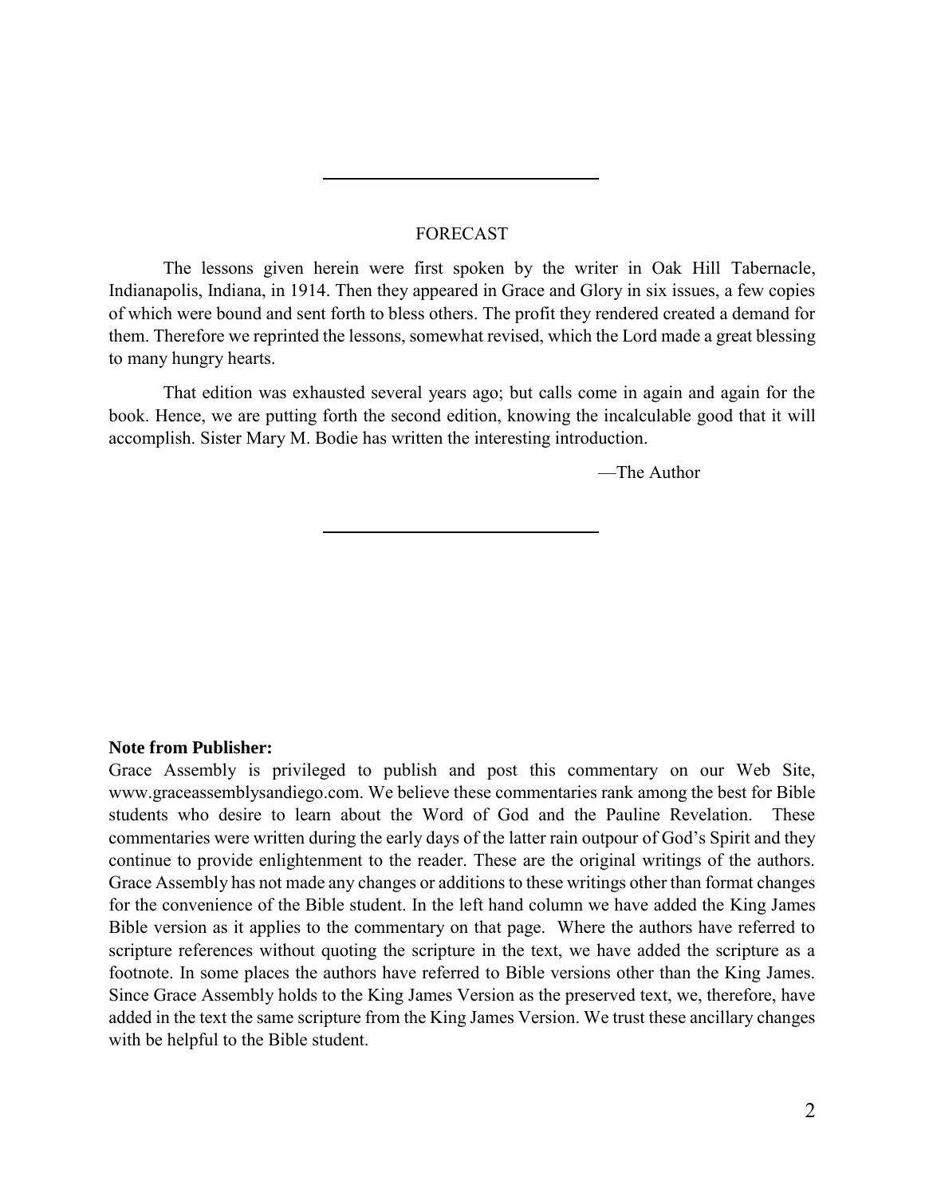## FORECAST

The lessons given herein were first spoken by the writer in Oak Hill Tabernacle, Indianapolis, Indiana, in 1914. Then they appeared in Grace and Glory in six issues, a few copies of which were bound and sent forth to bless others. The profit they rendered created a demand for them. Therefore we reprinted the lessons, somewhat revised, which the Lord made a great blessing to many hungry hearts.

That edition was exhausted several years ago; but calls come in again and again for the book. Hence, we are putting forth the second edition, knowing the incalculable good that it will accomplish. Sister Mary M. Bodie has written the interesting introduction.

—The Author

**Note from Publisher:**
Grace Assembly is privileged to publish and post this commentary on our Web Site, www.graceassemblysandiego.com. We believe these commentaries rank among the best for Bible students who desire to learn about the Word of God and the Pauline Revelation. These commentaries were written during the early days of the latter rain outpour of God's Spirit and they continue to provide enlightenment to the reader. These are the original writings of the authors. Grace Assembly has not made any changes or additions to these writings other than format changes for the convenience of the Bible student. In the left hand column we have added the King James Bible version as it applies to the commentary on that page. Where the authors have referred to scripture references without quoting the scripture in the text, we have added the scripture as a footnote. In some places the authors have referred to Bible versions other than the King James. Since Grace Assembly holds to the King James Version as the preserved text, we, therefore, have added in the text the same scripture from the King James Version. We trust these ancillary changes with be helpful to the Bible student.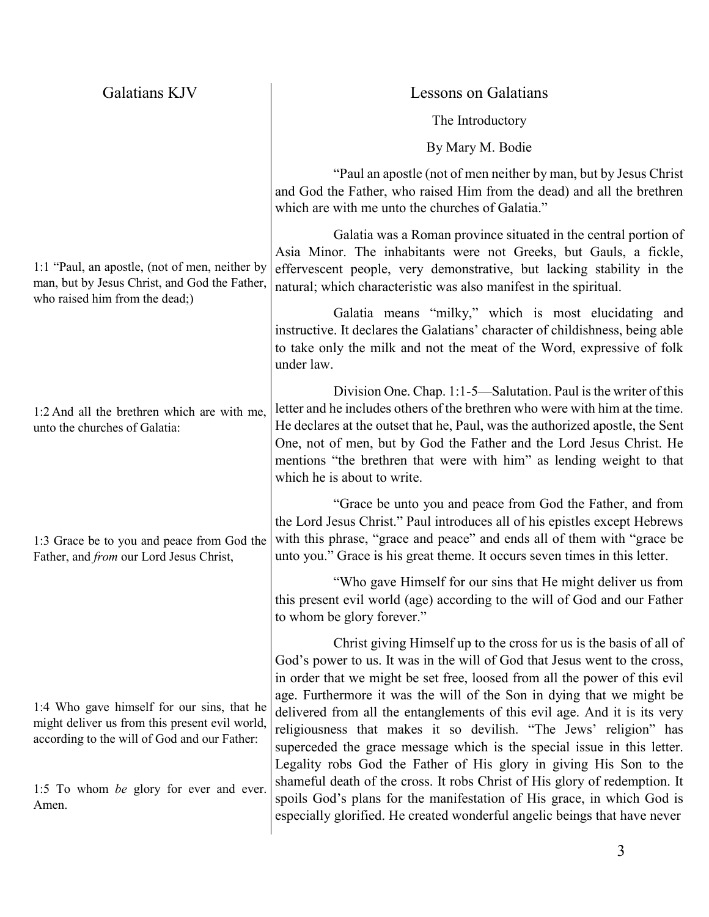| Galatians KJV | Lessons on Galatians |
|---|---|
| | The Introductory |
| | By Mary M. Bodie |
| | "Paul an apostle (not of men neither by man, but by Jesus Christ and God the Father, who raised Him from the dead) and all the brethren which are with me unto the churches of Galatia." |
| 1:1 "Paul, an apostle, (not of men, neither by man, but by Jesus Christ, and God the Father, who raised him from the dead;) | Galatia was a Roman province situated in the central portion of Asia Minor. The inhabitants were not Greeks, but Gauls, a fickle, effervescent people, very demonstrative, but lacking stability in the natural; which characteristic was also manifest in the spiritual. |
| | Galatia means "milky," which is most elucidating and instructive. It declares the Galatians' character of childishness, being able to take only the milk and not the meat of the Word, expressive of folk under law. |
| 1:2 And all the brethren which are with me, unto the churches of Galatia: | Division One. Chap. 1:1-5—Salutation. Paul is the writer of this letter and he includes others of the brethren who were with him at the time. He declares at the outset that he, Paul, was the authorized apostle, the Sent One, not of men, but by God the Father and the Lord Jesus Christ. He mentions "the brethren that were with him" as lending weight to that which he is about to write. |
| 1:3 Grace be to you and peace from God the Father, and *from* our Lord Jesus Christ, | "Grace be unto you and peace from God the Father, and from the Lord Jesus Christ." Paul introduces all of his epistles except Hebrews with this phrase, "grace and peace" and ends all of them with "grace be unto you." Grace is his great theme. It occurs seven times in this letter. |
| | "Who gave Himself for our sins that He might deliver us from this present evil world (age) according to the will of God and our Father to whom be glory forever." |
| 1:4 Who gave himself for our sins, that he might deliver us from this present evil world, according to the will of God and our Father: 1:5 To whom *be* glory for ever and ever. Amen. | Christ giving Himself up to the cross for us is the basis of all of God's power to us. It was in the will of God that Jesus went to the cross, in order that we might be set free, loosed from all the power of this evil age. Furthermore it was the will of the Son in dying that we might be delivered from all the entanglements of this evil age. And it is its very religiousness that makes it so devilish. "The Jews' religion" has superceded the grace message which is the special issue in this letter. Legality robs God the Father of His glory in giving His Son to the shameful death of the cross. It robs Christ of His glory of redemption. It spoils God's plans for the manifestation of His grace, in which God is especially glorified. He created wonderful angelic beings that have never |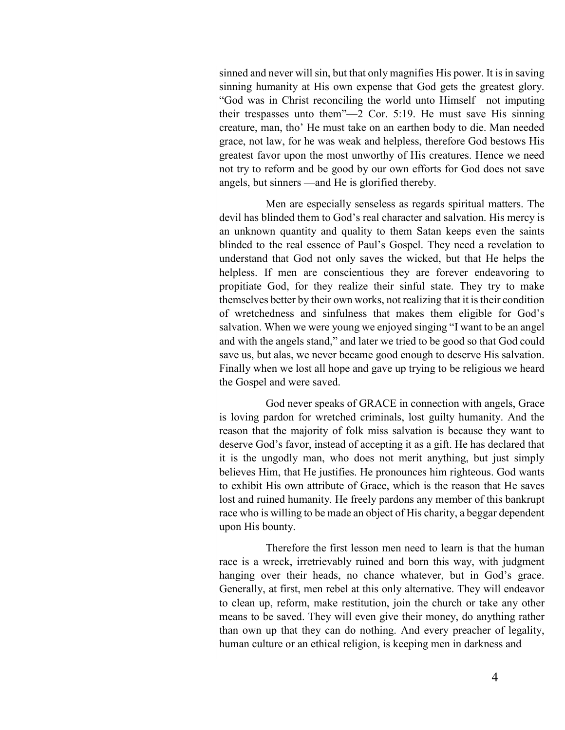sinned and never will sin, but that only magnifies His power. It is in saving sinning humanity at His own expense that God gets the greatest glory. "God was in Christ reconciling the world unto Himself—not imputing their trespasses unto them"—2 Cor. 5:19. He must save His sinning creature, man, tho' He must take on an earthen body to die. Man needed grace, not law, for he was weak and helpless, therefore God bestows His greatest favor upon the most unworthy of His creatures. Hence we need not try to reform and be good by our own efforts for God does not save angels, but sinners —and He is glorified thereby.

Men are especially senseless as regards spiritual matters. The devil has blinded them to God's real character and salvation. His mercy is an unknown quantity and quality to them Satan keeps even the saints blinded to the real essence of Paul's Gospel. They need a revelation to understand that God not only saves the wicked, but that He helps the helpless. If men are conscientious they are forever endeavoring to propitiate God, for they realize their sinful state. They try to make themselves better by their own works, not realizing that it is their condition of wretchedness and sinfulness that makes them eligible for God's salvation. When we were young we enjoyed singing "I want to be an angel and with the angels stand," and later we tried to be good so that God could save us, but alas, we never became good enough to deserve His salvation. Finally when we lost all hope and gave up trying to be religious we heard the Gospel and were saved.

God never speaks of GRACE in connection with angels, Grace is loving pardon for wretched criminals, lost guilty humanity. And the reason that the majority of folk miss salvation is because they want to deserve God's favor, instead of accepting it as a gift. He has declared that it is the ungodly man, who does not merit anything, but just simply believes Him, that He justifies. He pronounces him righteous. God wants to exhibit His own attribute of Grace, which is the reason that He saves lost and ruined humanity. He freely pardons any member of this bankrupt race who is willing to be made an object of His charity, a beggar dependent upon His bounty.

Therefore the first lesson men need to learn is that the human race is a wreck, irretrievably ruined and born this way, with judgment hanging over their heads, no chance whatever, but in God's grace. Generally, at first, men rebel at this only alternative. They will endeavor to clean up, reform, make restitution, join the church or take any other means to be saved. They will even give their money, do anything rather than own up that they can do nothing. And every preacher of legality, human culture or an ethical religion, is keeping men in darkness and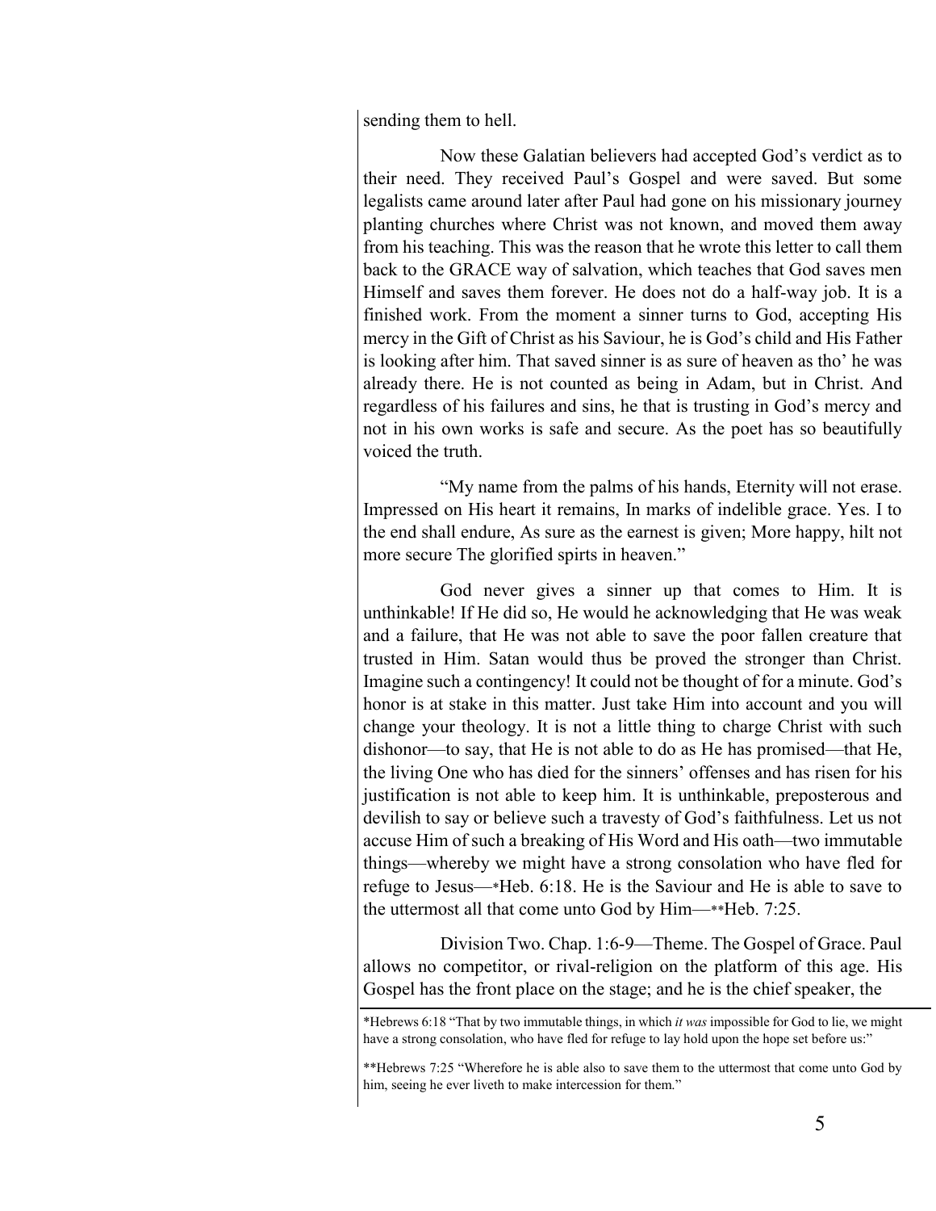sending them to hell.

Now these Galatian believers had accepted God's verdict as to their need. They received Paul's Gospel and were saved. But some legalists came around later after Paul had gone on his missionary journey planting churches where Christ was not known, and moved them away from his teaching. This was the reason that he wrote this letter to call them back to the GRACE way of salvation, which teaches that God saves men Himself and saves them forever. He does not do a half-way job. It is a finished work. From the moment a sinner turns to God, accepting His mercy in the Gift of Christ as his Saviour, he is God's child and His Father is looking after him. That saved sinner is as sure of heaven as tho' he was already there. He is not counted as being in Adam, but in Christ. And regardless of his failures and sins, he that is trusting in God's mercy and not in his own works is safe and secure. As the poet has so beautifully voiced the truth.

"My name from the palms of his hands, Eternity will not erase. Impressed on His heart it remains, In marks of indelible grace. Yes. I to the end shall endure, As sure as the earnest is given; More happy, hilt not more secure The glorified spirts in heaven."

God never gives a sinner up that comes to Him. It is unthinkable! If He did so, He would he acknowledging that He was weak and a failure, that He was not able to save the poor fallen creature that trusted in Him. Satan would thus be proved the stronger than Christ. Imagine such a contingency! It could not be thought of for a minute. God's honor is at stake in this matter. Just take Him into account and you will change your theology. It is not a little thing to charge Christ with such dishonor—to say, that He is not able to do as He has promised—that He, the living One who has died for the sinners' offenses and has risen for his justification is not able to keep him. It is unthinkable, preposterous and devilish to say or believe such a travesty of God's faithfulness. Let us not accuse Him of such a breaking of His Word and His oath—two immutable things—whereby we might have a strong consolation who have fled for refuge to Jesus—*Heb. 6:18. He is the Saviour and He is able to save to the uttermost all that come unto God by Him—**Heb. 7:25.

Division Two. Chap. 1:6-9—Theme. The Gospel of Grace. Paul allows no competitor, or rival-religion on the platform of this age. His Gospel has the front place on the stage; and he is the chief speaker, the

---

*Hebrews 6:18 "That by two immutable things, in which *it was* impossible for God to lie, we might have a strong consolation, who have fled for refuge to lay hold upon the hope set before us:"

**Hebrews 7:25 "Wherefore he is able also to save them to the uttermost that come unto God by him, seeing he ever liveth to make intercession for them."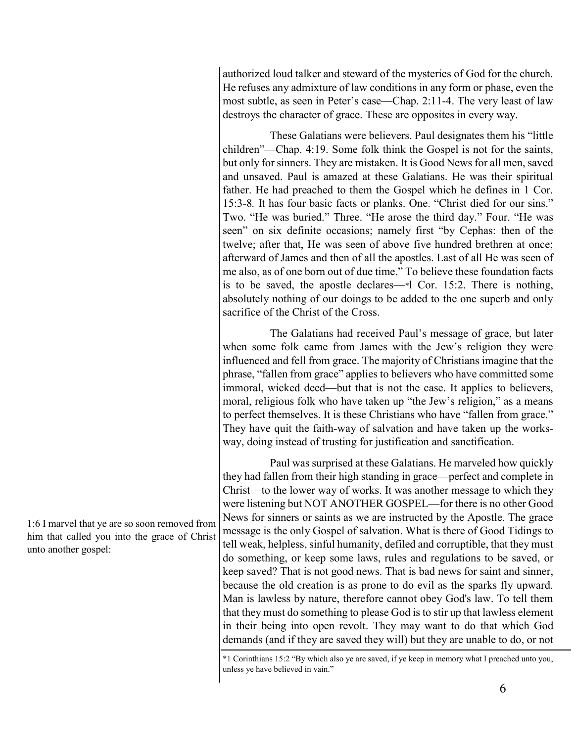authorized loud talker and steward of the mysteries of God for the church. He refuses any admixture of law conditions in any form or phase, even the most subtle, as seen in Peter's case—Chap. 2:11-4. The very least of law destroys the character of grace. These are opposites in every way.

These Galatians were believers. Paul designates them his "little children"—Chap. 4:19. Some folk think the Gospel is not for the saints, but only for sinners. They are mistaken. It is Good News for all men, saved and unsaved. Paul is amazed at these Galatians. He was their spiritual father. He had preached to them the Gospel which he defines in 1 Cor. 15:3-8. It has four basic facts or planks. One. "Christ died for our sins." Two. "He was buried." Three. "He arose the third day." Four. "He was seen" on six definite occasions; namely first "by Cephas: then of the twelve; after that, He was seen of above five hundred brethren at once; afterward of James and then of all the apostles. Last of all He was seen of me also, as of one born out of due time." To believe these foundation facts is to be saved, the apostle declares—*1 Cor. 15:2. There is nothing, absolutely nothing of our doings to be added to the one superb and only sacrifice of the Christ of the Cross.

The Galatians had received Paul's message of grace, but later when some folk came from James with the Jew's religion they were influenced and fell from grace. The majority of Christians imagine that the phrase, "fallen from grace" applies to believers who have committed some immoral, wicked deed—but that is not the case. It applies to believers, moral, religious folk who have taken up "the Jew's religion," as a means to perfect themselves. It is these Christians who have "fallen from grace." They have quit the faith-way of salvation and have taken up the works-way, doing instead of trusting for justification and sanctification.

1:6 I marvel that ye are so soon removed from him that called you into the grace of Christ unto another gospel:

Paul was surprised at these Galatians. He marveled how quickly they had fallen from their high standing in grace—perfect and complete in Christ—to the lower way of works. It was another message to which they were listening but NOT ANOTHER GOSPEL—for there is no other Good News for sinners or saints as we are instructed by the Apostle. The grace message is the only Gospel of salvation. What is there of Good Tidings to tell weak, helpless, sinful humanity, defiled and corruptible, that they must do something, or keep some laws, rules and regulations to be saved, or keep saved? That is not good news. That is bad news for saint and sinner, because the old creation is as prone to do evil as the sparks fly upward. Man is lawless by nature, therefore cannot obey God's law. To tell them that they must do something to please God is to stir up that lawless element in their being into open revolt. They may want to do that which God demands (and if they are saved they will) but they are unable to do, or not

*1 Corinthians 15:2 "By which also ye are saved, if ye keep in memory what I preached unto you, unless ye have believed in vain."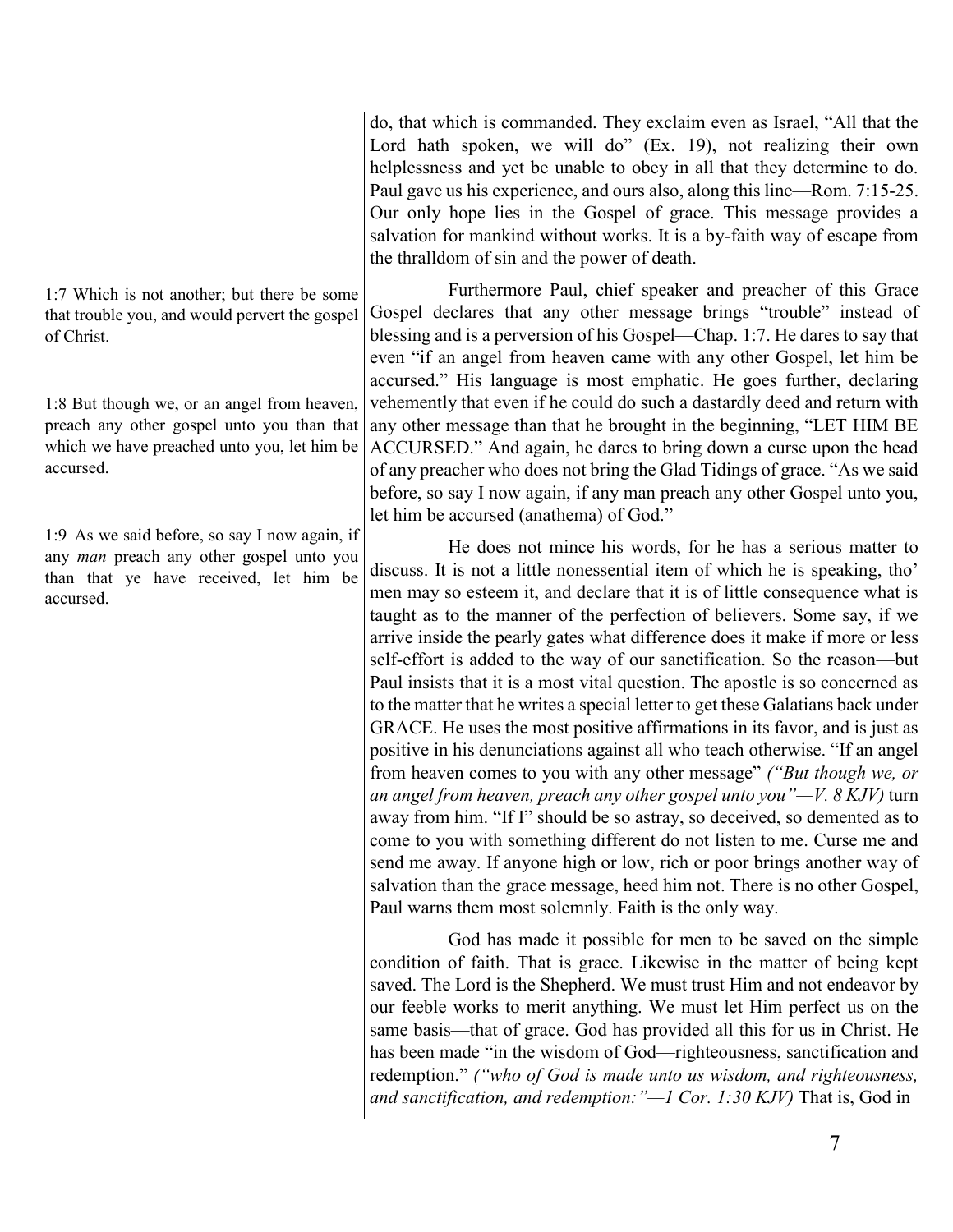do, that which is commanded. They exclaim even as Israel, "All that the Lord hath spoken, we will do" (Ex. 19), not realizing their own helplessness and yet be unable to obey in all that they determine to do. Paul gave us his experience, and ours also, along this line—Rom. 7:15-25. Our only hope lies in the Gospel of grace. This message provides a salvation for mankind without works. It is a by-faith way of escape from the thralldom of sin and the power of death.

> 1:7 Which is not another; but there be some that trouble you, and would pervert the gospel of Christ.

> 1:8 But though we, or an angel from heaven, preach any other gospel unto you than that which we have preached unto you, let him be accursed.

> 1:9 As we said before, so say I now again, if any *man* preach any other gospel unto you than that ye have received, let him be accursed.

Furthermore Paul, chief speaker and preacher of this Grace Gospel declares that any other message brings "trouble" instead of blessing and is a perversion of his Gospel—Chap. 1:7. He dares to say that even "if an angel from heaven came with any other Gospel, let him be accursed." His language is most emphatic. He goes further, declaring vehemently that even if he could do such a dastardly deed and return with any other message than that he brought in the beginning, "LET HIM BE ACCURSED." And again, he dares to bring down a curse upon the head of any preacher who does not bring the Glad Tidings of grace. "As we said before, so say I now again, if any man preach any other Gospel unto you, let him be accursed (anathema) of God."

He does not mince his words, for he has a serious matter to discuss. It is not a little nonessential item of which he is speaking, tho' men may so esteem it, and declare that it is of little consequence what is taught as to the manner of the perfection of believers. Some say, if we arrive inside the pearly gates what difference does it make if more or less self-effort is added to the way of our sanctification. So the reason—but Paul insists that it is a most vital question. The apostle is so concerned as to the matter that he writes a special letter to get these Galatians back under GRACE. He uses the most positive affirmations in its favor, and is just as positive in his denunciations against all who teach otherwise. "If an angel from heaven comes to you with any other message" *("But though we, or an angel from heaven, preach any other gospel unto you"—V. 8 KJV)* turn away from him. "If I" should be so astray, so deceived, so demented as to come to you with something different do not listen to me. Curse me and send me away. If anyone high or low, rich or poor brings another way of salvation than the grace message, heed him not. There is no other Gospel, Paul warns them most solemnly. Faith is the only way.

God has made it possible for men to be saved on the simple condition of faith. That is grace. Likewise in the matter of being kept saved. The Lord is the Shepherd. We must trust Him and not endeavor by our feeble works to merit anything. We must let Him perfect us on the same basis—that of grace. God has provided all this for us in Christ. He has been made "in the wisdom of God—righteousness, sanctification and redemption." *("who of God is made unto us wisdom, and righteousness, and sanctification, and redemption:"—1 Cor. 1:30 KJV)* That is, God in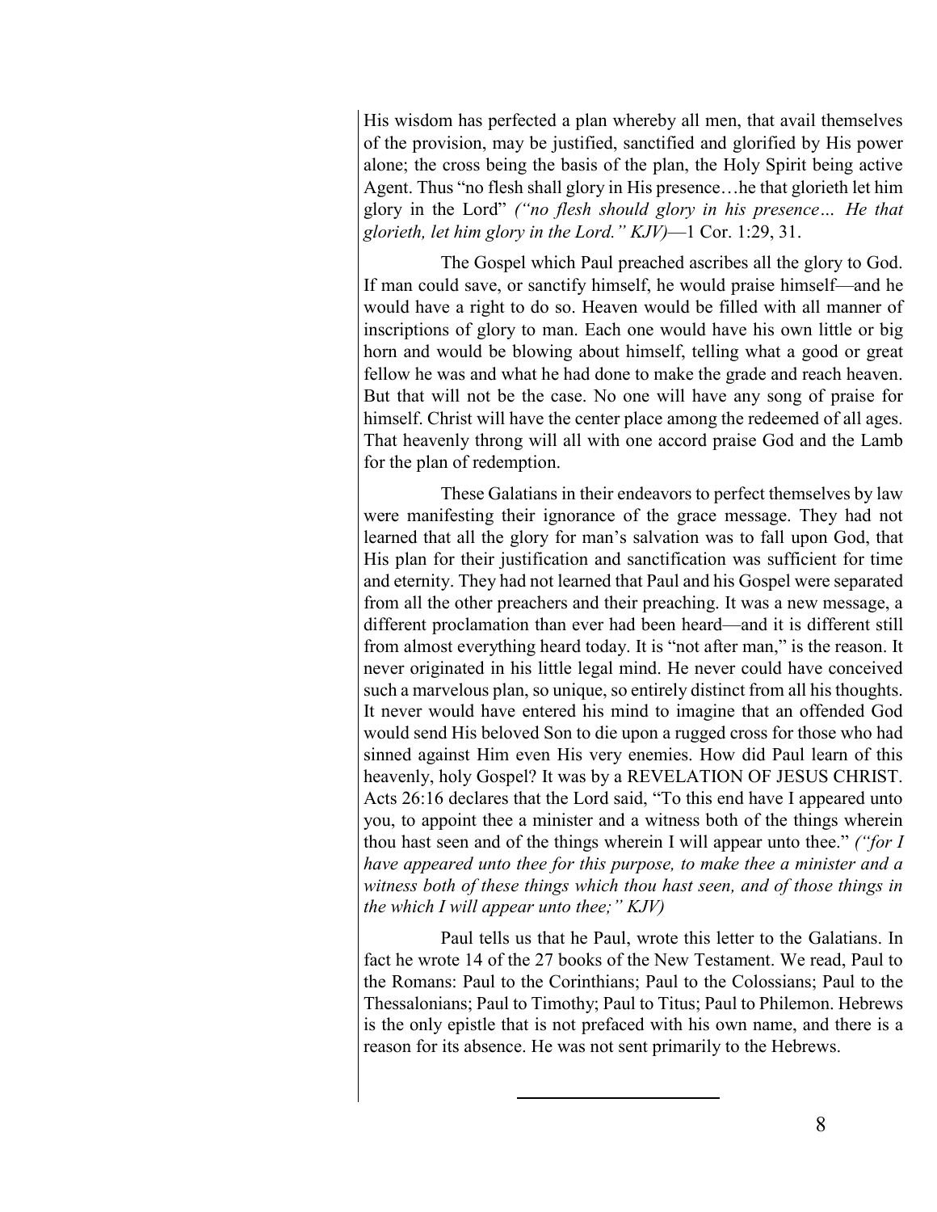His wisdom has perfected a plan whereby all men, that avail themselves of the provision, may be justified, sanctified and glorified by His power alone; the cross being the basis of the plan, the Holy Spirit being active Agent. Thus "no flesh shall glory in His presence…he that glorieth let him glory in the Lord" *("no flesh should glory in his presence… He that glorieth, let him glory in the Lord." KJV)*—1 Cor. 1:29, 31.

The Gospel which Paul preached ascribes all the glory to God. If man could save, or sanctify himself, he would praise himself—and he would have a right to do so. Heaven would be filled with all manner of inscriptions of glory to man. Each one would have his own little or big horn and would be blowing about himself, telling what a good or great fellow he was and what he had done to make the grade and reach heaven. But that will not be the case. No one will have any song of praise for himself. Christ will have the center place among the redeemed of all ages. That heavenly throng will all with one accord praise God and the Lamb for the plan of redemption.

These Galatians in their endeavors to perfect themselves by law were manifesting their ignorance of the grace message. They had not learned that all the glory for man's salvation was to fall upon God, that His plan for their justification and sanctification was sufficient for time and eternity. They had not learned that Paul and his Gospel were separated from all the other preachers and their preaching. It was a new message, a different proclamation than ever had been heard—and it is different still from almost everything heard today. It is "not after man," is the reason. It never originated in his little legal mind. He never could have conceived such a marvelous plan, so unique, so entirely distinct from all his thoughts. It never would have entered his mind to imagine that an offended God would send His beloved Son to die upon a rugged cross for those who had sinned against Him even His very enemies. How did Paul learn of this heavenly, holy Gospel? It was by a REVELATION OF JESUS CHRIST. Acts 26:16 declares that the Lord said, "To this end have I appeared unto you, to appoint thee a minister and a witness both of the things wherein thou hast seen and of the things wherein I will appear unto thee." *("for I have appeared unto thee for this purpose, to make thee a minister and a witness both of these things which thou hast seen, and of those things in the which I will appear unto thee;" KJV)*

Paul tells us that he Paul, wrote this letter to the Galatians. In fact he wrote 14 of the 27 books of the New Testament. We read, Paul to the Romans: Paul to the Corinthians; Paul to the Colossians; Paul to the Thessalonians; Paul to Timothy; Paul to Titus; Paul to Philemon. Hebrews is the only epistle that is not prefaced with his own name, and there is a reason for its absence. He was not sent primarily to the Hebrews.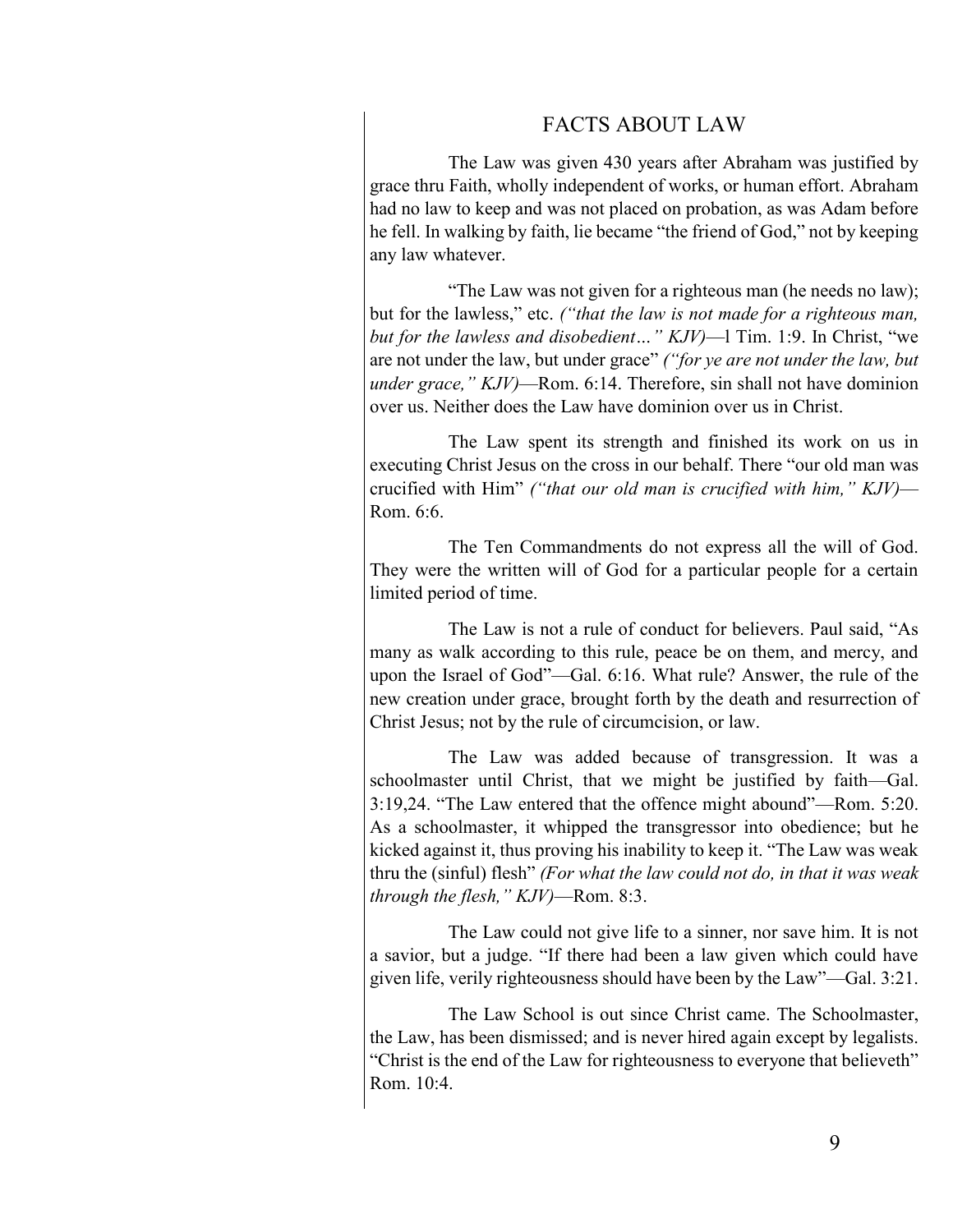## FACTS ABOUT LAW

The Law was given 430 years after Abraham was justified by grace thru Faith, wholly independent of works, or human effort. Abraham had no law to keep and was not placed on probation, as was Adam before he fell. In walking by faith, lie became "the friend of God," not by keeping any law whatever.

"The Law was not given for a righteous man (he needs no law); but for the lawless," etc. *("that the law is not made for a righteous man, but for the lawless and disobedient…" KJV)*—l Tim. 1:9. In Christ, "we are not under the law, but under grace" *("for ye are not under the law, but under grace," KJV)*—Rom. 6:14. Therefore, sin shall not have dominion over us. Neither does the Law have dominion over us in Christ.

The Law spent its strength and finished its work on us in executing Christ Jesus on the cross in our behalf. There "our old man was crucified with Him" *("that our old man is crucified with him," KJV)*—Rom. 6:6.

The Ten Commandments do not express all the will of God. They were the written will of God for a particular people for a certain limited period of time.

The Law is not a rule of conduct for believers. Paul said, "As many as walk according to this rule, peace be on them, and mercy, and upon the Israel of God"—Gal. 6:16. What rule? Answer, the rule of the new creation under grace, brought forth by the death and resurrection of Christ Jesus; not by the rule of circumcision, or law.

The Law was added because of transgression. It was a schoolmaster until Christ, that we might be justified by faith—Gal. 3:19,24. "The Law entered that the offence might abound"—Rom. 5:20. As a schoolmaster, it whipped the transgressor into obedience; but he kicked against it, thus proving his inability to keep it. "The Law was weak thru the (sinful) flesh" *(For what the law could not do, in that it was weak through the flesh," KJV)*—Rom. 8:3.

The Law could not give life to a sinner, nor save him. It is not a savior, but a judge. "If there had been a law given which could have given life, verily righteousness should have been by the Law"—Gal. 3:21.

The Law School is out since Christ came. The Schoolmaster, the Law, has been dismissed; and is never hired again except by legalists. "Christ is the end of the Law for righteousness to everyone that believeth" Rom. 10:4.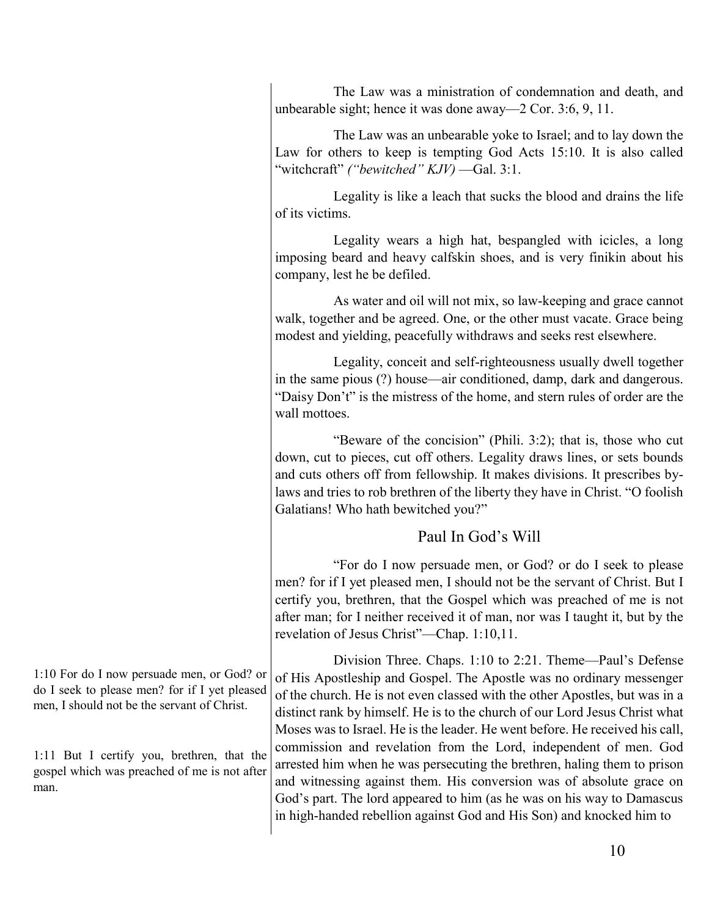The Law was a ministration of condemnation and death, and unbearable sight; hence it was done away—2 Cor. 3:6, 9, 11.

The Law was an unbearable yoke to Israel; and to lay down the Law for others to keep is tempting God Acts 15:10. It is also called "witchcraft" *("bewitched" KJV)* —Gal. 3:1.

Legality is like a leach that sucks the blood and drains the life of its victims.

Legality wears a high hat, bespangled with icicles, a long imposing beard and heavy calfskin shoes, and is very finikin about his company, lest he be defiled.

As water and oil will not mix, so law-keeping and grace cannot walk, together and be agreed. One, or the other must vacate. Grace being modest and yielding, peacefully withdraws and seeks rest elsewhere.

Legality, conceit and self-righteousness usually dwell together in the same pious (?) house—air conditioned, damp, dark and dangerous. "Daisy Don't" is the mistress of the home, and stern rules of order are the wall mottoes.

"Beware of the concision" (Phili. 3:2); that is, those who cut down, cut to pieces, cut off others. Legality draws lines, or sets bounds and cuts others off from fellowship. It makes divisions. It prescribes by-laws and tries to rob brethren of the liberty they have in Christ. "O foolish Galatians! Who hath bewitched you?"

## Paul In God's Will

"For do I now persuade men, or God? or do I seek to please men? for if I yet pleased men, I should not be the servant of Christ. But I certify you, brethren, that the Gospel which was preached of me is not after man; for I neither received it of man, nor was I taught it, but by the revelation of Jesus Christ"—Chap. 1:10,11.

1:10 For do I now persuade men, or God? or do I seek to please men? for if I yet pleased men, I should not be the servant of Christ.

1:11 But I certify you, brethren, that the gospel which was preached of me is not after man.

Division Three. Chaps. 1:10 to 2:21. Theme—Paul's Defense of His Apostleship and Gospel. The Apostle was no ordinary messenger of the church. He is not even classed with the other Apostles, but was in a distinct rank by himself. He is to the church of our Lord Jesus Christ what Moses was to Israel. He is the leader. He went before. He received his call, commission and revelation from the Lord, independent of men. God arrested him when he was persecuting the brethren, haling them to prison and witnessing against them. His conversion was of absolute grace on God's part. The lord appeared to him (as he was on his way to Damascus in high-handed rebellion against God and His Son) and knocked him to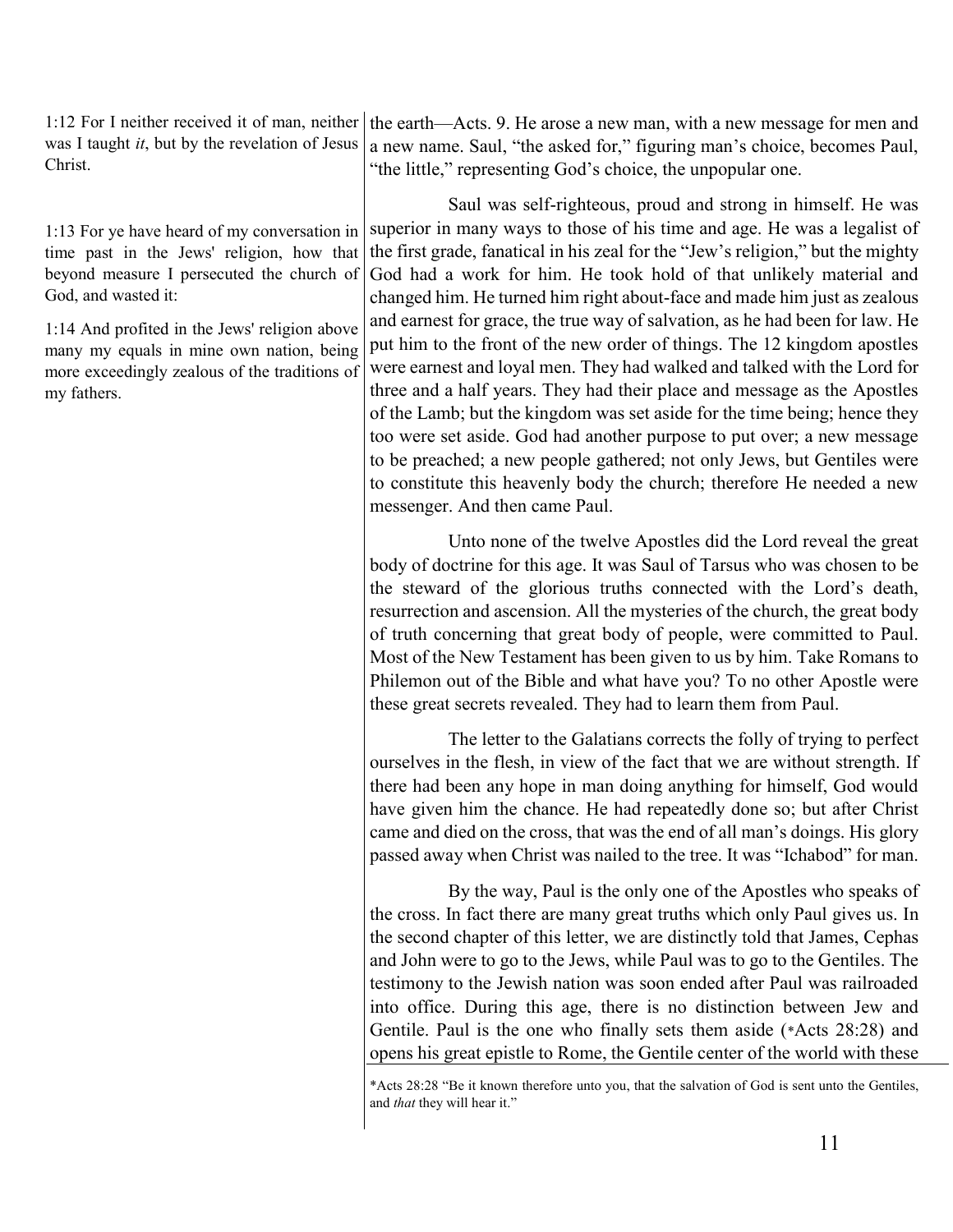1:12 For I neither received it of man, neither was I taught *it*, but by the revelation of Jesus Christ.

1:13 For ye have heard of my conversation in time past in the Jews' religion, how that beyond measure I persecuted the church of God, and wasted it:

1:14 And profited in the Jews' religion above many my equals in mine own nation, being more exceedingly zealous of the traditions of my fathers.

the earth—Acts. 9. He arose a new man, with a new message for men and a new name. Saul, "the asked for," figuring man's choice, becomes Paul, "the little," representing God's choice, the unpopular one.

Saul was self-righteous, proud and strong in himself. He was superior in many ways to those of his time and age. He was a legalist of the first grade, fanatical in his zeal for the "Jew's religion," but the mighty God had a work for him. He took hold of that unlikely material and changed him. He turned him right about-face and made him just as zealous and earnest for grace, the true way of salvation, as he had been for law. He put him to the front of the new order of things. The 12 kingdom apostles were earnest and loyal men. They had walked and talked with the Lord for three and a half years. They had their place and message as the Apostles of the Lamb; but the kingdom was set aside for the time being; hence they too were set aside. God had another purpose to put over; a new message to be preached; a new people gathered; not only Jews, but Gentiles were to constitute this heavenly body the church; therefore He needed a new messenger. And then came Paul.

Unto none of the twelve Apostles did the Lord reveal the great body of doctrine for this age. It was Saul of Tarsus who was chosen to be the steward of the glorious truths connected with the Lord's death, resurrection and ascension. All the mysteries of the church, the great body of truth concerning that great body of people, were committed to Paul. Most of the New Testament has been given to us by him. Take Romans to Philemon out of the Bible and what have you? To no other Apostle were these great secrets revealed. They had to learn them from Paul.

The letter to the Galatians corrects the folly of trying to perfect ourselves in the flesh, in view of the fact that we are without strength. If there had been any hope in man doing anything for himself, God would have given him the chance. He had repeatedly done so; but after Christ came and died on the cross, that was the end of all man's doings. His glory passed away when Christ was nailed to the tree. It was "Ichabod" for man.

By the way, Paul is the only one of the Apostles who speaks of the cross. In fact there are many great truths which only Paul gives us. In the second chapter of this letter, we are distinctly told that James, Cephas and John were to go to the Jews, while Paul was to go to the Gentiles. The testimony to the Jewish nation was soon ended after Paul was railroaded into office. During this age, there is no distinction between Jew and Gentile. Paul is the one who finally sets them aside (*Acts 28:28) and opens his great epistle to Rome, the Gentile center of the world with these

*Acts 28:28 "Be it known therefore unto you, that the salvation of God is sent unto the Gentiles, and *that* they will hear it."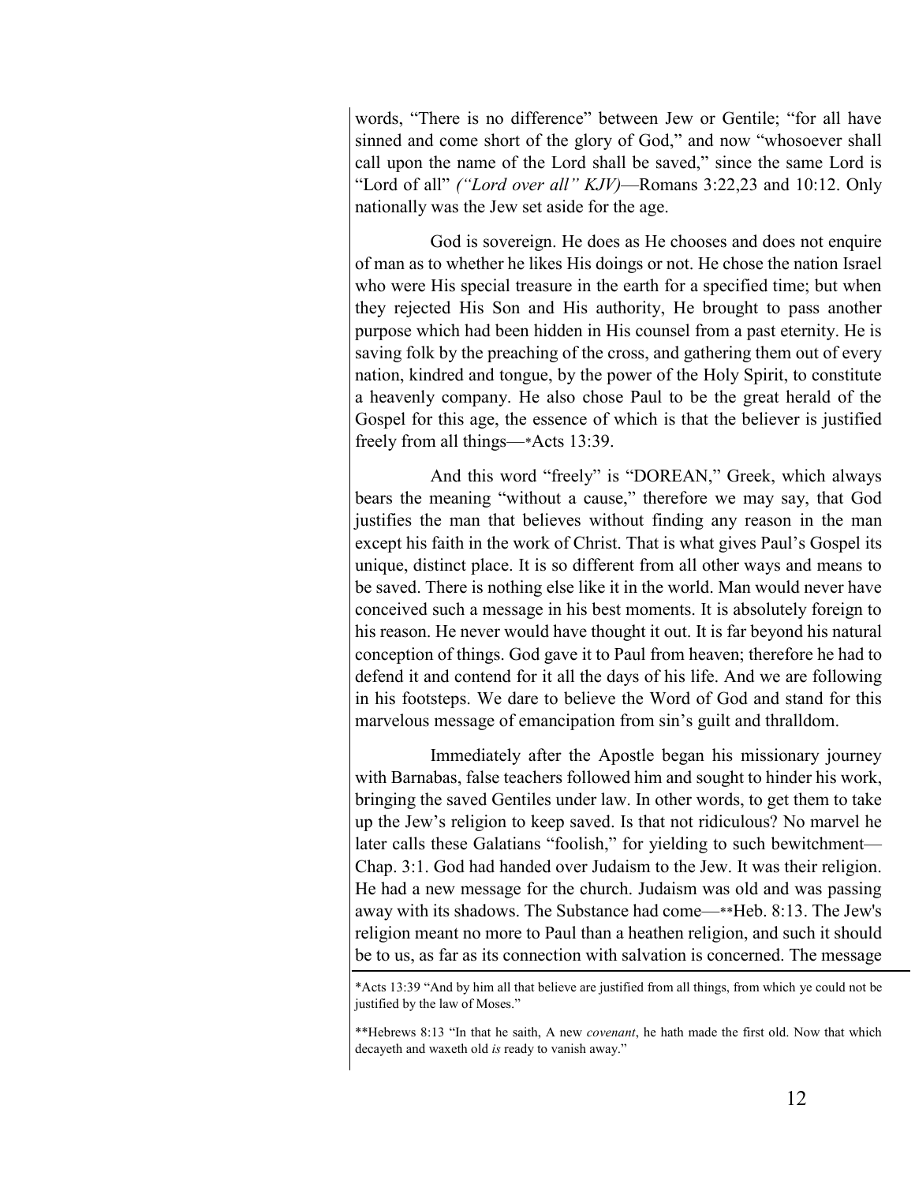words, "There is no difference" between Jew or Gentile; "for all have sinned and come short of the glory of God," and now "whosoever shall call upon the name of the Lord shall be saved," since the same Lord is "Lord of all" *("Lord over all" KJV)*—Romans 3:22,23 and 10:12. Only nationally was the Jew set aside for the age.

God is sovereign. He does as He chooses and does not enquire of man as to whether he likes His doings or not. He chose the nation Israel who were His special treasure in the earth for a specified time; but when they rejected His Son and His authority, He brought to pass another purpose which had been hidden in His counsel from a past eternity. He is saving folk by the preaching of the cross, and gathering them out of every nation, kindred and tongue, by the power of the Holy Spirit, to constitute a heavenly company. He also chose Paul to be the great herald of the Gospel for this age, the essence of which is that the believer is justified freely from all things—*Acts 13:39.

And this word "freely" is "DOREAN," Greek, which always bears the meaning "without a cause," therefore we may say, that God justifies the man that believes without finding any reason in the man except his faith in the work of Christ. That is what gives Paul's Gospel its unique, distinct place. It is so different from all other ways and means to be saved. There is nothing else like it in the world. Man would never have conceived such a message in his best moments. It is absolutely foreign to his reason. He never would have thought it out. It is far beyond his natural conception of things. God gave it to Paul from heaven; therefore he had to defend it and contend for it all the days of his life. And we are following in his footsteps. We dare to believe the Word of God and stand for this marvelous message of emancipation from sin's guilt and thralldom.

Immediately after the Apostle began his missionary journey with Barnabas, false teachers followed him and sought to hinder his work, bringing the saved Gentiles under law. In other words, to get them to take up the Jew's religion to keep saved. Is that not ridiculous? No marvel he later calls these Galatians "foolish," for yielding to such bewitchment—Chap. 3:1. God had handed over Judaism to the Jew. It was their religion. He had a new message for the church. Judaism was old and was passing away with its shadows. The Substance had come—**Heb. 8:13. The Jew's religion meant no more to Paul than a heathen religion, and such it should be to us, as far as its connection with salvation is concerned. The message

---

*Acts 13:39 "And by him all that believe are justified from all things, from which ye could not be justified by the law of Moses."

**Hebrews 8:13 "In that he saith, A new *covenant*, he hath made the first old. Now that which decayeth and waxeth old *is* ready to vanish away."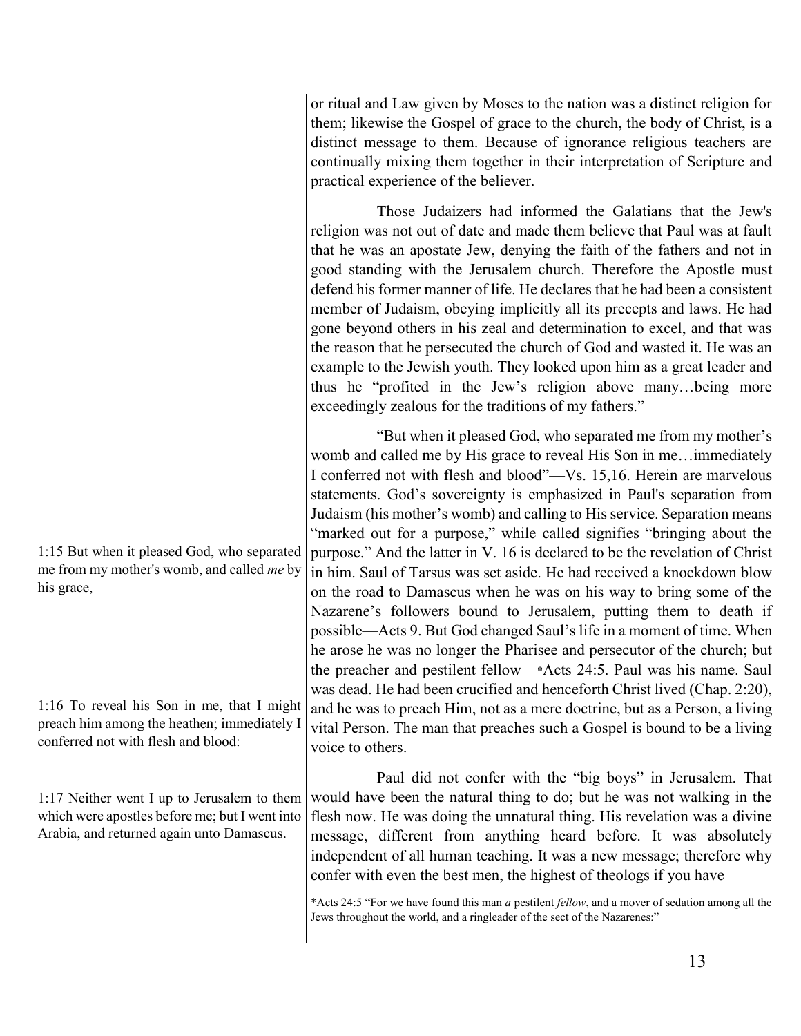or ritual and Law given by Moses to the nation was a distinct religion for them; likewise the Gospel of grace to the church, the body of Christ, is a distinct message to them. Because of ignorance religious teachers are continually mixing them together in their interpretation of Scripture and practical experience of the believer.

Those Judaizers had informed the Galatians that the Jew's religion was not out of date and made them believe that Paul was at fault that he was an apostate Jew, denying the faith of the fathers and not in good standing with the Jerusalem church. Therefore the Apostle must defend his former manner of life. He declares that he had been a consistent member of Judaism, obeying implicitly all its precepts and laws. He had gone beyond others in his zeal and determination to excel, and that was the reason that he persecuted the church of God and wasted it. He was an example to the Jewish youth. They looked upon him as a great leader and thus he "profited in the Jew's religion above many…being more exceedingly zealous for the traditions of my fathers."

1:15 But when it pleased God, who separated me from my mother's womb, and called *me* by his grace,

1:16 To reveal his Son in me, that I might preach him among the heathen; immediately I conferred not with flesh and blood:

"But when it pleased God, who separated me from my mother's womb and called me by His grace to reveal His Son in me…immediately I conferred not with flesh and blood"—Vs. 15,16. Herein are marvelous statements. God's sovereignty is emphasized in Paul's separation from Judaism (his mother's womb) and calling to His service. Separation means "marked out for a purpose," while called signifies "bringing about the purpose." And the latter in V. 16 is declared to be the revelation of Christ in him. Saul of Tarsus was set aside. He had received a knockdown blow on the road to Damascus when he was on his way to bring some of the Nazarene's followers bound to Jerusalem, putting them to death if possible—Acts 9. But God changed Saul's life in a moment of time. When he arose he was no longer the Pharisee and persecutor of the church; but the preacher and pestilent fellow—*Acts 24:5. Paul was his name. Saul was dead. He had been crucified and henceforth Christ lived (Chap. 2:20), and he was to preach Him, not as a mere doctrine, but as a Person, a living vital Person. The man that preaches such a Gospel is bound to be a living voice to others.

1:17 Neither went I up to Jerusalem to them which were apostles before me; but I went into Arabia, and returned again unto Damascus.

Paul did not confer with the "big boys" in Jerusalem. That would have been the natural thing to do; but he was not walking in the flesh now. He was doing the unnatural thing. His revelation was a divine message, different from anything heard before. It was absolutely independent of all human teaching. It was a new message; therefore why confer with even the best men, the highest of theologs if you have

*Acts 24:5 "For we have found this man *a* pestilent *fellow*, and a mover of sedation among all the Jews throughout the world, and a ringleader of the sect of the Nazarenes:"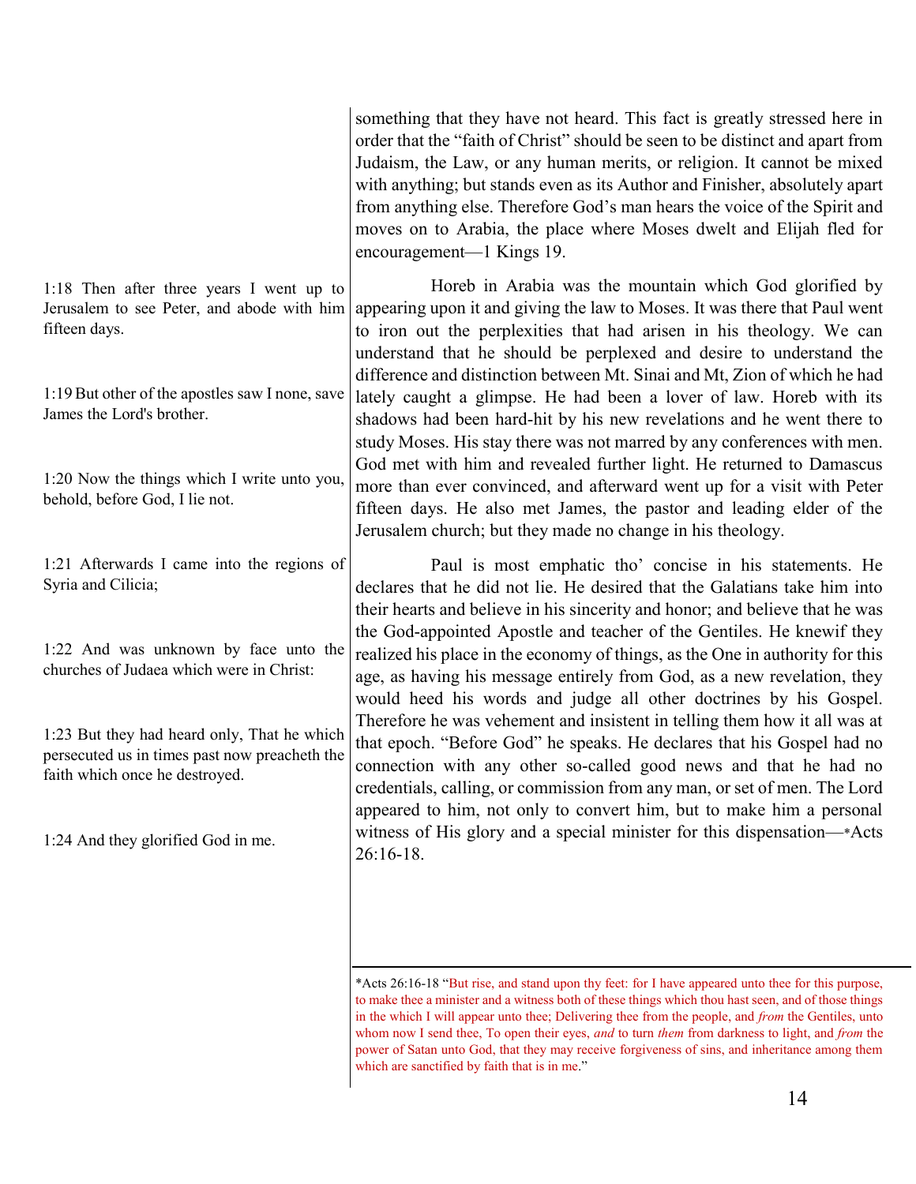something that they have not heard. This fact is greatly stressed here in order that the "faith of Christ" should be seen to be distinct and apart from Judaism, the Law, or any human merits, or religion. It cannot be mixed with anything; but stands even as its Author and Finisher, absolutely apart from anything else. Therefore God's man hears the voice of the Spirit and moves on to Arabia, the place where Moses dwelt and Elijah fled for encouragement—1 Kings 19.

1:18 Then after three years I went up to Jerusalem to see Peter, and abode with him fifteen days.

1:19 But other of the apostles saw I none, save James the Lord's brother.

1:20 Now the things which I write unto you, behold, before God, I lie not.

1:21 Afterwards I came into the regions of Syria and Cilicia;

1:22 And was unknown by face unto the churches of Judaea which were in Christ:

1:23 But they had heard only, That he which persecuted us in times past now preacheth the faith which once he destroyed.

1:24 And they glorified God in me.

Horeb in Arabia was the mountain which God glorified by appearing upon it and giving the law to Moses. It was there that Paul went to iron out the perplexities that had arisen in his theology. We can understand that he should be perplexed and desire to understand the difference and distinction between Mt. Sinai and Mt, Zion of which he had lately caught a glimpse. He had been a lover of law. Horeb with its shadows had been hard-hit by his new revelations and he went there to study Moses. His stay there was not marred by any conferences with men. God met with him and revealed further light. He returned to Damascus more than ever convinced, and afterward went up for a visit with Peter fifteen days. He also met James, the pastor and leading elder of the Jerusalem church; but they made no change in his theology.

Paul is most emphatic tho' concise in his statements. He declares that he did not lie. He desired that the Galatians take him into their hearts and believe in his sincerity and honor; and believe that he was the God-appointed Apostle and teacher of the Gentiles. He knewif they realized his place in the economy of things, as the One in authority for this age, as having his message entirely from God, as a new revelation, they would heed his words and judge all other doctrines by his Gospel. Therefore he was vehement and insistent in telling them how it all was at that epoch. "Before God" he speaks. He declares that his Gospel had no connection with any other so-called good news and that he had no credentials, calling, or commission from any man, or set of men. The Lord appeared to him, not only to convert him, but to make him a personal witness of His glory and a special minister for this dispensation—*Acts 26:16-18.

*Acts 26:16-18 "But rise, and stand upon thy feet: for I have appeared unto thee for this purpose, to make thee a minister and a witness both of these things which thou hast seen, and of those things in the which I will appear unto thee; Delivering thee from the people, and *from* the Gentiles, unto whom now I send thee, To open their eyes, *and* to turn *them* from darkness to light, and *from* the power of Satan unto God, that they may receive forgiveness of sins, and inheritance among them which are sanctified by faith that is in me."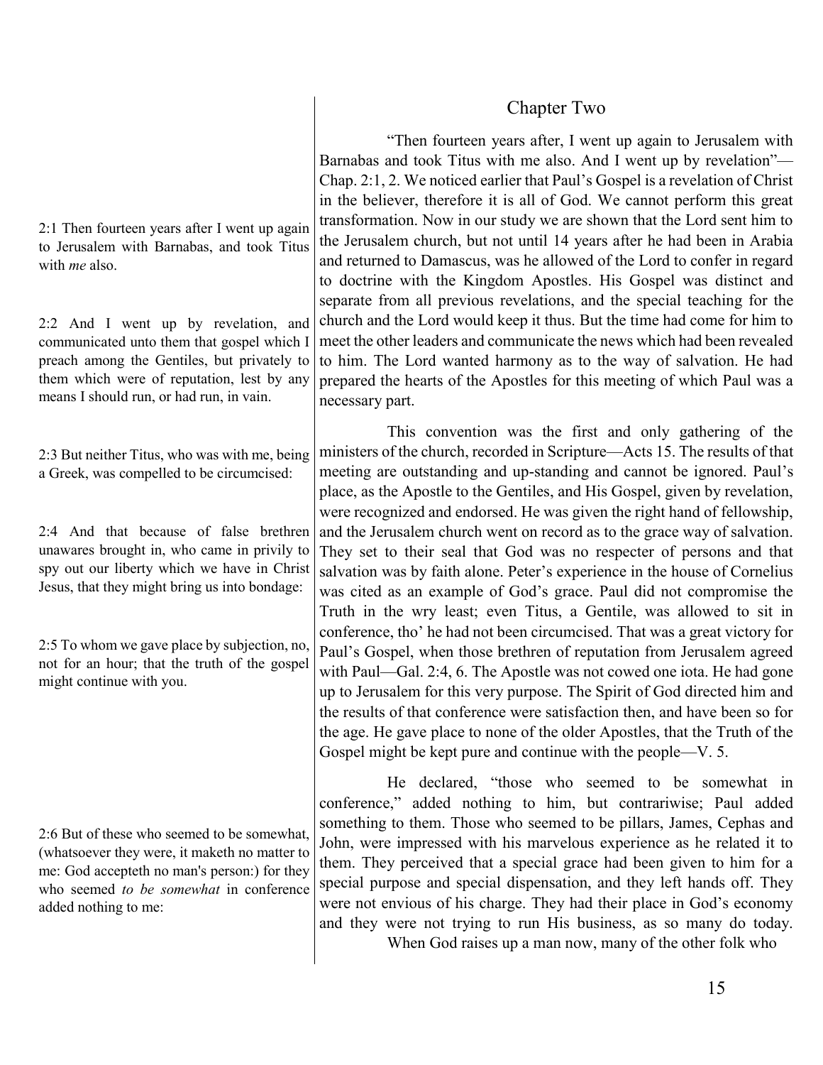## Chapter Two

2:1 Then fourteen years after I went up again to Jerusalem with Barnabas, and took Titus with *me* also.

2:2 And I went up by revelation, and communicated unto them that gospel which I preach among the Gentiles, but privately to them which were of reputation, lest by any means I should run, or had run, in vain.

2:3 But neither Titus, who was with me, being a Greek, was compelled to be circumcised:

2:4 And that because of false brethren unawares brought in, who came in privily to spy out our liberty which we have in Christ Jesus, that they might bring us into bondage:

2:5 To whom we gave place by subjection, no, not for an hour; that the truth of the gospel might continue with you.

2:6 But of these who seemed to be somewhat, (whatsoever they were, it maketh no matter to me: God accepteth no man's person:) for they who seemed *to be somewhat* in conference added nothing to me:

"Then fourteen years after, I went up again to Jerusalem with Barnabas and took Titus with me also. And I went up by revelation"—Chap. 2:1, 2. We noticed earlier that Paul's Gospel is a revelation of Christ in the believer, therefore it is all of God. We cannot perform this great transformation. Now in our study we are shown that the Lord sent him to the Jerusalem church, but not until 14 years after he had been in Arabia and returned to Damascus, was he allowed of the Lord to confer in regard to doctrine with the Kingdom Apostles. His Gospel was distinct and separate from all previous revelations, and the special teaching for the church and the Lord would keep it thus. But the time had come for him to meet the other leaders and communicate the news which had been revealed to him. The Lord wanted harmony as to the way of salvation. He had prepared the hearts of the Apostles for this meeting of which Paul was a necessary part.

This convention was the first and only gathering of the ministers of the church, recorded in Scripture—Acts 15. The results of that meeting are outstanding and up-standing and cannot be ignored. Paul's place, as the Apostle to the Gentiles, and His Gospel, given by revelation, were recognized and endorsed. He was given the right hand of fellowship, and the Jerusalem church went on record as to the grace way of salvation. They set to their seal that God was no respecter of persons and that salvation was by faith alone. Peter's experience in the house of Cornelius was cited as an example of God's grace. Paul did not compromise the Truth in the wry least; even Titus, a Gentile, was allowed to sit in conference, tho' he had not been circumcised. That was a great victory for Paul's Gospel, when those brethren of reputation from Jerusalem agreed with Paul—Gal. 2:4, 6. The Apostle was not cowed one iota. He had gone up to Jerusalem for this very purpose. The Spirit of God directed him and the results of that conference were satisfaction then, and have been so for the age. He gave place to none of the older Apostles, that the Truth of the Gospel might be kept pure and continue with the people—V. 5.

He declared, "those who seemed to be somewhat in conference," added nothing to him, but contrariwise; Paul added something to them. Those who seemed to be pillars, James, Cephas and John, were impressed with his marvelous experience as he related it to them. They perceived that a special grace had been given to him for a special purpose and special dispensation, and they left hands off. They were not envious of his charge. They had their place in God's economy and they were not trying to run His business, as so many do today.

When God raises up a man now, many of the other folk who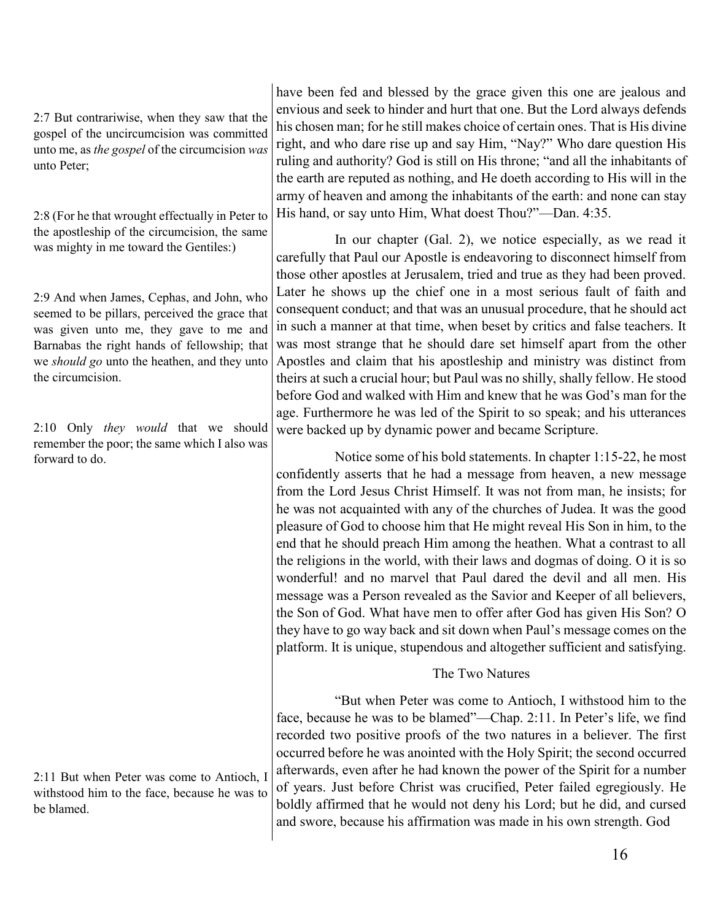2:7 But contrariwise, when they saw that the gospel of the uncircumcision was committed unto me, as *the gospel* of the circumcision *was* unto Peter;

2:8 (For he that wrought effectually in Peter to the apostleship of the circumcision, the same was mighty in me toward the Gentiles:)

2:9 And when James, Cephas, and John, who seemed to be pillars, perceived the grace that was given unto me, they gave to me and Barnabas the right hands of fellowship; that we *should go* unto the heathen, and they unto the circumcision.

2:10 Only *they would* that we should remember the poor; the same which I also was forward to do.

have been fed and blessed by the grace given this one are jealous and envious and seek to hinder and hurt that one. But the Lord always defends his chosen man; for he still makes choice of certain ones. That is His divine right, and who dare rise up and say Him, "Nay?" Who dare question His ruling and authority? God is still on His throne; "and all the inhabitants of the earth are reputed as nothing, and He doeth according to His will in the army of heaven and among the inhabitants of the earth: and none can stay His hand, or say unto Him, What doest Thou?"—Dan. 4:35.

In our chapter (Gal. 2), we notice especially, as we read it carefully that Paul our Apostle is endeavoring to disconnect himself from those other apostles at Jerusalem, tried and true as they had been proved. Later he shows up the chief one in a most serious fault of faith and consequent conduct; and that was an unusual procedure, that he should act in such a manner at that time, when beset by critics and false teachers. It was most strange that he should dare set himself apart from the other Apostles and claim that his apostleship and ministry was distinct from theirs at such a crucial hour; but Paul was no shilly, shally fellow. He stood before God and walked with Him and knew that he was God's man for the age. Furthermore he was led of the Spirit to so speak; and his utterances were backed up by dynamic power and became Scripture.

Notice some of his bold statements. In chapter 1:15-22, he most confidently asserts that he had a message from heaven, a new message from the Lord Jesus Christ Himself. It was not from man, he insists; for he was not acquainted with any of the churches of Judea. It was the good pleasure of God to choose him that He might reveal His Son in him, to the end that he should preach Him among the heathen. What a contrast to all the religions in the world, with their laws and dogmas of doing. O it is so wonderful! and no marvel that Paul dared the devil and all men. His message was a Person revealed as the Savior and Keeper of all believers, the Son of God. What have men to offer after God has given His Son? O they have to go way back and sit down when Paul's message comes on the platform. It is unique, stupendous and altogether sufficient and satisfying.

## The Two Natures

2:11 But when Peter was come to Antioch, I withstood him to the face, because he was to be blamed.

"But when Peter was come to Antioch, I withstood him to the face, because he was to be blamed"—Chap. 2:11. In Peter's life, we find recorded two positive proofs of the two natures in a believer. The first occurred before he was anointed with the Holy Spirit; the second occurred afterwards, even after he had known the power of the Spirit for a number of years. Just before Christ was crucified, Peter failed egregiously. He boldly affirmed that he would not deny his Lord; but he did, and cursed and swore, because his affirmation was made in his own strength. God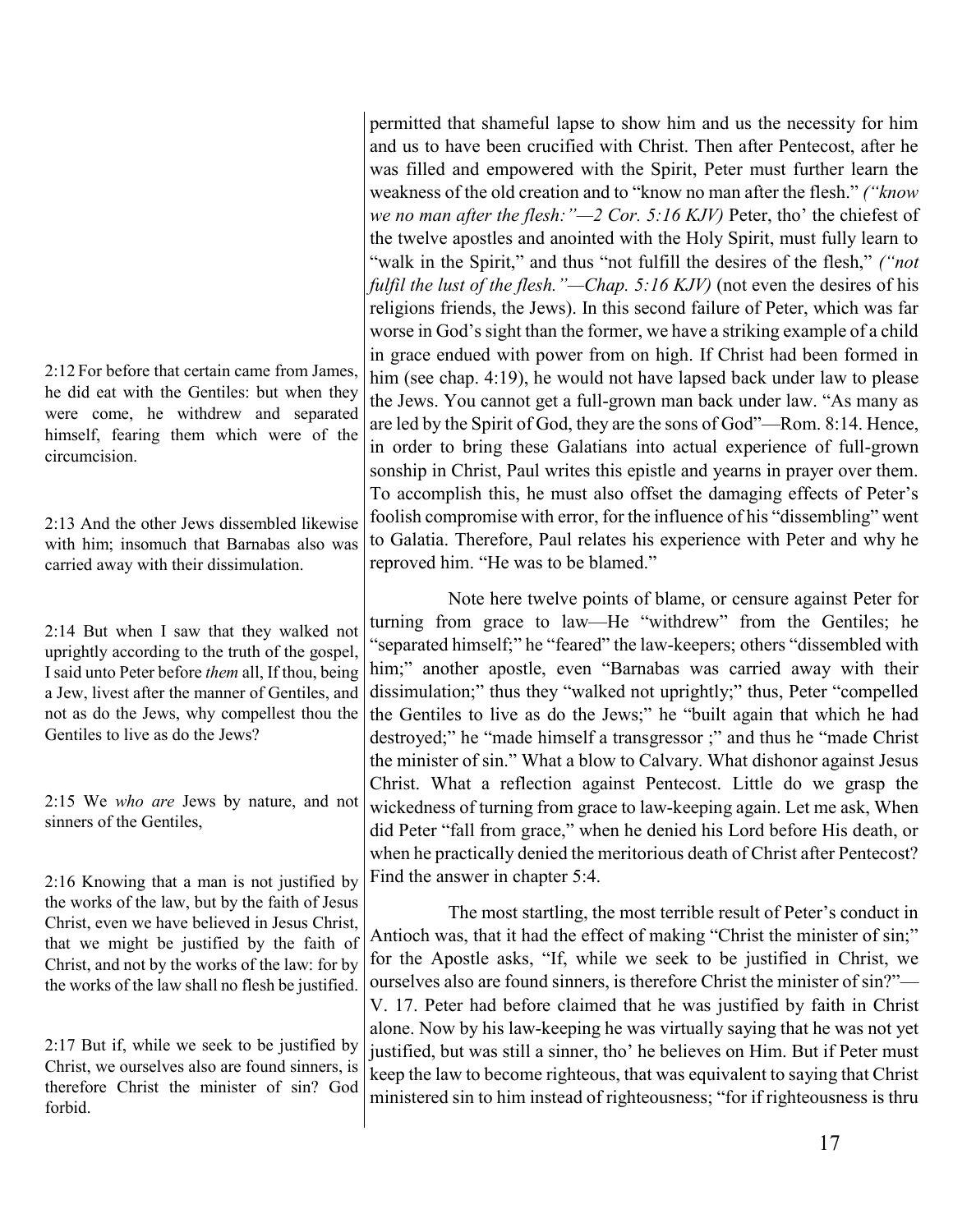permitted that shameful lapse to show him and us the necessity for him and us to have been crucified with Christ. Then after Pentecost, after he was filled and empowered with the Spirit, Peter must further learn the weakness of the old creation and to "know no man after the flesh." *("know we no man after the flesh:"—2 Cor. 5:16 KJV)* Peter, tho' the chiefest of the twelve apostles and anointed with the Holy Spirit, must fully learn to "walk in the Spirit," and thus "not fulfill the desires of the flesh," *("not fulfil the lust of the flesh."—Chap. 5:16 KJV)* (not even the desires of his religions friends, the Jews). In this second failure of Peter, which was far worse in God's sight than the former, we have a striking example of a child in grace endued with power from on high. If Christ had been formed in him (see chap. 4:19), he would not have lapsed back under law to please the Jews. You cannot get a full-grown man back under law. "As many as are led by the Spirit of God, they are the sons of God"—Rom. 8:14. Hence, in order to bring these Galatians into actual experience of full-grown sonship in Christ, Paul writes this epistle and yearns in prayer over them. To accomplish this, he must also offset the damaging effects of Peter's foolish compromise with error, for the influence of his "dissembling" went to Galatia. Therefore, Paul relates his experience with Peter and why he reproved him. "He was to be blamed."

2:12 For before that certain came from James, he did eat with the Gentiles: but when they were come, he withdrew and separated himself, fearing them which were of the circumcision.

2:13 And the other Jews dissembled likewise with him; insomuch that Barnabas also was carried away with their dissimulation.

Note here twelve points of blame, or censure against Peter for turning from grace to law—He "withdrew" from the Gentiles; he "separated himself;" he "feared" the law-keepers; others "dissembled with him;" another apostle, even "Barnabas was carried away with their dissimulation;" thus they "walked not uprightly;" thus, Peter "compelled the Gentiles to live as do the Jews;" he "built again that which he had destroyed;" he "made himself a transgressor ;" and thus he "made Christ the minister of sin." What a blow to Calvary. What dishonor against Jesus Christ. What a reflection against Pentecost. Little do we grasp the wickedness of turning from grace to law-keeping again. Let me ask, When did Peter "fall from grace," when he denied his Lord before His death, or when he practically denied the meritorious death of Christ after Pentecost? Find the answer in chapter 5:4.

2:14 But when I saw that they walked not uprightly according to the truth of the gospel, I said unto Peter before *them* all, If thou, being a Jew, livest after the manner of Gentiles, and not as do the Jews, why compellest thou the Gentiles to live as do the Jews?

2:15 We *who are* Jews by nature, and not sinners of the Gentiles,

2:16 Knowing that a man is not justified by the works of the law, but by the faith of Jesus Christ, even we have believed in Jesus Christ, that we might be justified by the faith of Christ, and not by the works of the law: for by the works of the law shall no flesh be justified.

2:17 But if, while we seek to be justified by Christ, we ourselves also are found sinners, is therefore Christ the minister of sin? God forbid.

The most startling, the most terrible result of Peter's conduct in Antioch was, that it had the effect of making "Christ the minister of sin;" for the Apostle asks, "If, while we seek to be justified in Christ, we ourselves also are found sinners, is therefore Christ the minister of sin?"—V. 17. Peter had before claimed that he was justified by faith in Christ alone. Now by his law-keeping he was virtually saying that he was not yet justified, but was still a sinner, tho' he believes on Him. But if Peter must keep the law to become righteous, that was equivalent to saying that Christ ministered sin to him instead of righteousness; "for if righteousness is thru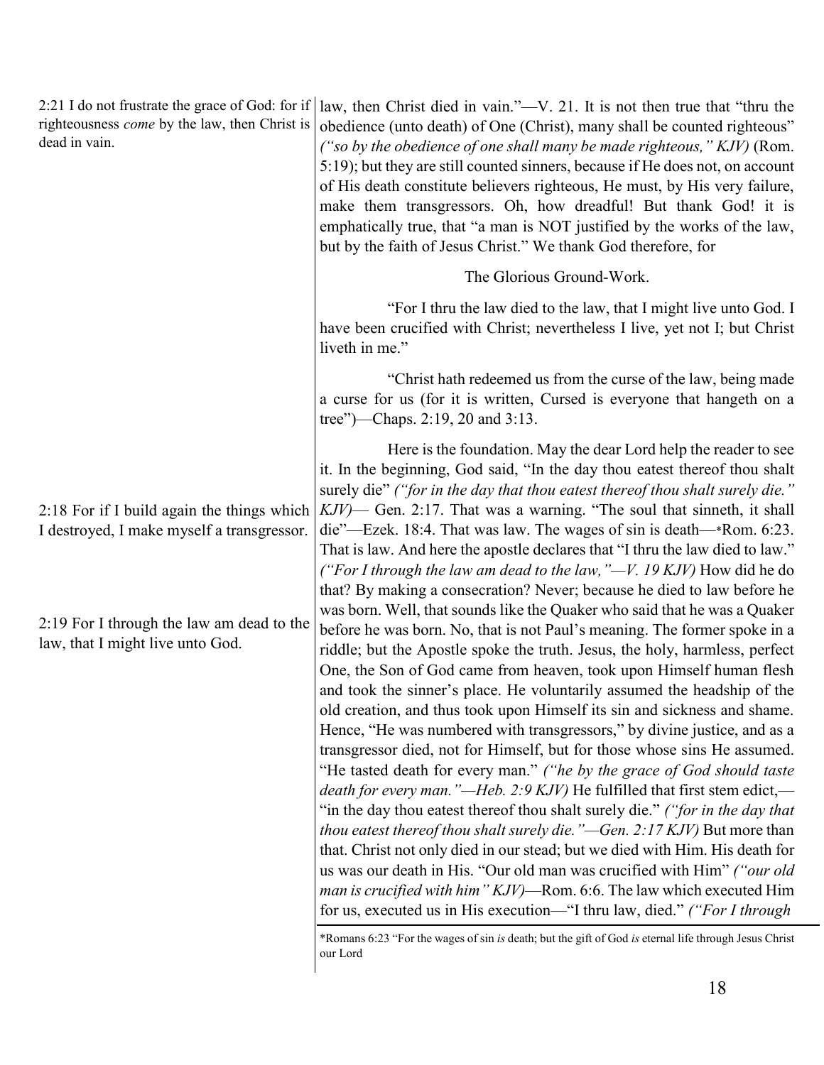2:21 I do not frustrate the grace of God: for if righteousness *come* by the law, then Christ is dead in vain.

law, then Christ died in vain."—V. 21. It is not then true that "thru the obedience (unto death) of One (Christ), many shall be counted righteous" *("so by the obedience of one shall many be made righteous," KJV)* (Rom. 5:19); but they are still counted sinners, because if He does not, on account of His death constitute believers righteous, He must, by His very failure, make them transgressors. Oh, how dreadful! But thank God! it is emphatically true, that "a man is NOT justified by the works of the law, but by the faith of Jesus Christ." We thank God therefore, for

The Glorious Ground-Work.

"For I thru the law died to the law, that I might live unto God. I have been crucified with Christ; nevertheless I live, yet not I; but Christ liveth in me."

"Christ hath redeemed us from the curse of the law, being made a curse for us (for it is written, Cursed is everyone that hangeth on a tree")—Chaps. 2:19, 20 and 3:13.

2:18 For if I build again the things which I destroyed, I make myself a transgressor.

2:19 For I through the law am dead to the law, that I might live unto God.

Here is the foundation. May the dear Lord help the reader to see it. In the beginning, God said, "In the day thou eatest thereof thou shalt surely die" *("for in the day that thou eatest thereof thou shalt surely die." KJV)*— Gen. 2:17. That was a warning. "The soul that sinneth, it shall die"—Ezek. 18:4. That was law. The wages of sin is death—*Rom. 6:23. That is law. And here the apostle declares that "I thru the law died to law." *("For I through the law am dead to the law,"—V. 19 KJV)* How did he do that? By making a consecration? Never; because he died to law before he was born. Well, that sounds like the Quaker who said that he was a Quaker before he was born. No, that is not Paul's meaning. The former spoke in a riddle; but the Apostle spoke the truth. Jesus, the holy, harmless, perfect One, the Son of God came from heaven, took upon Himself human flesh and took the sinner's place. He voluntarily assumed the headship of the old creation, and thus took upon Himself its sin and sickness and shame. Hence, "He was numbered with transgressors," by divine justice, and as a transgressor died, not for Himself, but for those whose sins He assumed. "He tasted death for every man." *("he by the grace of God should taste death for every man."—Heb. 2:9 KJV)* He fulfilled that first stem edict,—"in the day thou eatest thereof thou shalt surely die." *("for in the day that thou eatest thereof thou shalt surely die."—Gen. 2:17 KJV)* But more than that. Christ not only died in our stead; but we died with Him. His death for us was our death in His. "Our old man was crucified with Him" *("our old man is crucified with him" KJV)*—Rom. 6:6. The law which executed Him for us, executed us in His execution—"I thru law, died." *("For I through*

*Romans 6:23 "For the wages of sin *is* death; but the gift of God *is* eternal life through Jesus Christ our Lord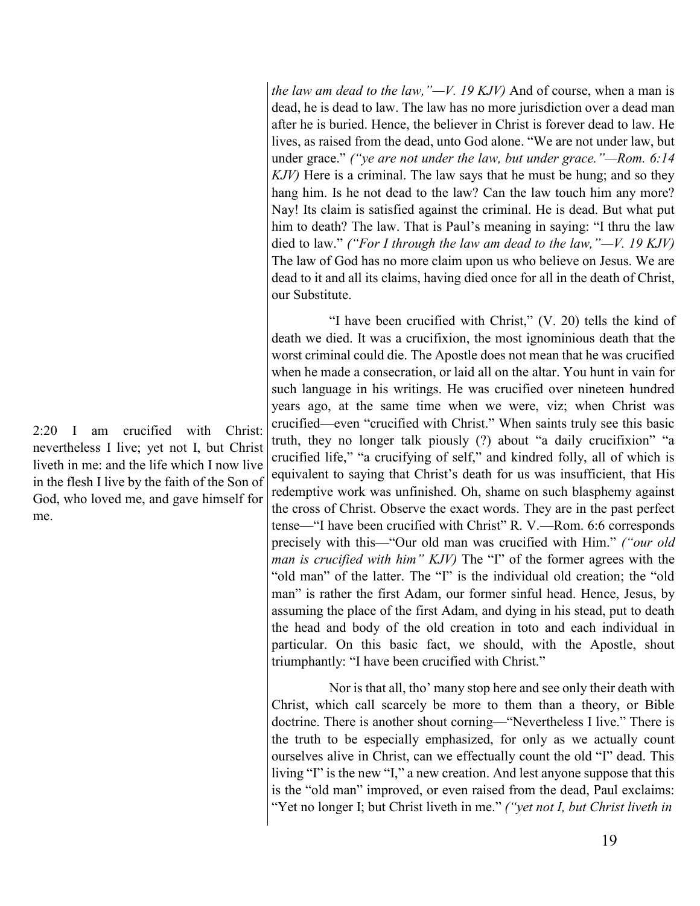*the law am dead to the law,"—V. 19 KJV)* And of course, when a man is dead, he is dead to law. The law has no more jurisdiction over a dead man after he is buried. Hence, the believer in Christ is forever dead to law. He lives, as raised from the dead, unto God alone. "We are not under law, but under grace." *("ye are not under the law, but under grace."—Rom. 6:14 KJV)* Here is a criminal. The law says that he must be hung; and so they hang him. Is he not dead to the law? Can the law touch him any more? Nay! Its claim is satisfied against the criminal. He is dead. But what put him to death? The law. That is Paul's meaning in saying: "I thru the law died to law." *("For I through the law am dead to the law,"—V. 19 KJV)* The law of God has no more claim upon us who believe on Jesus. We are dead to it and all its claims, having died once for all in the death of Christ, our Substitute.

2:20 I am crucified with Christ: nevertheless I live; yet not I, but Christ liveth in me: and the life which I now live in the flesh I live by the faith of the Son of God, who loved me, and gave himself for me.

"I have been crucified with Christ," (V. 20) tells the kind of death we died. It was a crucifixion, the most ignominious death that the worst criminal could die. The Apostle does not mean that he was crucified when he made a consecration, or laid all on the altar. You hunt in vain for such language in his writings. He was crucified over nineteen hundred years ago, at the same time when we were, viz; when Christ was crucified—even "crucified with Christ." When saints truly see this basic truth, they no longer talk piously (?) about "a daily crucifixion" "a crucified life," "a crucifying of self," and kindred folly, all of which is equivalent to saying that Christ's death for us was insufficient, that His redemptive work was unfinished. Oh, shame on such blasphemy against the cross of Christ. Observe the exact words. They are in the past perfect tense—"I have been crucified with Christ" R. V.—Rom. 6:6 corresponds precisely with this—"Our old man was crucified with Him." *("our old man is crucified with him" KJV)* The "I" of the former agrees with the "old man" of the latter. The "I" is the individual old creation; the "old man" is rather the first Adam, our former sinful head. Hence, Jesus, by assuming the place of the first Adam, and dying in his stead, put to death the head and body of the old creation in toto and each individual in particular. On this basic fact, we should, with the Apostle, shout triumphantly: "I have been crucified with Christ."

Nor is that all, tho' many stop here and see only their death with Christ, which call scarcely be more to them than a theory, or Bible doctrine. There is another shout corning—"Nevertheless I live." There is the truth to be especially emphasized, for only as we actually count ourselves alive in Christ, can we effectually count the old "I" dead. This living "I" is the new "I," a new creation. And lest anyone suppose that this is the "old man" improved, or even raised from the dead, Paul exclaims: "Yet no longer I; but Christ liveth in me." *("yet not I, but Christ liveth in*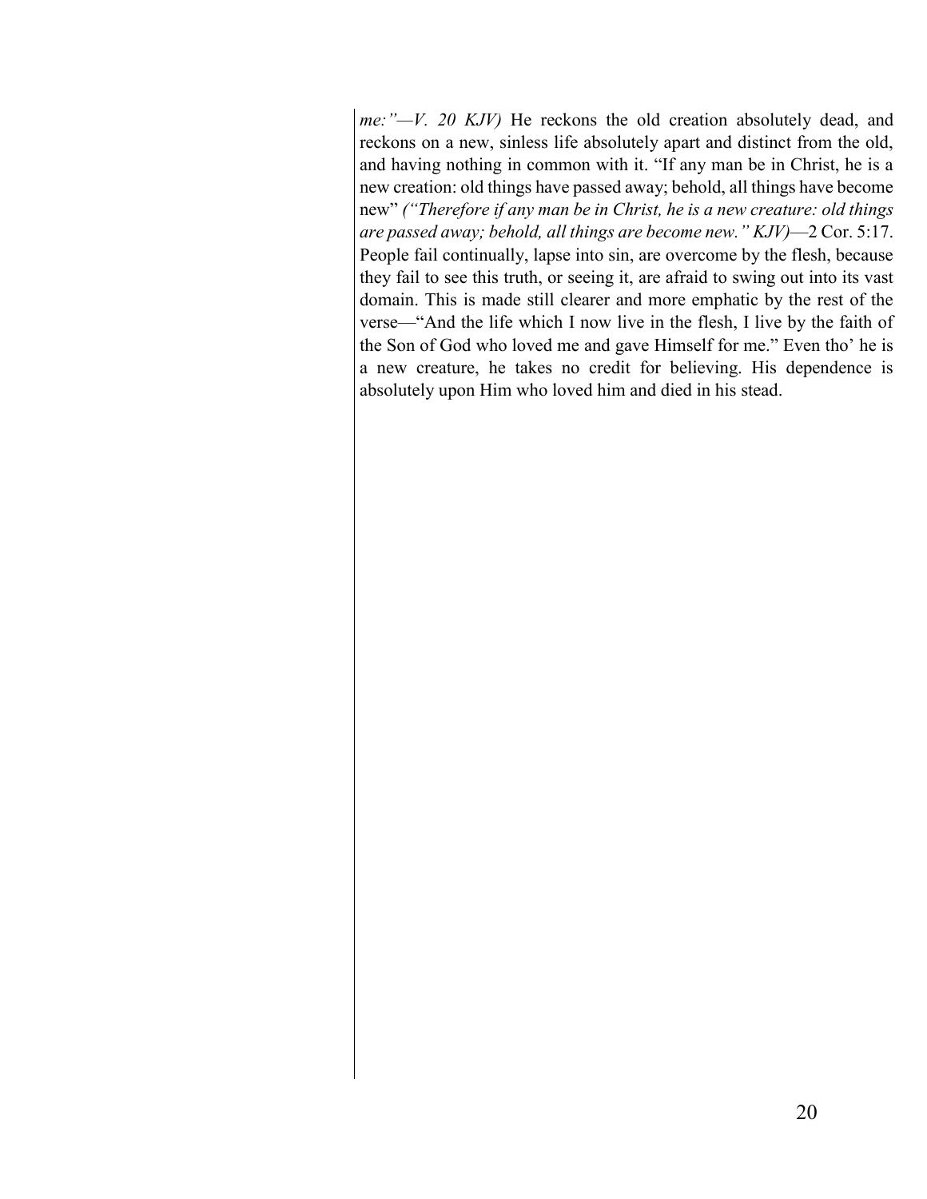*me:"—V. 20 KJV)* He reckons the old creation absolutely dead, and reckons on a new, sinless life absolutely apart and distinct from the old, and having nothing in common with it. "If any man be in Christ, he is a new creation: old things have passed away; behold, all things have become new" *("Therefore if any man be in Christ, he is a new creature: old things are passed away; behold, all things are become new." KJV)*—2 Cor. 5:17. People fail continually, lapse into sin, are overcome by the flesh, because they fail to see this truth, or seeing it, are afraid to swing out into its vast domain. This is made still clearer and more emphatic by the rest of the verse—"And the life which I now live in the flesh, I live by the faith of the Son of God who loved me and gave Himself for me." Even tho' he is a new creature, he takes no credit for believing. His dependence is absolutely upon Him who loved him and died in his stead.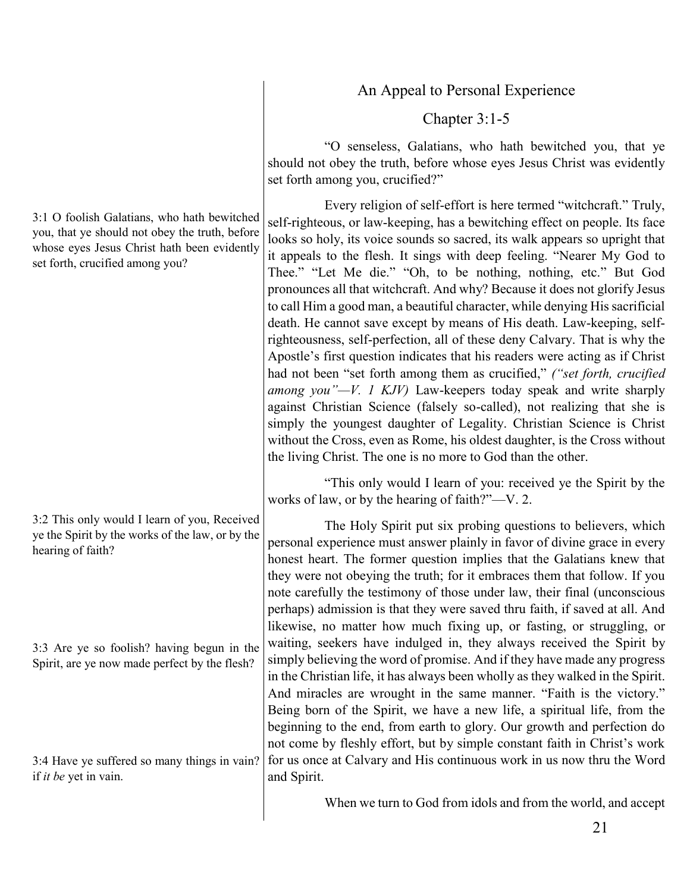## An Appeal to Personal Experience

### Chapter 3:1-5

"O senseless, Galatians, who hath bewitched you, that ye should not obey the truth, before whose eyes Jesus Christ was evidently set forth among you, crucified?"

3:1 O foolish Galatians, who hath bewitched you, that ye should not obey the truth, before whose eyes Jesus Christ hath been evidently set forth, crucified among you?

Every religion of self-effort is here termed "witchcraft." Truly, self-righteous, or law-keeping, has a bewitching effect on people. Its face looks so holy, its voice sounds so sacred, its walk appears so upright that it appeals to the flesh. It sings with deep feeling. "Nearer My God to Thee." "Let Me die." "Oh, to be nothing, nothing, etc." But God pronounces all that witchcraft. And why? Because it does not glorify Jesus to call Him a good man, a beautiful character, while denying His sacrificial death. He cannot save except by means of His death. Law-keeping, self-righteousness, self-perfection, all of these deny Calvary. That is why the Apostle's first question indicates that his readers were acting as if Christ had not been "set forth among them as crucified," *("set forth, crucified among you"—V. 1 KJV)* Law-keepers today speak and write sharply against Christian Science (falsely so-called), not realizing that she is simply the youngest daughter of Legality. Christian Science is Christ without the Cross, even as Rome, his oldest daughter, is the Cross without the living Christ. The one is no more to God than the other.

"This only would I learn of you: received ye the Spirit by the works of law, or by the hearing of faith?"—V. 2.

3:2 This only would I learn of you, Received ye the Spirit by the works of the law, or by the hearing of faith?

3:3 Are ye so foolish? having begun in the Spirit, are ye now made perfect by the flesh?

3:4 Have ye suffered so many things in vain? if *it be* yet in vain.

The Holy Spirit put six probing questions to believers, which personal experience must answer plainly in favor of divine grace in every honest heart. The former question implies that the Galatians knew that they were not obeying the truth; for it embraces them that follow. If you note carefully the testimony of those under law, their final (unconscious perhaps) admission is that they were saved thru faith, if saved at all. And likewise, no matter how much fixing up, or fasting, or struggling, or waiting, seekers have indulged in, they always received the Spirit by simply believing the word of promise. And if they have made any progress in the Christian life, it has always been wholly as they walked in the Spirit. And miracles are wrought in the same manner. "Faith is the victory." Being born of the Spirit, we have a new life, a spiritual life, from the beginning to the end, from earth to glory. Our growth and perfection do not come by fleshly effort, but by simple constant faith in Christ's work for us once at Calvary and His continuous work in us now thru the Word and Spirit.

When we turn to God from idols and from the world, and accept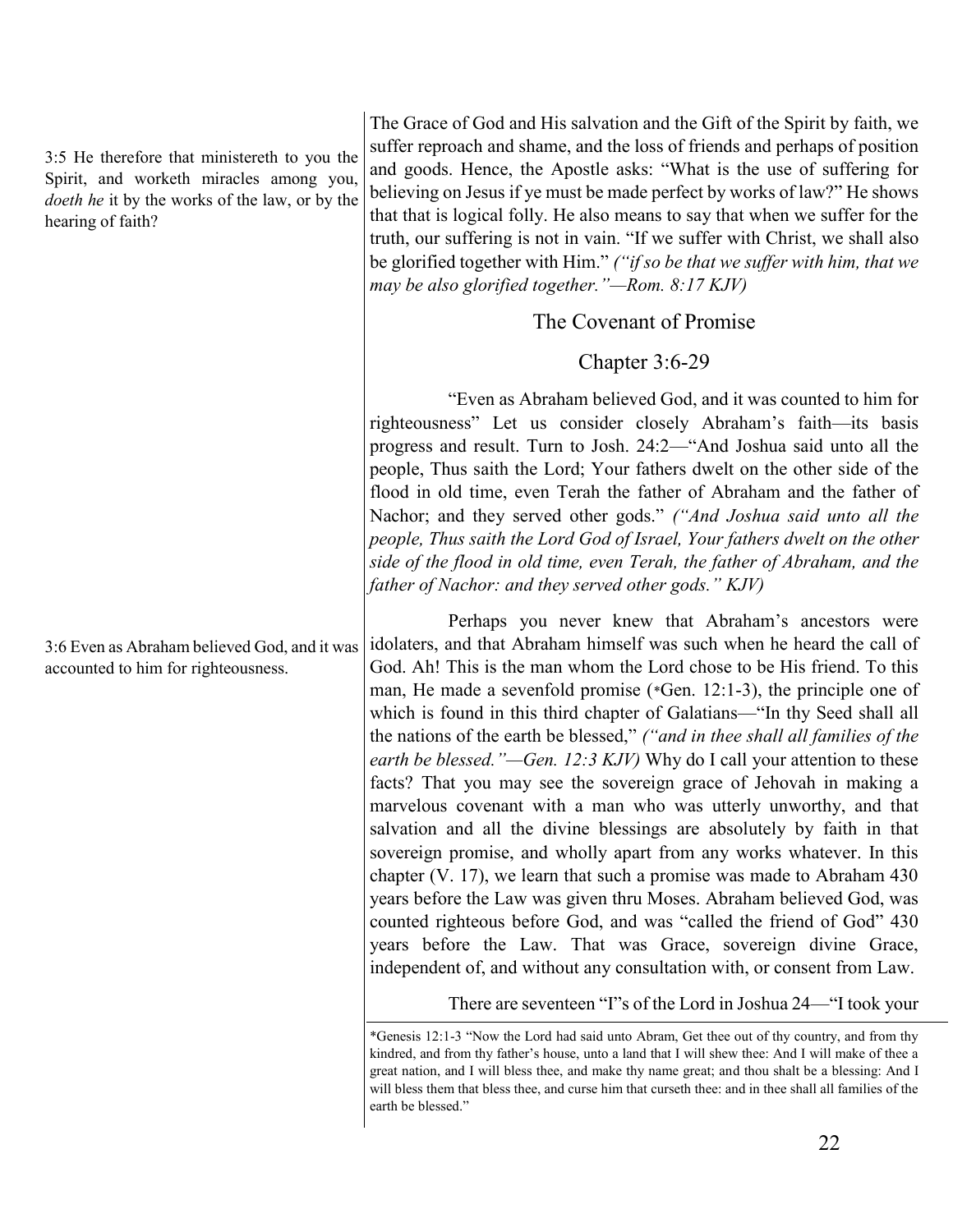3:5 He therefore that ministereth to you the Spirit, and worketh miracles among you, *doeth he* it by the works of the law, or by the hearing of faith?

The Grace of God and His salvation and the Gift of the Spirit by faith, we suffer reproach and shame, and the loss of friends and perhaps of position and goods. Hence, the Apostle asks: "What is the use of suffering for believing on Jesus if ye must be made perfect by works of law?" He shows that that is logical folly. He also means to say that when we suffer for the truth, our suffering is not in vain. "If we suffer with Christ, we shall also be glorified together with Him." *("if so be that we suffer with him, that we may be also glorified together."—Rom. 8:17 KJV)*

## The Covenant of Promise

### Chapter 3:6-29

"Even as Abraham believed God, and it was counted to him for righteousness" Let us consider closely Abraham's faith—its basis progress and result. Turn to Josh. 24:2—"And Joshua said unto all the people, Thus saith the Lord; Your fathers dwelt on the other side of the flood in old time, even Terah the father of Abraham and the father of Nachor; and they served other gods." *("And Joshua said unto all the people, Thus saith the Lord God of Israel, Your fathers dwelt on the other side of the flood in old time, even Terah, the father of Abraham, and the father of Nachor: and they served other gods." KJV)*

3:6 Even as Abraham believed God, and it was accounted to him for righteousness.

Perhaps you never knew that Abraham's ancestors were idolaters, and that Abraham himself was such when he heard the call of God. Ah! This is the man whom the Lord chose to be His friend. To this man, He made a sevenfold promise (*Gen. 12:1-3), the principle one of which is found in this third chapter of Galatians—"In thy Seed shall all the nations of the earth be blessed," *("and in thee shall all families of the earth be blessed."—Gen. 12:3 KJV)* Why do I call your attention to these facts? That you may see the sovereign grace of Jehovah in making a marvelous covenant with a man who was utterly unworthy, and that salvation and all the divine blessings are absolutely by faith in that sovereign promise, and wholly apart from any works whatever. In this chapter (V. 17), we learn that such a promise was made to Abraham 430 years before the Law was given thru Moses. Abraham believed God, was counted righteous before God, and was "called the friend of God" 430 years before the Law. That was Grace, sovereign divine Grace, independent of, and without any consultation with, or consent from Law.

There are seventeen "I"s of the Lord in Joshua 24—"I took your

---

*Genesis 12:1-3 "Now the Lord had said unto Abram, Get thee out of thy country, and from thy kindred, and from thy father's house, unto a land that I will shew thee: And I will make of thee a great nation, and I will bless thee, and make thy name great; and thou shalt be a blessing: And I will bless them that bless thee, and curse him that curseth thee: and in thee shall all families of the earth be blessed."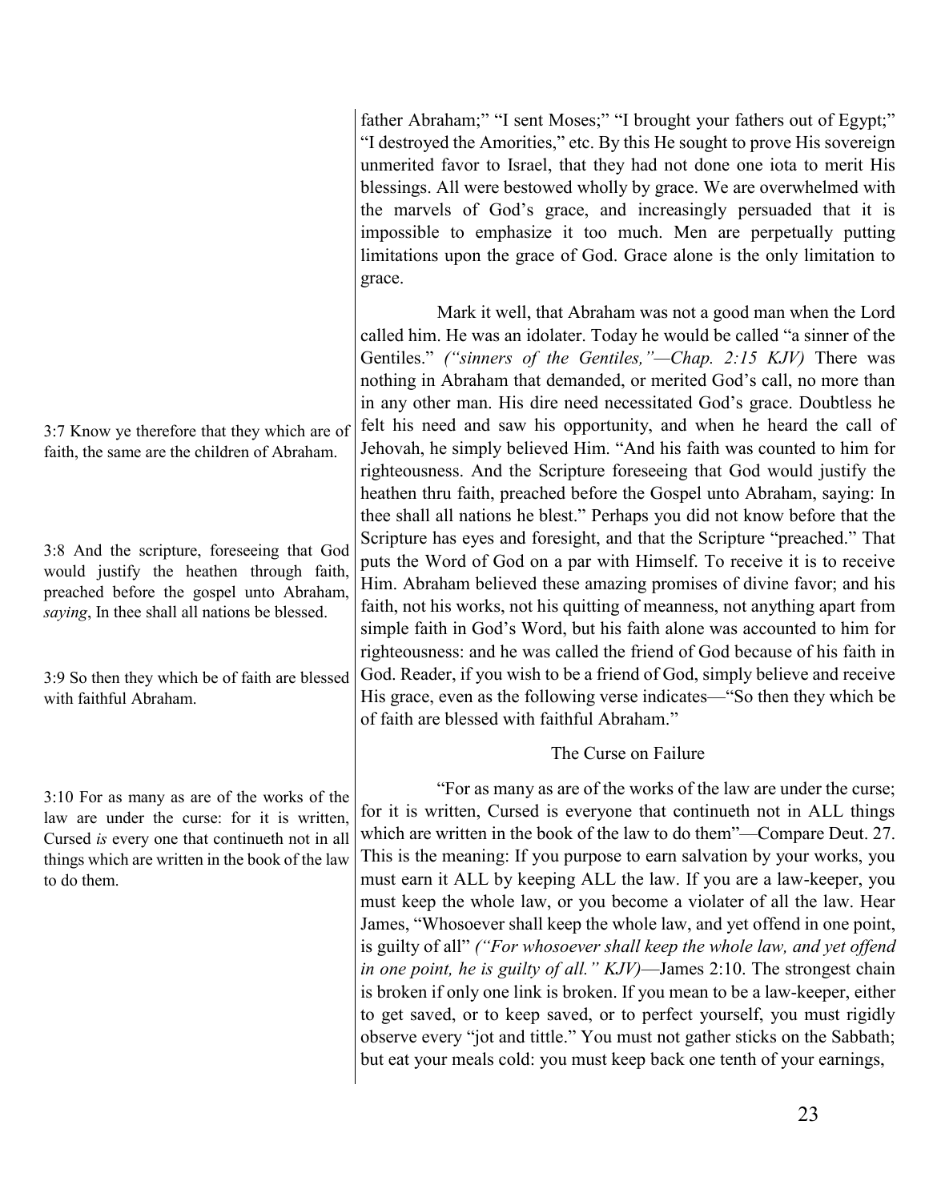father Abraham;" "I sent Moses;" "I brought your fathers out of Egypt;" "I destroyed the Amorities," etc. By this He sought to prove His sovereign unmerited favor to Israel, that they had not done one iota to merit His blessings. All were bestowed wholly by grace. We are overwhelmed with the marvels of God's grace, and increasingly persuaded that it is impossible to emphasize it too much. Men are perpetually putting limitations upon the grace of God. Grace alone is the only limitation to grace.

3:7 Know ye therefore that they which are of faith, the same are the children of Abraham.

3:8 And the scripture, foreseeing that God would justify the heathen through faith, preached before the gospel unto Abraham, *saying*, In thee shall all nations be blessed.

3:9 So then they which be of faith are blessed with faithful Abraham.

Mark it well, that Abraham was not a good man when the Lord called him. He was an idolater. Today he would be called "a sinner of the Gentiles." *("sinners of the Gentiles,"—Chap. 2:15 KJV)* There was nothing in Abraham that demanded, or merited God's call, no more than in any other man. His dire need necessitated God's grace. Doubtless he felt his need and saw his opportunity, and when he heard the call of Jehovah, he simply believed Him. "And his faith was counted to him for righteousness. And the Scripture foreseeing that God would justify the heathen thru faith, preached before the Gospel unto Abraham, saying: In thee shall all nations he blest." Perhaps you did not know before that the Scripture has eyes and foresight, and that the Scripture "preached." That puts the Word of God on a par with Himself. To receive it is to receive Him. Abraham believed these amazing promises of divine favor; and his faith, not his works, not his quitting of meanness, not anything apart from simple faith in God's Word, but his faith alone was accounted to him for righteousness: and he was called the friend of God because of his faith in God. Reader, if you wish to be a friend of God, simply believe and receive His grace, even as the following verse indicates—"So then they which be of faith are blessed with faithful Abraham."

## The Curse on Failure

3:10 For as many as are of the works of the law are under the curse: for it is written, Cursed *is* every one that continueth not in all things which are written in the book of the law to do them.

"For as many as are of the works of the law are under the curse; for it is written, Cursed is everyone that continueth not in ALL things which are written in the book of the law to do them"—Compare Deut. 27. This is the meaning: If you purpose to earn salvation by your works, you must earn it ALL by keeping ALL the law. If you are a law-keeper, you must keep the whole law, or you become a violater of all the law. Hear James, "Whosoever shall keep the whole law, and yet offend in one point, is guilty of all" *("For whosoever shall keep the whole law, and yet offend in one point, he is guilty of all." KJV)*—James 2:10. The strongest chain is broken if only one link is broken. If you mean to be a law-keeper, either to get saved, or to keep saved, or to perfect yourself, you must rigidly observe every "jot and tittle." You must not gather sticks on the Sabbath; but eat your meals cold: you must keep back one tenth of your earnings,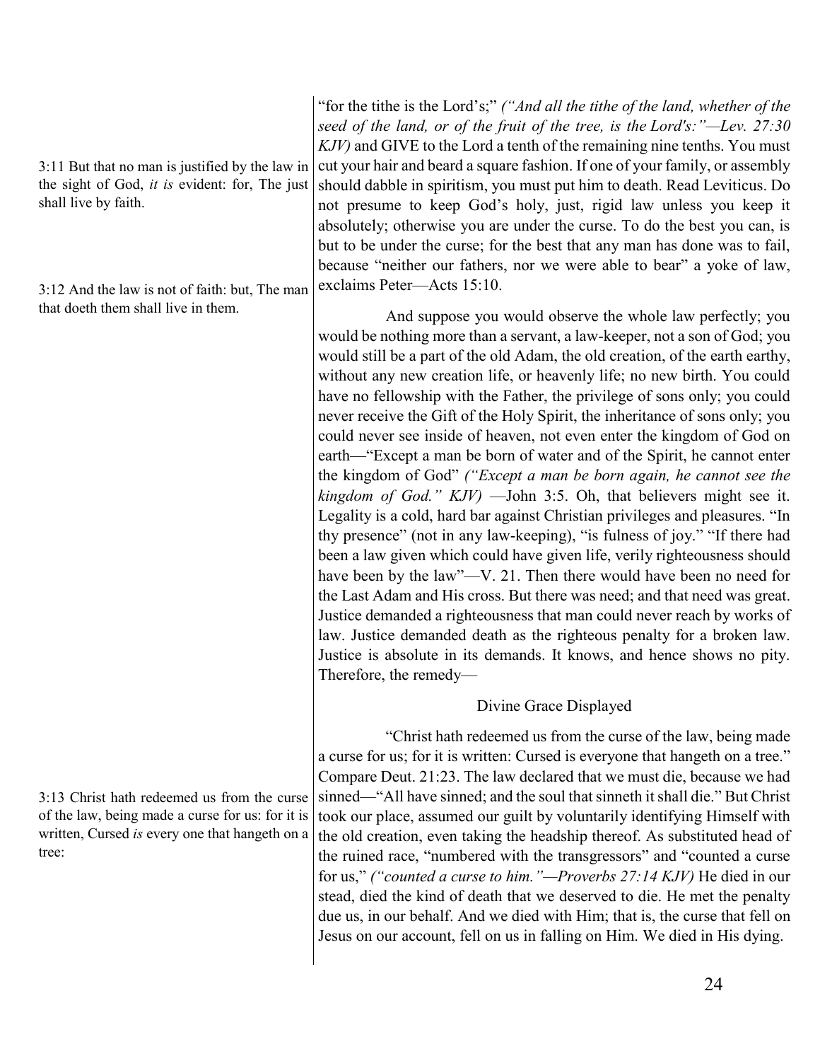"for the tithe is the Lord's;" *("And all the tithe of the land, whether of the seed of the land, or of the fruit of the tree, is the Lord's:"—Lev. 27:30 KJV)* and GIVE to the Lord a tenth of the remaining nine tenths. You must cut your hair and beard a square fashion. If one of your family, or assembly should dabble in spiritism, you must put him to death. Read Leviticus. Do not presume to keep God's holy, just, rigid law unless you keep it absolutely; otherwise you are under the curse. To do the best you can, is but to be under the curse; for the best that any man has done was to fail, because "neither our fathers, nor we were able to bear" a yoke of law, exclaims Peter—Acts 15:10.

3:11 But that no man is justified by the law in the sight of God, *it is* evident: for, The just shall live by faith.

3:12 And the law is not of faith: but, The man that doeth them shall live in them.

And suppose you would observe the whole law perfectly; you would be nothing more than a servant, a law-keeper, not a son of God; you would still be a part of the old Adam, the old creation, of the earth earthy, without any new creation life, or heavenly life; no new birth. You could have no fellowship with the Father, the privilege of sons only; you could never receive the Gift of the Holy Spirit, the inheritance of sons only; you could never see inside of heaven, not even enter the kingdom of God on earth—"Except a man be born of water and of the Spirit, he cannot enter the kingdom of God" *("Except a man be born again, he cannot see the kingdom of God." KJV)* —John 3:5. Oh, that believers might see it. Legality is a cold, hard bar against Christian privileges and pleasures. "In thy presence" (not in any law-keeping), "is fulness of joy." "If there had been a law given which could have given life, verily righteousness should have been by the law"—V. 21. Then there would have been no need for the Last Adam and His cross. But there was need; and that need was great. Justice demanded a righteousness that man could never reach by works of law. Justice demanded death as the righteous penalty for a broken law. Justice is absolute in its demands. It knows, and hence shows no pity. Therefore, the remedy—

## Divine Grace Displayed

3:13 Christ hath redeemed us from the curse of the law, being made a curse for us: for it is written, Cursed *is* every one that hangeth on a tree:

"Christ hath redeemed us from the curse of the law, being made a curse for us; for it is written: Cursed is everyone that hangeth on a tree." Compare Deut. 21:23. The law declared that we must die, because we had sinned—"All have sinned; and the soul that sinneth it shall die." But Christ took our place, assumed our guilt by voluntarily identifying Himself with the old creation, even taking the headship thereof. As substituted head of the ruined race, "numbered with the transgressors" and "counted a curse for us," *("counted a curse to him."—Proverbs 27:14 KJV)* He died in our stead, died the kind of death that we deserved to die. He met the penalty due us, in our behalf. And we died with Him; that is, the curse that fell on Jesus on our account, fell on us in falling on Him. We died in His dying.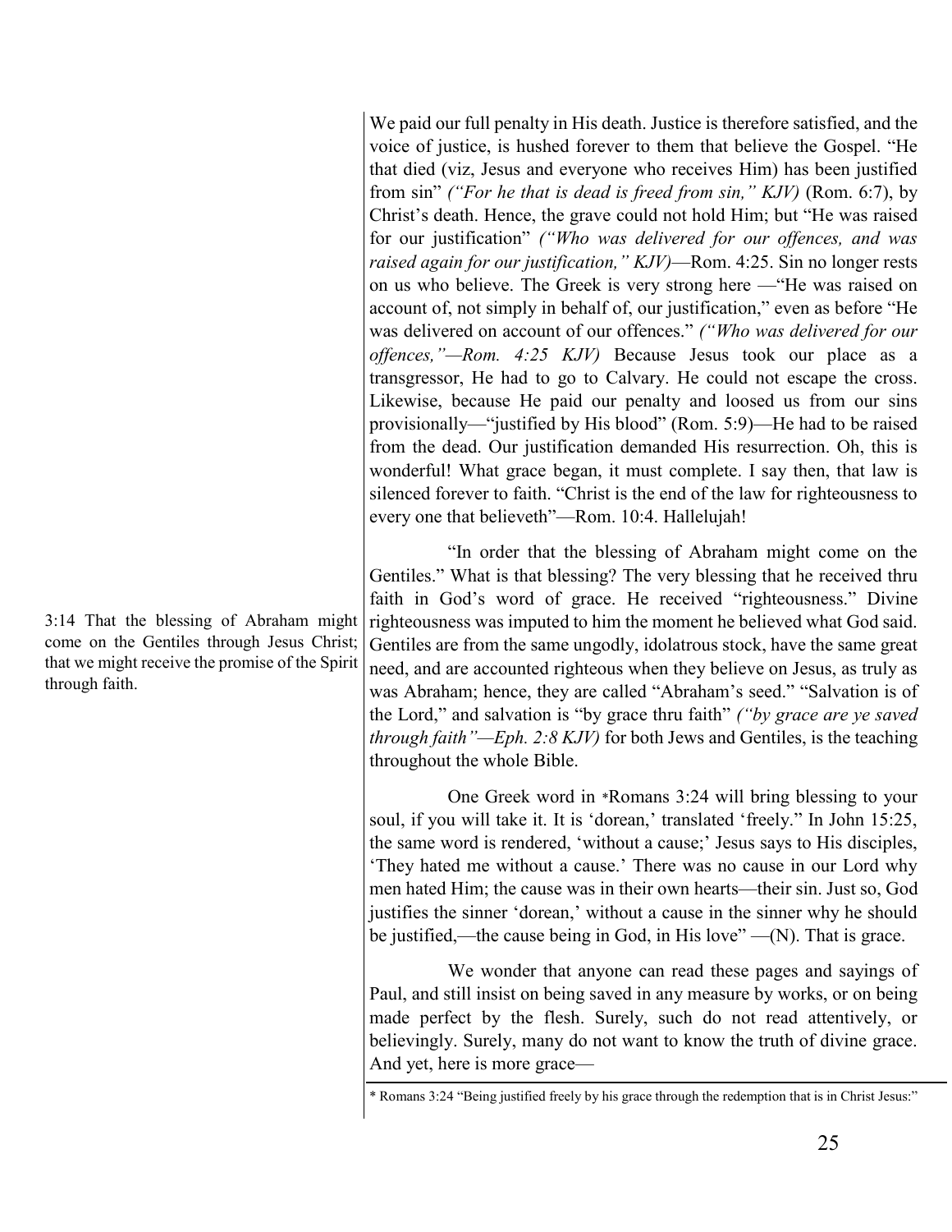We paid our full penalty in His death. Justice is therefore satisfied, and the voice of justice, is hushed forever to them that believe the Gospel. "He that died (viz, Jesus and everyone who receives Him) has been justified from sin" *("For he that is dead is freed from sin," KJV)* (Rom. 6:7), by Christ's death. Hence, the grave could not hold Him; but "He was raised for our justification" *("Who was delivered for our offences, and was raised again for our justification," KJV)*—Rom. 4:25. Sin no longer rests on us who believe. The Greek is very strong here —"He was raised on account of, not simply in behalf of, our justification," even as before "He was delivered on account of our offences." *("Who was delivered for our offences,"—Rom. 4:25 KJV)* Because Jesus took our place as a transgressor, He had to go to Calvary. He could not escape the cross. Likewise, because He paid our penalty and loosed us from our sins provisionally—"justified by His blood" (Rom. 5:9)—He had to be raised from the dead. Our justification demanded His resurrection. Oh, this is wonderful! What grace began, it must complete. I say then, that law is silenced forever to faith. "Christ is the end of the law for righteousness to every one that believeth"—Rom. 10:4. Hallelujah!

3:14 That the blessing of Abraham might come on the Gentiles through Jesus Christ; that we might receive the promise of the Spirit through faith.

"In order that the blessing of Abraham might come on the Gentiles." What is that blessing? The very blessing that he received thru faith in God's word of grace. He received "righteousness." Divine righteousness was imputed to him the moment he believed what God said. Gentiles are from the same ungodly, idolatrous stock, have the same great need, and are accounted righteous when they believe on Jesus, as truly as was Abraham; hence, they are called "Abraham's seed." "Salvation is of the Lord," and salvation is "by grace thru faith" *("by grace are ye saved through faith"—Eph. 2:8 KJV)* for both Jews and Gentiles, is the teaching throughout the whole Bible.

One Greek word in *Romans 3:24 will bring blessing to your soul, if you will take it. It is 'dorean,' translated 'freely." In John 15:25, the same word is rendered, 'without a cause;' Jesus says to His disciples, 'They hated me without a cause.' There was no cause in our Lord why men hated Him; the cause was in their own hearts—their sin. Just so, God justifies the sinner 'dorean,' without a cause in the sinner why he should be justified,—the cause being in God, in His love" —(N). That is grace.

We wonder that anyone can read these pages and sayings of Paul, and still insist on being saved in any measure by works, or on being made perfect by the flesh. Surely, such do not read attentively, or believingly. Surely, many do not want to know the truth of divine grace. And yet, here is more grace—

---

* Romans 3:24 "Being justified freely by his grace through the redemption that is in Christ Jesus:"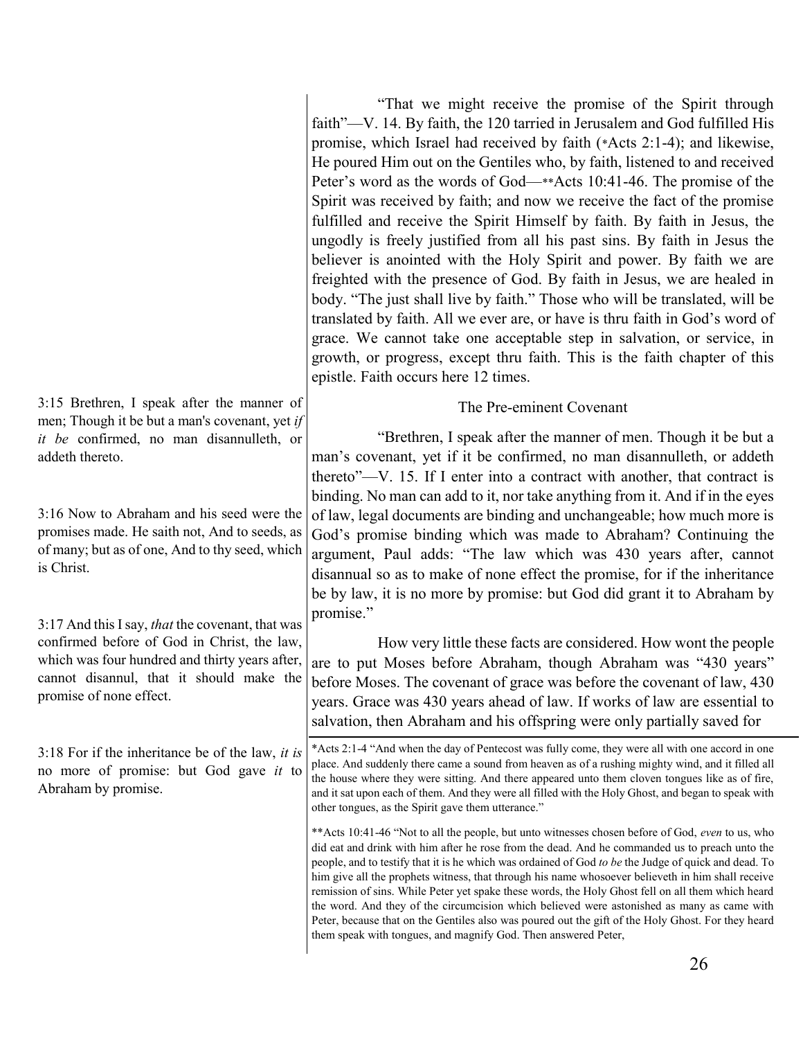"That we might receive the promise of the Spirit through faith"—V. 14. By faith, the 120 tarried in Jerusalem and God fulfilled His promise, which Israel had received by faith (*Acts 2:1-4); and likewise, He poured Him out on the Gentiles who, by faith, listened to and received Peter's word as the words of God—**Acts 10:41-46. The promise of the Spirit was received by faith; and now we receive the fact of the promise fulfilled and receive the Spirit Himself by faith. By faith in Jesus, the ungodly is freely justified from all his past sins. By faith in Jesus the believer is anointed with the Holy Spirit and power. By faith we are freighted with the presence of God. By faith in Jesus, we are healed in body. "The just shall live by faith." Those who will be translated, will be translated by faith. All we ever are, or have is thru faith in God's word of grace. We cannot take one acceptable step in salvation, or service, in growth, or progress, except thru faith. This is the faith chapter of this epistle. Faith occurs here 12 times.

3:15 Brethren, I speak after the manner of men; Though it be but a man's covenant, yet *if it be* confirmed, no man disannulleth, or addeth thereto.

3:16 Now to Abraham and his seed were the promises made. He saith not, And to seeds, as of many; but as of one, And to thy seed, which is Christ.

3:17 And this I say, *that* the covenant, that was confirmed before of God in Christ, the law, which was four hundred and thirty years after, cannot disannul, that it should make the promise of none effect.

3:18 For if the inheritance be of the law, *it is* no more of promise: but God gave *it* to Abraham by promise.

## The Pre-eminent Covenant

"Brethren, I speak after the manner of men. Though it be but a man's covenant, yet if it be confirmed, no man disannulleth, or addeth thereto"—V. 15. If I enter into a contract with another, that contract is binding. No man can add to it, nor take anything from it. And if in the eyes of law, legal documents are binding and unchangeable; how much more is God's promise binding which was made to Abraham? Continuing the argument, Paul adds: "The law which was 430 years after, cannot disannual so as to make of none effect the promise, for if the inheritance be by law, it is no more by promise: but God did grant it to Abraham by promise."

How very little these facts are considered. How wont the people are to put Moses before Abraham, though Abraham was "430 years" before Moses. The covenant of grace was before the covenant of law, 430 years. Grace was 430 years ahead of law. If works of law are essential to salvation, then Abraham and his offspring were only partially saved for

*Acts 2:1-4 "And when the day of Pentecost was fully come, they were all with one accord in one place. And suddenly there came a sound from heaven as of a rushing mighty wind, and it filled all the house where they were sitting. And there appeared unto them cloven tongues like as of fire, and it sat upon each of them. And they were all filled with the Holy Ghost, and began to speak with other tongues, as the Spirit gave them utterance."

**Acts 10:41-46 "Not to all the people, but unto witnesses chosen before of God, *even* to us, who did eat and drink with him after he rose from the dead. And he commanded us to preach unto the people, and to testify that it is he which was ordained of God *to be* the Judge of quick and dead. To him give all the prophets witness, that through his name whosoever believeth in him shall receive remission of sins. While Peter yet spake these words, the Holy Ghost fell on all them which heard the word. And they of the circumcision which believed were astonished as many as came with Peter, because that on the Gentiles also was poured out the gift of the Holy Ghost. For they heard them speak with tongues, and magnify God. Then answered Peter,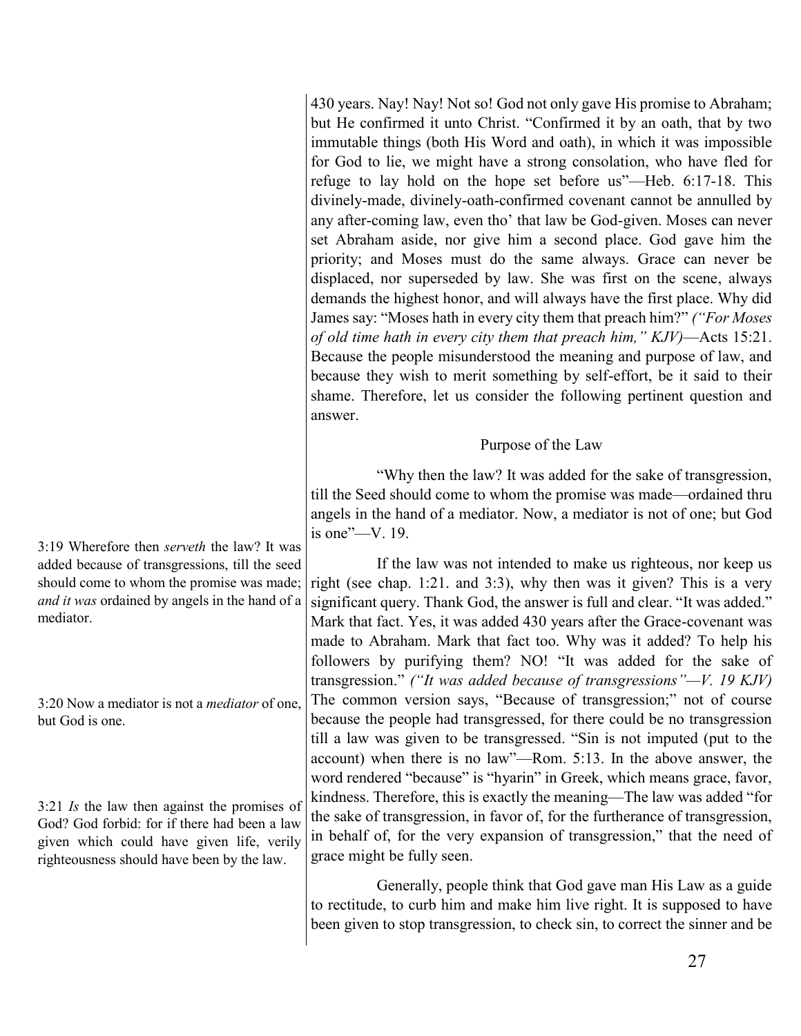430 years. Nay! Nay! Not so! God not only gave His promise to Abraham; but He confirmed it unto Christ. "Confirmed it by an oath, that by two immutable things (both His Word and oath), in which it was impossible for God to lie, we might have a strong consolation, who have fled for refuge to lay hold on the hope set before us"—Heb. 6:17-18. This divinely-made, divinely-oath-confirmed covenant cannot be annulled by any after-coming law, even tho' that law be God-given. Moses can never set Abraham aside, nor give him a second place. God gave him the priority; and Moses must do the same always. Grace can never be displaced, nor superseded by law. She was first on the scene, always demands the highest honor, and will always have the first place. Why did James say: "Moses hath in every city them that preach him?" *("For Moses of old time hath in every city them that preach him," KJV)*—Acts 15:21. Because the people misunderstood the meaning and purpose of law, and because they wish to merit something by self-effort, be it said to their shame. Therefore, let us consider the following pertinent question and answer.

## Purpose of the Law

"Why then the law? It was added for the sake of transgression, till the Seed should come to whom the promise was made—ordained thru angels in the hand of a mediator. Now, a mediator is not of one; but God is one"—V. 19.

3:19 Wherefore then *serveth* the law? It was added because of transgressions, till the seed should come to whom the promise was made; *and it was* ordained by angels in the hand of a mediator.

3:20 Now a mediator is not a *mediator* of one, but God is one.

3:21 *Is* the law then against the promises of God? God forbid: for if there had been a law given which could have given life, verily righteousness should have been by the law.

If the law was not intended to make us righteous, nor keep us right (see chap. 1:21. and 3:3), why then was it given? This is a very significant query. Thank God, the answer is full and clear. "It was added." Mark that fact. Yes, it was added 430 years after the Grace-covenant was made to Abraham. Mark that fact too. Why was it added? To help his followers by purifying them? NO! "It was added for the sake of transgression." *("It was added because of transgressions"—V. 19 KJV)* The common version says, "Because of transgression;" not of course because the people had transgressed, for there could be no transgression till a law was given to be transgressed. "Sin is not imputed (put to the account) when there is no law"—Rom. 5:13. In the above answer, the word rendered "because" is "hyarin" in Greek, which means grace, favor, kindness. Therefore, this is exactly the meaning—The law was added "for the sake of transgression, in favor of, for the furtherance of transgression, in behalf of, for the very expansion of transgression," that the need of grace might be fully seen.

Generally, people think that God gave man His Law as a guide to rectitude, to curb him and make him live right. It is supposed to have been given to stop transgression, to check sin, to correct the sinner and be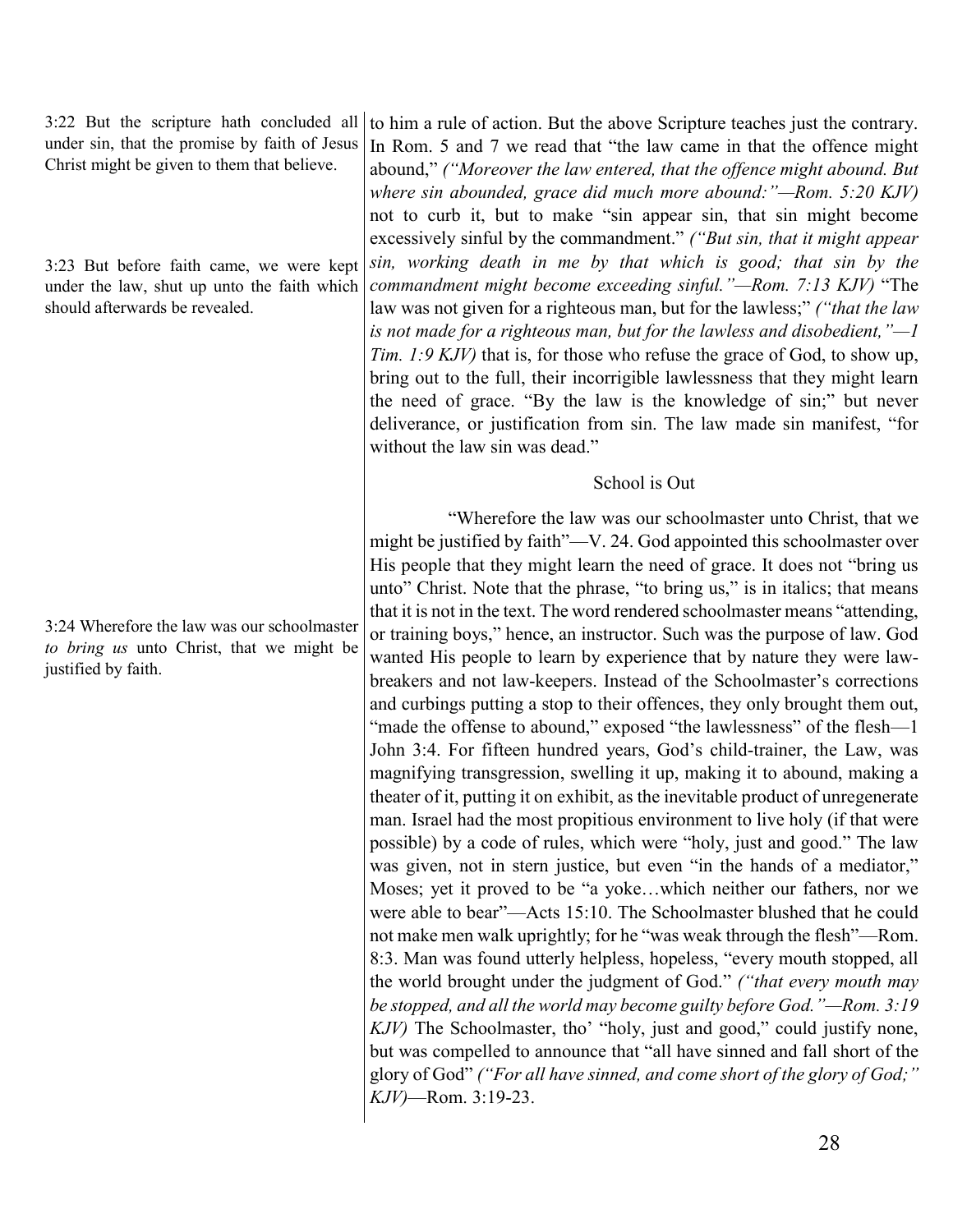3:22 But the scripture hath concluded all under sin, that the promise by faith of Jesus Christ might be given to them that believe.

3:23 But before faith came, we were kept under the law, shut up unto the faith which should afterwards be revealed.

to him a rule of action. But the above Scripture teaches just the contrary. In Rom. 5 and 7 we read that "the law came in that the offence might abound," *("Moreover the law entered, that the offence might abound. But where sin abounded, grace did much more abound:"—Rom. 5:20 KJV)* not to curb it, but to make "sin appear sin, that sin might become excessively sinful by the commandment." *("But sin, that it might appear sin, working death in me by that which is good; that sin by the commandment might become exceeding sinful."—Rom. 7:13 KJV)* "The law was not given for a righteous man, but for the lawless;" *("that the law is not made for a righteous man, but for the lawless and disobedient,"—1 Tim. 1:9 KJV)* that is, for those who refuse the grace of God, to show up, bring out to the full, their incorrigible lawlessness that they might learn the need of grace. "By the law is the knowledge of sin;" but never deliverance, or justification from sin. The law made sin manifest, "for without the law sin was dead."

## School is Out

3:24 Wherefore the law was our schoolmaster *to bring us* unto Christ, that we might be justified by faith.

"Wherefore the law was our schoolmaster unto Christ, that we might be justified by faith"—V. 24. God appointed this schoolmaster over His people that they might learn the need of grace. It does not "bring us unto" Christ. Note that the phrase, "to bring us," is in italics; that means that it is not in the text. The word rendered schoolmaster means "attending, or training boys," hence, an instructor. Such was the purpose of law. God wanted His people to learn by experience that by nature they were law-breakers and not law-keepers. Instead of the Schoolmaster's corrections and curbings putting a stop to their offences, they only brought them out, "made the offense to abound," exposed "the lawlessness" of the flesh—1 John 3:4. For fifteen hundred years, God's child-trainer, the Law, was magnifying transgression, swelling it up, making it to abound, making a theater of it, putting it on exhibit, as the inevitable product of unregenerate man. Israel had the most propitious environment to live holy (if that were possible) by a code of rules, which were "holy, just and good." The law was given, not in stern justice, but even "in the hands of a mediator," Moses; yet it proved to be "a yoke…which neither our fathers, nor we were able to bear"—Acts 15:10. The Schoolmaster blushed that he could not make men walk uprightly; for he "was weak through the flesh"—Rom. 8:3. Man was found utterly helpless, hopeless, "every mouth stopped, all the world brought under the judgment of God." *("that every mouth may be stopped, and all the world may become guilty before God."—Rom. 3:19 KJV)* The Schoolmaster, tho' "holy, just and good," could justify none, but was compelled to announce that "all have sinned and fall short of the glory of God" *("For all have sinned, and come short of the glory of God;" KJV)*—Rom. 3:19-23.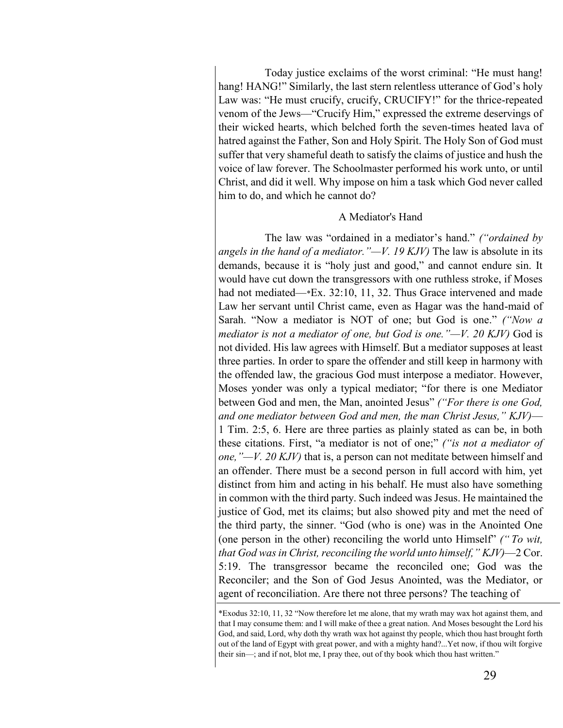Today justice exclaims of the worst criminal: "He must hang! hang! HANG!" Similarly, the last stern relentless utterance of God's holy Law was: "He must crucify, crucify, CRUCIFY!" for the thrice-repeated venom of the Jews—"Crucify Him," expressed the extreme deservings of their wicked hearts, which belched forth the seven-times heated lava of hatred against the Father, Son and Holy Spirit. The Holy Son of God must suffer that very shameful death to satisfy the claims of justice and hush the voice of law forever. The Schoolmaster performed his work unto, or until Christ, and did it well. Why impose on him a task which God never called him to do, and which he cannot do?

## A Mediator's Hand

The law was "ordained in a mediator's hand." *("ordained by angels in the hand of a mediator."—V. 19 KJV)* The law is absolute in its demands, because it is "holy just and good," and cannot endure sin. It would have cut down the transgressors with one ruthless stroke, if Moses had not mediated—*Ex. 32:10, 11, 32. Thus Grace intervened and made Law her servant until Christ came, even as Hagar was the hand-maid of Sarah. "Now a mediator is NOT of one; but God is one." *("Now a mediator is not a mediator of one, but God is one."—V. 20 KJV)* God is not divided. His law agrees with Himself. But a mediator supposes at least three parties. In order to spare the offender and still keep in harmony with the offended law, the gracious God must interpose a mediator. However, Moses yonder was only a typical mediator; "for there is one Mediator between God and men, the Man, anointed Jesus" *("For there is one God, and one mediator between God and men, the man Christ Jesus," KJV)*—1 Tim. 2:5, 6. Here are three parties as plainly stated as can be, in both these citations. First, "a mediator is not of one;" *("is not a mediator of one,"—V. 20 KJV)* that is, a person can not meditate between himself and an offender. There must be a second person in full accord with him, yet distinct from him and acting in his behalf. He must also have something in common with the third party. Such indeed was Jesus. He maintained the justice of God, met its claims; but also showed pity and met the need of the third party, the sinner. "God (who is one) was in the Anointed One (one person in the other) reconciling the world unto Himself" *("To wit, that God was in Christ, reconciling the world unto himself," KJV)*—2 Cor. 5:19. The transgressor became the reconciled one; God was the Reconciler; and the Son of God Jesus Anointed, was the Mediator, or agent of reconciliation. Are there not three persons? The teaching of

---

*Exodus 32:10, 11, 32 "Now therefore let me alone, that my wrath may wax hot against them, and that I may consume them: and I will make of thee a great nation. And Moses besought the Lord his God, and said, Lord, why doth thy wrath wax hot against thy people, which thou hast brought forth out of the land of Egypt with great power, and with a mighty hand?...Yet now, if thou wilt forgive their sin—; and if not, blot me, I pray thee, out of thy book which thou hast written."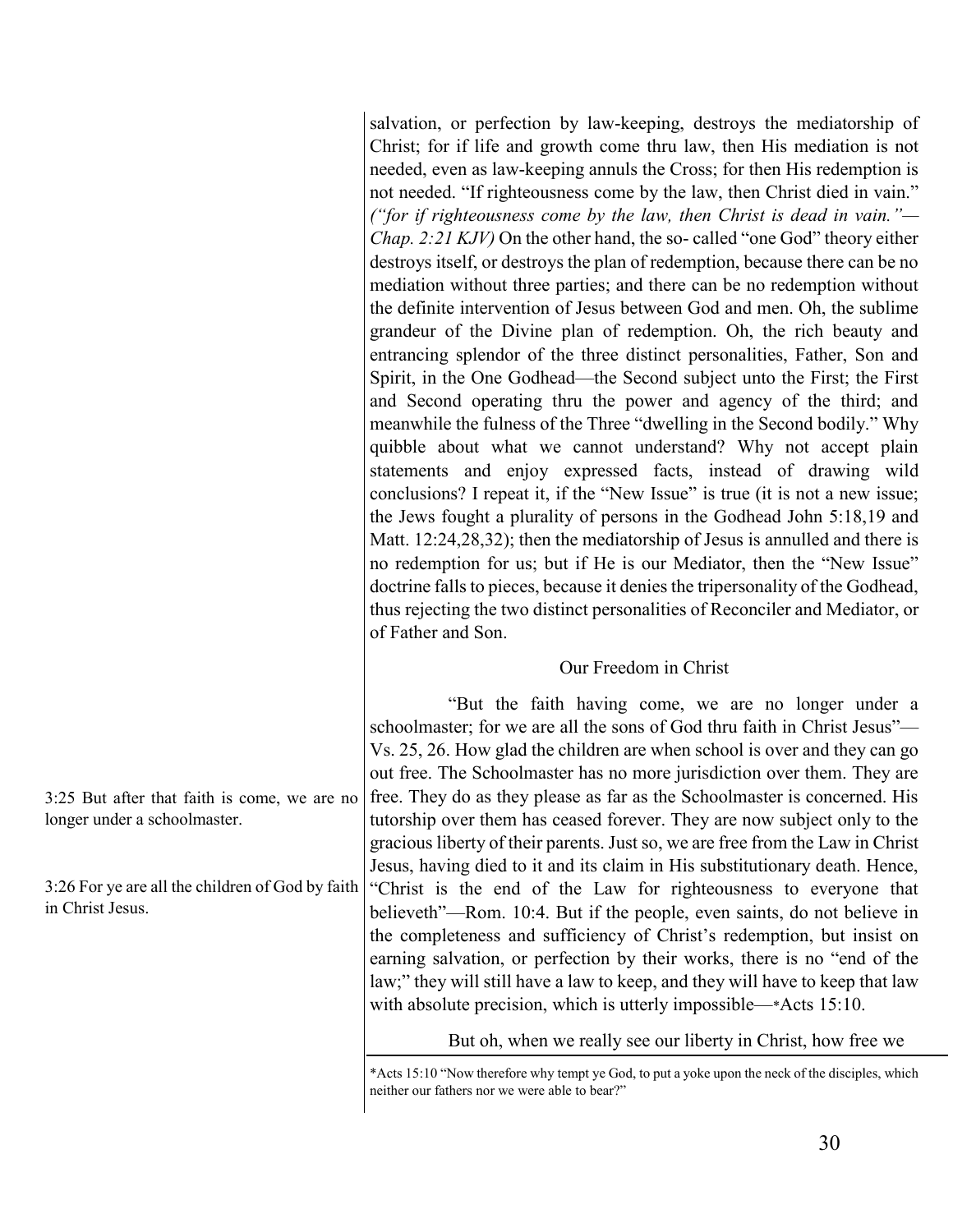salvation, or perfection by law-keeping, destroys the mediatorship of Christ; for if life and growth come thru law, then His mediation is not needed, even as law-keeping annuls the Cross; for then His redemption is not needed. "If righteousness come by the law, then Christ died in vain." *("for if righteousness come by the law, then Christ is dead in vain."—Chap. 2:21 KJV)* On the other hand, the so- called "one God" theory either destroys itself, or destroys the plan of redemption, because there can be no mediation without three parties; and there can be no redemption without the definite intervention of Jesus between God and men. Oh, the sublime grandeur of the Divine plan of redemption. Oh, the rich beauty and entrancing splendor of the three distinct personalities, Father, Son and Spirit, in the One Godhead—the Second subject unto the First; the First and Second operating thru the power and agency of the third; and meanwhile the fulness of the Three "dwelling in the Second bodily." Why quibble about what we cannot understand? Why not accept plain statements and enjoy expressed facts, instead of drawing wild conclusions? I repeat it, if the "New Issue" is true (it is not a new issue; the Jews fought a plurality of persons in the Godhead John 5:18,19 and Matt. 12:24,28,32); then the mediatorship of Jesus is annulled and there is no redemption for us; but if He is our Mediator, then the "New Issue" doctrine falls to pieces, because it denies the tripersonality of the Godhead, thus rejecting the two distinct personalities of Reconciler and Mediator, or of Father and Son.

## Our Freedom in Christ

3:25 But after that faith is come, we are no longer under a schoolmaster.

3:26 For ye are all the children of God by faith in Christ Jesus.

"But the faith having come, we are no longer under a schoolmaster; for we are all the sons of God thru faith in Christ Jesus"—Vs. 25, 26. How glad the children are when school is over and they can go out free. The Schoolmaster has no more jurisdiction over them. They are free. They do as they please as far as the Schoolmaster is concerned. His tutorship over them has ceased forever. They are now subject only to the gracious liberty of their parents. Just so, we are free from the Law in Christ Jesus, having died to it and its claim in His substitutionary death. Hence, "Christ is the end of the Law for righteousness to everyone that believeth"—Rom. 10:4. But if the people, even saints, do not believe in the completeness and sufficiency of Christ's redemption, but insist on earning salvation, or perfection by their works, there is no "end of the law;" they will still have a law to keep, and they will have to keep that law with absolute precision, which is utterly impossible—*Acts 15:10.

But oh, when we really see our liberty in Christ, how free we

*Acts 15:10 "Now therefore why tempt ye God, to put a yoke upon the neck of the disciples, which neither our fathers nor we were able to bear?"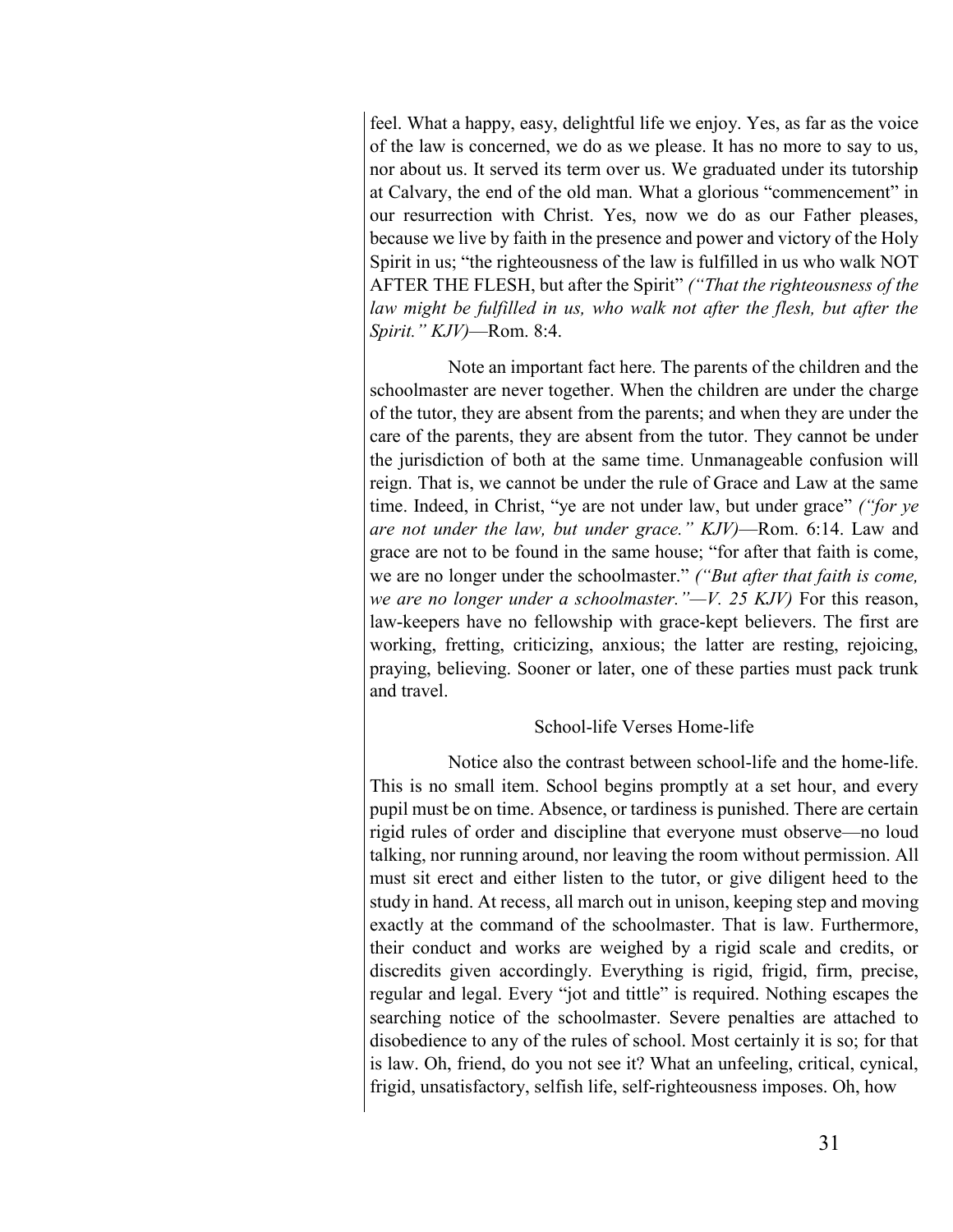feel. What a happy, easy, delightful life we enjoy. Yes, as far as the voice of the law is concerned, we do as we please. It has no more to say to us, nor about us. It served its term over us. We graduated under its tutorship at Calvary, the end of the old man. What a glorious "commencement" in our resurrection with Christ. Yes, now we do as our Father pleases, because we live by faith in the presence and power and victory of the Holy Spirit in us; "the righteousness of the law is fulfilled in us who walk NOT AFTER THE FLESH, but after the Spirit" *("That the righteousness of the law might be fulfilled in us, who walk not after the flesh, but after the Spirit." KJV)*—Rom. 8:4.

Note an important fact here. The parents of the children and the schoolmaster are never together. When the children are under the charge of the tutor, they are absent from the parents; and when they are under the care of the parents, they are absent from the tutor. They cannot be under the jurisdiction of both at the same time. Unmanageable confusion will reign. That is, we cannot be under the rule of Grace and Law at the same time. Indeed, in Christ, "ye are not under law, but under grace" *("for ye are not under the law, but under grace." KJV)*—Rom. 6:14. Law and grace are not to be found in the same house; "for after that faith is come, we are no longer under the schoolmaster." *("But after that faith is come, we are no longer under a schoolmaster."—V. 25 KJV)* For this reason, law-keepers have no fellowship with grace-kept believers. The first are working, fretting, criticizing, anxious; the latter are resting, rejoicing, praying, believing. Sooner or later, one of these parties must pack trunk and travel.

### School-life Verses Home-life

Notice also the contrast between school-life and the home-life. This is no small item. School begins promptly at a set hour, and every pupil must be on time. Absence, or tardiness is punished. There are certain rigid rules of order and discipline that everyone must observe—no loud talking, nor running around, nor leaving the room without permission. All must sit erect and either listen to the tutor, or give diligent heed to the study in hand. At recess, all march out in unison, keeping step and moving exactly at the command of the schoolmaster. That is law. Furthermore, their conduct and works are weighed by a rigid scale and credits, or discredits given accordingly. Everything is rigid, frigid, firm, precise, regular and legal. Every "jot and tittle" is required. Nothing escapes the searching notice of the schoolmaster. Severe penalties are attached to disobedience to any of the rules of school. Most certainly it is so; for that is law. Oh, friend, do you not see it? What an unfeeling, critical, cynical, frigid, unsatisfactory, selfish life, self-righteousness imposes. Oh, how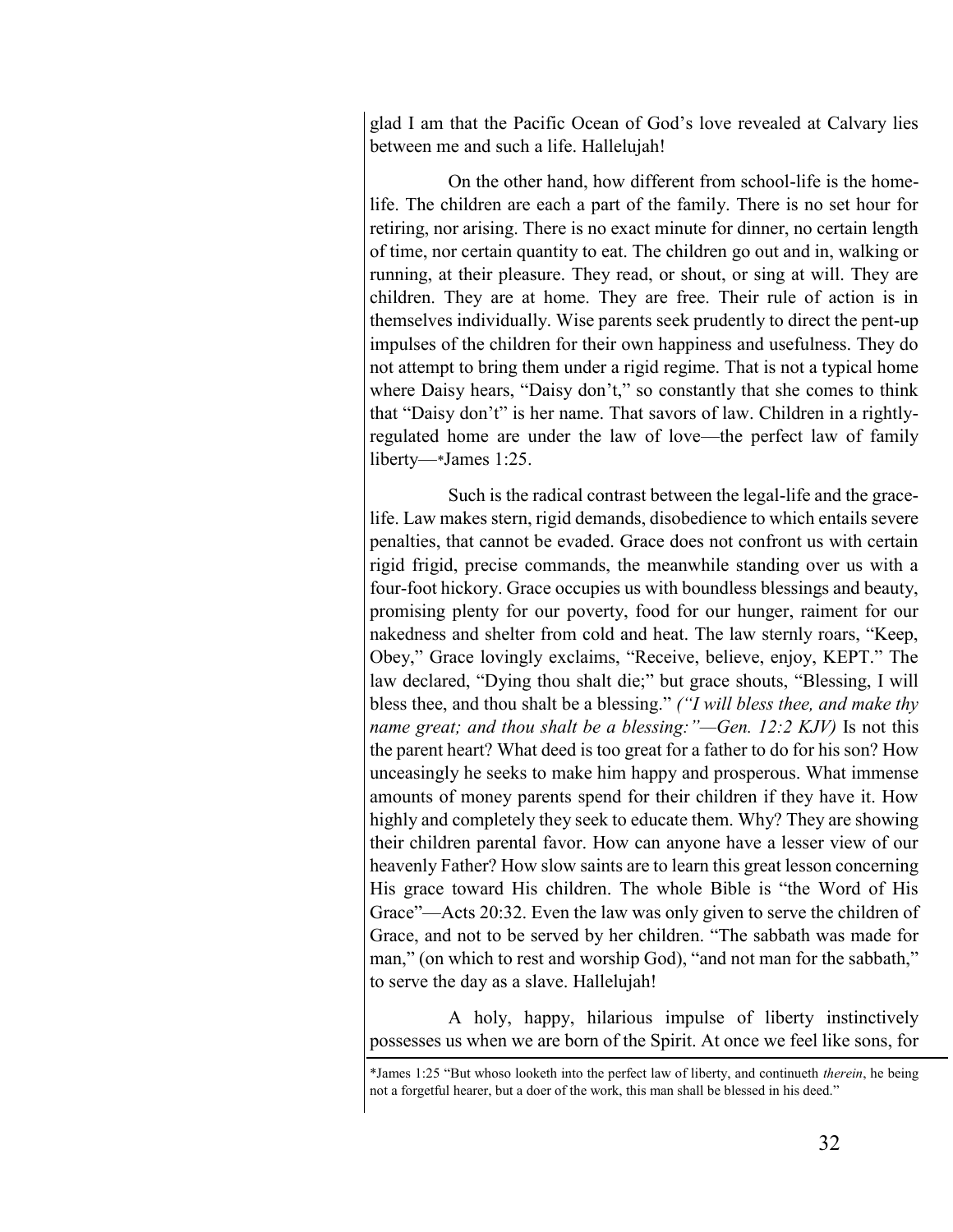glad I am that the Pacific Ocean of God's love revealed at Calvary lies between me and such a life. Hallelujah!

On the other hand, how different from school-life is the home-life. The children are each a part of the family. There is no set hour for retiring, nor arising. There is no exact minute for dinner, no certain length of time, nor certain quantity to eat. The children go out and in, walking or running, at their pleasure. They read, or shout, or sing at will. They are children. They are at home. They are free. Their rule of action is in themselves individually. Wise parents seek prudently to direct the pent-up impulses of the children for their own happiness and usefulness. They do not attempt to bring them under a rigid regime. That is not a typical home where Daisy hears, "Daisy don't," so constantly that she comes to think that "Daisy don't" is her name. That savors of law. Children in a rightly-regulated home are under the law of love—the perfect law of family liberty—*James 1:25.

Such is the radical contrast between the legal-life and the grace-life. Law makes stern, rigid demands, disobedience to which entails severe penalties, that cannot be evaded. Grace does not confront us with certain rigid frigid, precise commands, the meanwhile standing over us with a four-foot hickory. Grace occupies us with boundless blessings and beauty, promising plenty for our poverty, food for our hunger, raiment for our nakedness and shelter from cold and heat. The law sternly roars, "Keep, Obey," Grace lovingly exclaims, "Receive, believe, enjoy, KEPT." The law declared, "Dying thou shalt die;" but grace shouts, "Blessing, I will bless thee, and thou shalt be a blessing." *("I will bless thee, and make thy name great; and thou shalt be a blessing:"—Gen. 12:2 KJV)* Is not this the parent heart? What deed is too great for a father to do for his son? How unceasingly he seeks to make him happy and prosperous. What immense amounts of money parents spend for their children if they have it. How highly and completely they seek to educate them. Why? They are showing their children parental favor. How can anyone have a lesser view of our heavenly Father? How slow saints are to learn this great lesson concerning His grace toward His children. The whole Bible is "the Word of His Grace"—Acts 20:32. Even the law was only given to serve the children of Grace, and not to be served by her children. "The sabbath was made for man," (on which to rest and worship God), "and not man for the sabbath," to serve the day as a slave. Hallelujah!

A holy, happy, hilarious impulse of liberty instinctively possesses us when we are born of the Spirit. At once we feel like sons, for

---

*James 1:25 "But whoso looketh into the perfect law of liberty, and continueth *therein*, he being not a forgetful hearer, but a doer of the work, this man shall be blessed in his deed."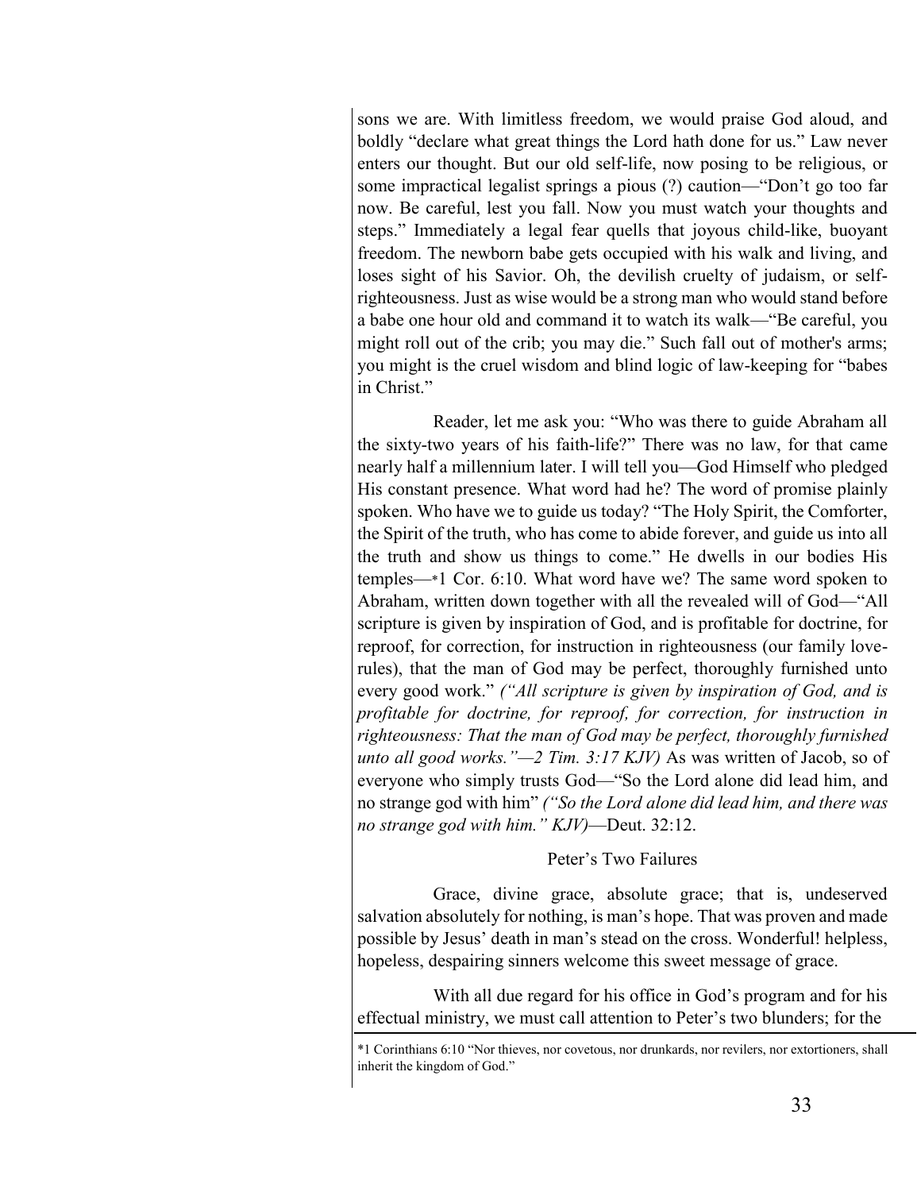sons we are. With limitless freedom, we would praise God aloud, and boldly "declare what great things the Lord hath done for us." Law never enters our thought. But our old self-life, now posing to be religious, or some impractical legalist springs a pious (?) caution—"Don't go too far now. Be careful, lest you fall. Now you must watch your thoughts and steps." Immediately a legal fear quells that joyous child-like, buoyant freedom. The newborn babe gets occupied with his walk and living, and loses sight of his Savior. Oh, the devilish cruelty of judaism, or self-righteousness. Just as wise would be a strong man who would stand before a babe one hour old and command it to watch its walk—"Be careful, you might roll out of the crib; you may die." Such fall out of mother's arms; you might is the cruel wisdom and blind logic of law-keeping for "babes in Christ."

Reader, let me ask you: "Who was there to guide Abraham all the sixty-two years of his faith-life?" There was no law, for that came nearly half a millennium later. I will tell you—God Himself who pledged His constant presence. What word had he? The word of promise plainly spoken. Who have we to guide us today? "The Holy Spirit, the Comforter, the Spirit of the truth, who has come to abide forever, and guide us into all the truth and show us things to come." He dwells in our bodies His temples—*1 Cor. 6:10. What word have we? The same word spoken to Abraham, written down together with all the revealed will of God—"All scripture is given by inspiration of God, and is profitable for doctrine, for reproof, for correction, for instruction in righteousness (our family love-rules), that the man of God may be perfect, thoroughly furnished unto every good work." *("All scripture is given by inspiration of God, and is profitable for doctrine, for reproof, for correction, for instruction in righteousness: That the man of God may be perfect, thoroughly furnished unto all good works."—2 Tim. 3:17 KJV)* As was written of Jacob, so of everyone who simply trusts God—"So the Lord alone did lead him, and no strange god with him" *("So the Lord alone did lead him, and there was no strange god with him." KJV)*—Deut. 32:12.

### Peter's Two Failures

Grace, divine grace, absolute grace; that is, undeserved salvation absolutely for nothing, is man's hope. That was proven and made possible by Jesus' death in man's stead on the cross. Wonderful! helpless, hopeless, despairing sinners welcome this sweet message of grace.

With all due regard for his office in God's program and for his effectual ministry, we must call attention to Peter's two blunders; for the

---

*1 Corinthians 6:10 "Nor thieves, nor covetous, nor drunkards, nor revilers, nor extortioners, shall inherit the kingdom of God."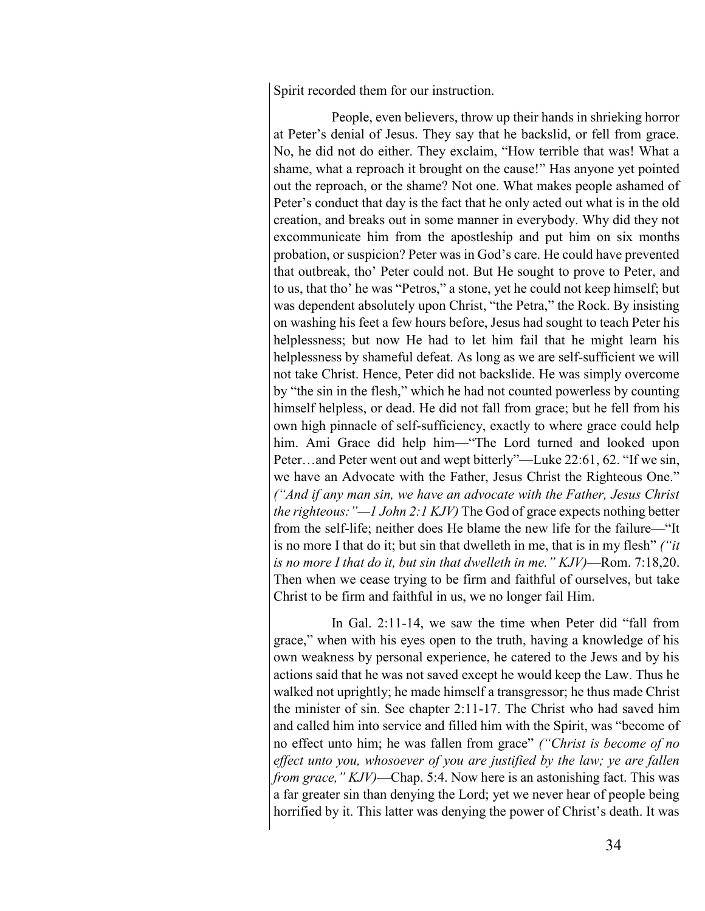Spirit recorded them for our instruction.

People, even believers, throw up their hands in shrieking horror at Peter's denial of Jesus. They say that he backslid, or fell from grace. No, he did not do either. They exclaim, "How terrible that was! What a shame, what a reproach it brought on the cause!" Has anyone yet pointed out the reproach, or the shame? Not one. What makes people ashamed of Peter's conduct that day is the fact that he only acted out what is in the old creation, and breaks out in some manner in everybody. Why did they not excommunicate him from the apostleship and put him on six months probation, or suspicion? Peter was in God's care. He could have prevented that outbreak, tho' Peter could not. But He sought to prove to Peter, and to us, that tho' he was "Petros," a stone, yet he could not keep himself; but was dependent absolutely upon Christ, "the Petra," the Rock. By insisting on washing his feet a few hours before, Jesus had sought to teach Peter his helplessness; but now He had to let him fail that he might learn his helplessness by shameful defeat. As long as we are self-sufficient we will not take Christ. Hence, Peter did not backslide. He was simply overcome by "the sin in the flesh," which he had not counted powerless by counting himself helpless, or dead. He did not fall from grace; but he fell from his own high pinnacle of self-sufficiency, exactly to where grace could help him. Ami Grace did help him—"The Lord turned and looked upon Peter…and Peter went out and wept bitterly"—Luke 22:61, 62. "If we sin, we have an Advocate with the Father, Jesus Christ the Righteous One." *("And if any man sin, we have an advocate with the Father, Jesus Christ the righteous:"—1 John 2:1 KJV)* The God of grace expects nothing better from the self-life; neither does He blame the new life for the failure—"It is no more I that do it; but sin that dwelleth in me, that is in my flesh" *("it is no more I that do it, but sin that dwelleth in me." KJV)*—Rom. 7:18,20. Then when we cease trying to be firm and faithful of ourselves, but take Christ to be firm and faithful in us, we no longer fail Him.

In Gal. 2:11-14, we saw the time when Peter did "fall from grace," when with his eyes open to the truth, having a knowledge of his own weakness by personal experience, he catered to the Jews and by his actions said that he was not saved except he would keep the Law. Thus he walked not uprightly; he made himself a transgressor; he thus made Christ the minister of sin. See chapter 2:11-17. The Christ who had saved him and called him into service and filled him with the Spirit, was "become of no effect unto him; he was fallen from grace" *("Christ is become of no effect unto you, whosoever of you are justified by the law; ye are fallen from grace," KJV)*—Chap. 5:4. Now here is an astonishing fact. This was a far greater sin than denying the Lord; yet we never hear of people being horrified by it. This latter was denying the power of Christ's death. It was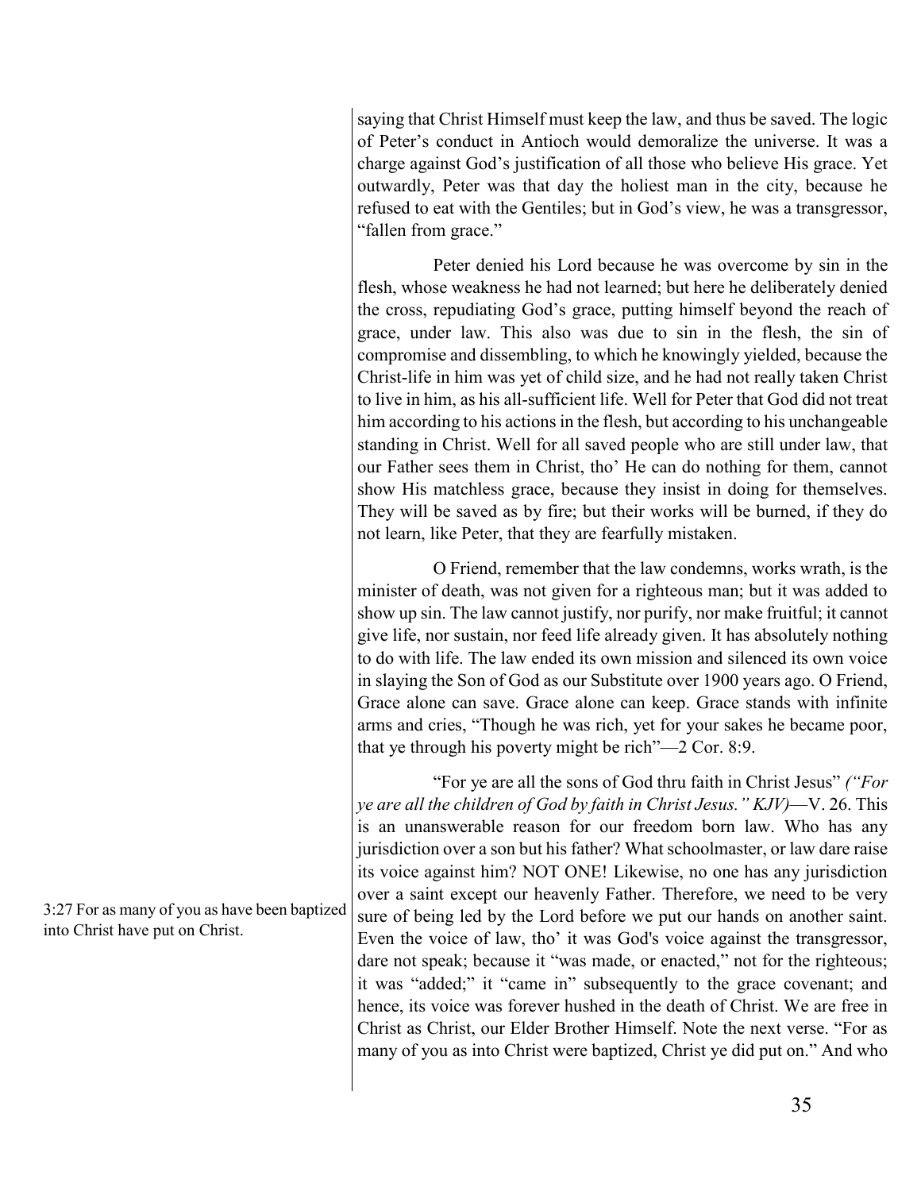saying that Christ Himself must keep the law, and thus be saved. The logic of Peter's conduct in Antioch would demoralize the universe. It was a charge against God's justification of all those who believe His grace. Yet outwardly, Peter was that day the holiest man in the city, because he refused to eat with the Gentiles; but in God's view, he was a transgressor, "fallen from grace."

Peter denied his Lord because he was overcome by sin in the flesh, whose weakness he had not learned; but here he deliberately denied the cross, repudiating God's grace, putting himself beyond the reach of grace, under law. This also was due to sin in the flesh, the sin of compromise and dissembling, to which he knowingly yielded, because the Christ-life in him was yet of child size, and he had not really taken Christ to live in him, as his all-sufficient life. Well for Peter that God did not treat him according to his actions in the flesh, but according to his unchangeable standing in Christ. Well for all saved people who are still under law, that our Father sees them in Christ, tho' He can do nothing for them, cannot show His matchless grace, because they insist in doing for themselves. They will be saved as by fire; but their works will be burned, if they do not learn, like Peter, that they are fearfully mistaken.

O Friend, remember that the law condemns, works wrath, is the minister of death, was not given for a righteous man; but it was added to show up sin. The law cannot justify, nor purify, nor make fruitful; it cannot give life, nor sustain, nor feed life already given. It has absolutely nothing to do with life. The law ended its own mission and silenced its own voice in slaying the Son of God as our Substitute over 1900 years ago. O Friend, Grace alone can save. Grace alone can keep. Grace stands with infinite arms and cries, "Though he was rich, yet for your sakes he became poor, that ye through his poverty might be rich"—2 Cor. 8:9.

"For ye are all the sons of God thru faith in Christ Jesus" *("For ye are all the children of God by faith in Christ Jesus." KJV)*—V. 26. This is an unanswerable reason for our freedom born law. Who has any jurisdiction over a son but his father? What schoolmaster, or law dare raise its voice against him? NOT ONE! Likewise, no one has any jurisdiction over a saint except our heavenly Father. Therefore, we need to be very sure of being led by the Lord before we put our hands on another saint. Even the voice of law, tho' it was God's voice against the transgressor, dare not speak; because it "was made, or enacted," not for the righteous; it was "added;" it "came in" subsequently to the grace covenant; and hence, its voice was forever hushed in the death of Christ. We are free in Christ as Christ, our Elder Brother Himself. Note the next verse. "For as many of you as into Christ were baptized, Christ ye did put on." And who

3:27 For as many of you as have been baptized into Christ have put on Christ.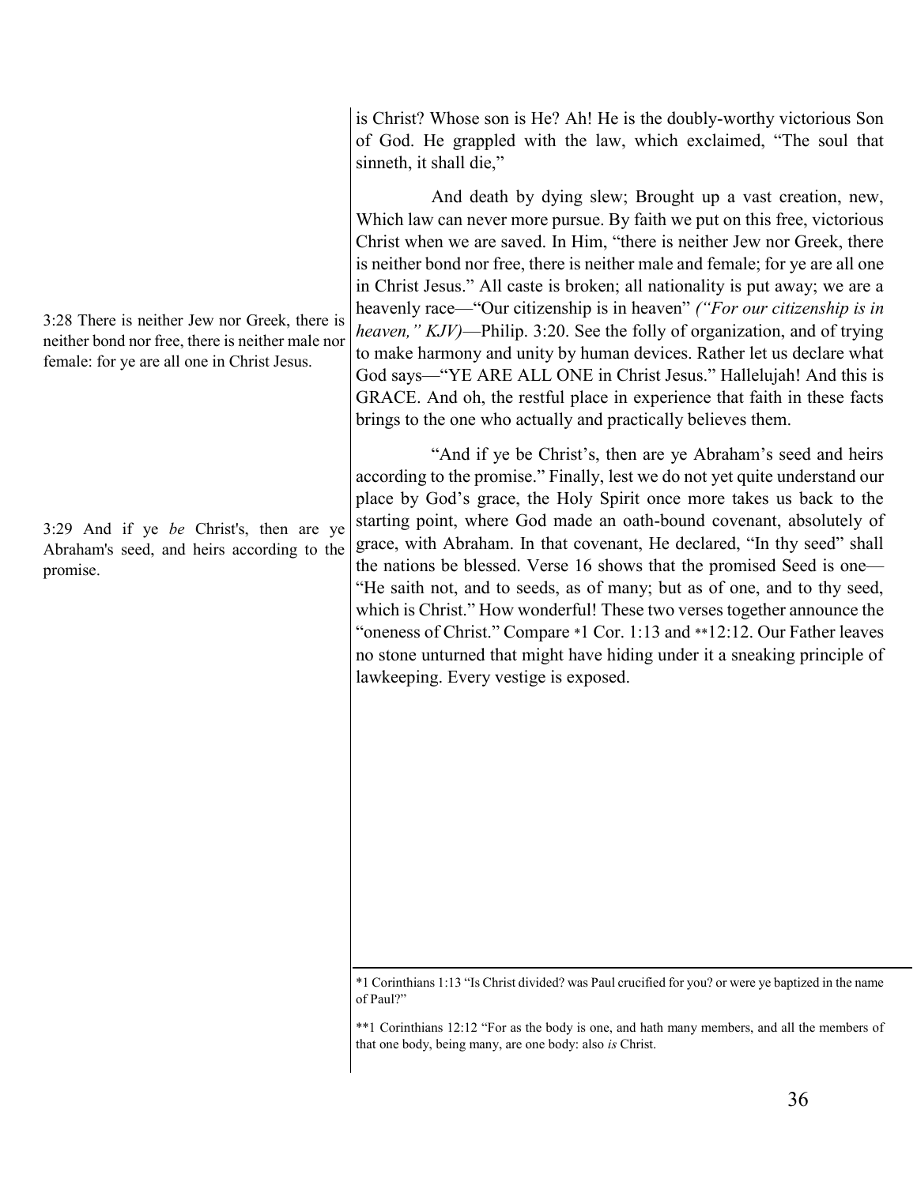is Christ? Whose son is He? Ah! He is the doubly-worthy victorious Son of God. He grappled with the law, which exclaimed, "The soul that sinneth, it shall die,"

And death by dying slew; Brought up a vast creation, new, Which law can never more pursue. By faith we put on this free, victorious Christ when we are saved. In Him, "there is neither Jew nor Greek, there is neither bond nor free, there is neither male and female; for ye are all one in Christ Jesus." All caste is broken; all nationality is put away; we are a heavenly race—"Our citizenship is in heaven" *("For our citizenship is in heaven," KJV)*—Philip. 3:20. See the folly of organization, and of trying to make harmony and unity by human devices. Rather let us declare what God says—"YE ARE ALL ONE in Christ Jesus." Hallelujah! And this is GRACE. And oh, the restful place in experience that faith in these facts brings to the one who actually and practically believes them.

3:28 There is neither Jew nor Greek, there is neither bond nor free, there is neither male nor female: for ye are all one in Christ Jesus.

"And if ye be Christ's, then are ye Abraham's seed and heirs according to the promise." Finally, lest we do not yet quite understand our place by God's grace, the Holy Spirit once more takes us back to the starting point, where God made an oath-bound covenant, absolutely of grace, with Abraham. In that covenant, He declared, "In thy seed" shall the nations be blessed. Verse 16 shows that the promised Seed is one—"He saith not, and to seeds, as of many; but as of one, and to thy seed, which is Christ." How wonderful! These two verses together announce the "oneness of Christ." Compare *1 Cor. 1:13 and **12:12. Our Father leaves no stone unturned that might have hiding under it a sneaking principle of lawkeeping. Every vestige is exposed.

3:29 And if ye *be* Christ's, then are ye Abraham's seed, and heirs according to the promise.

---

*1 Corinthians 1:13 "Is Christ divided? was Paul crucified for you? or were ye baptized in the name of Paul?"

**1 Corinthians 12:12 "For as the body is one, and hath many members, and all the members of that one body, being many, are one body: also *is* Christ.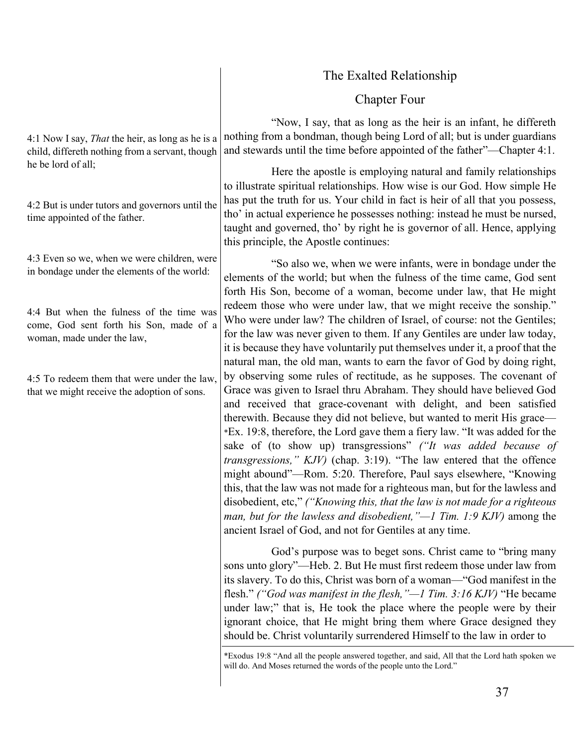## The Exalted Relationship

### Chapter Four

4:1 Now I say, *That* the heir, as long as he is a child, differeth nothing from a servant, though he be lord of all;

4:2 But is under tutors and governors until the time appointed of the father.

4:3 Even so we, when we were children, were in bondage under the elements of the world:

4:4 But when the fulness of the time was come, God sent forth his Son, made of a woman, made under the law,

4:5 To redeem them that were under the law, that we might receive the adoption of sons.

"Now, I say, that as long as the heir is an infant, he differeth nothing from a bondman, though being Lord of all; but is under guardians and stewards until the time before appointed of the father"—Chapter 4:1.

Here the apostle is employing natural and family relationships to illustrate spiritual relationships. How wise is our God. How simple He has put the truth for us. Your child in fact is heir of all that you possess, tho' in actual experience he possesses nothing: instead he must be nursed, taught and governed, tho' by right he is governor of all. Hence, applying this principle, the Apostle continues:

"So also we, when we were infants, were in bondage under the elements of the world; but when the fulness of the time came, God sent forth His Son, become of a woman, become under law, that He might redeem those who were under law, that we might receive the sonship." Who were under law? The children of Israel, of course: not the Gentiles; for the law was never given to them. If any Gentiles are under law today, it is because they have voluntarily put themselves under it, a proof that the natural man, the old man, wants to earn the favor of God by doing right, by observing some rules of rectitude, as he supposes. The covenant of Grace was given to Israel thru Abraham. They should have believed God and received that grace-covenant with delight, and been satisfied therewith. Because they did not believe, but wanted to merit His grace—*Ex. 19:8, therefore, the Lord gave them a fiery law. "It was added for the sake of (to show up) transgressions" *("It was added because of transgressions," KJV)* (chap. 3:19). "The law entered that the offence might abound"—Rom. 5:20. Therefore, Paul says elsewhere, "Knowing this, that the law was not made for a righteous man, but for the lawless and disobedient, etc," *("Knowing this, that the law is not made for a righteous man, but for the lawless and disobedient,"—1 Tim. 1:9 KJV)* among the ancient Israel of God, and not for Gentiles at any time.

God's purpose was to beget sons. Christ came to "bring many sons unto glory"—Heb. 2. But He must first redeem those under law from its slavery. To do this, Christ was born of a woman—"God manifest in the flesh." *("God was manifest in the flesh,"—1 Tim. 3:16 KJV)* "He became under law;" that is, He took the place where the people were by their ignorant choice, that He might bring them where Grace designed they should be. Christ voluntarily surrendered Himself to the law in order to

*Exodus 19:8 "And all the people answered together, and said, All that the Lord hath spoken we will do. And Moses returned the words of the people unto the Lord."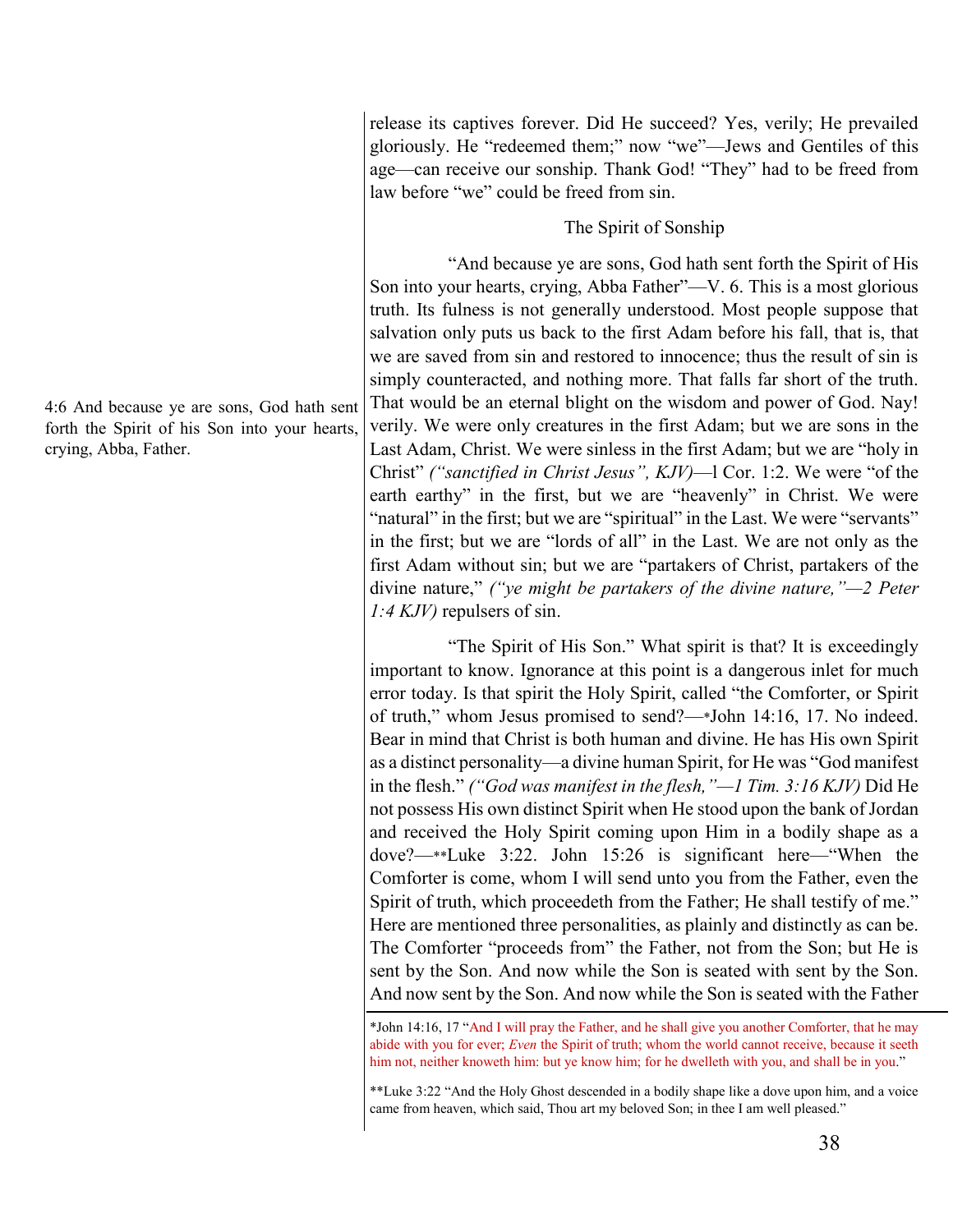release its captives forever. Did He succeed? Yes, verily; He prevailed gloriously. He "redeemed them;" now "we"—Jews and Gentiles of this age—can receive our sonship. Thank God! "They" had to be freed from law before "we" could be freed from sin.

The Spirit of Sonship

4:6 And because ye are sons, God hath sent forth the Spirit of his Son into your hearts, crying, Abba, Father.

"And because ye are sons, God hath sent forth the Spirit of His Son into your hearts, crying, Abba Father"—V. 6. This is a most glorious truth. Its fulness is not generally understood. Most people suppose that salvation only puts us back to the first Adam before his fall, that is, that we are saved from sin and restored to innocence; thus the result of sin is simply counteracted, and nothing more. That falls far short of the truth. That would be an eternal blight on the wisdom and power of God. Nay! verily. We were only creatures in the first Adam; but we are sons in the Last Adam, Christ. We were sinless in the first Adam; but we are "holy in Christ" *("sanctified in Christ Jesus", KJV)*—l Cor. 1:2. We were "of the earth earthy" in the first, but we are "heavenly" in Christ. We were "natural" in the first; but we are "spiritual" in the Last. We were "servants" in the first; but we are "lords of all" in the Last. We are not only as the first Adam without sin; but we are "partakers of Christ, partakers of the divine nature," *("ye might be partakers of the divine nature,"—2 Peter 1:4 KJV)* repulsers of sin.

"The Spirit of His Son." What spirit is that? It is exceedingly important to know. Ignorance at this point is a dangerous inlet for much error today. Is that spirit the Holy Spirit, called "the Comforter, or Spirit of truth," whom Jesus promised to send?—*John 14:16, 17. No indeed. Bear in mind that Christ is both human and divine. He has His own Spirit as a distinct personality—a divine human Spirit, for He was "God manifest in the flesh." *("God was manifest in the flesh,"—1 Tim. 3:16 KJV)* Did He not possess His own distinct Spirit when He stood upon the bank of Jordan and received the Holy Spirit coming upon Him in a bodily shape as a dove?—**Luke 3:22. John 15:26 is significant here—"When the Comforter is come, whom I will send unto you from the Father, even the Spirit of truth, which proceedeth from the Father; He shall testify of me." Here are mentioned three personalities, as plainly and distinctly as can be. The Comforter "proceeds from" the Father, not from the Son; but He is sent by the Son. And now while the Son is seated with sent by the Son. And now sent by the Son. And now while the Son is seated with the Father

---

*John 14:16, 17 "And I will pray the Father, and he shall give you another Comforter, that he may abide with you for ever; *Even* the Spirit of truth; whom the world cannot receive, because it seeth him not, neither knoweth him: but ye know him; for he dwelleth with you, and shall be in you."

**Luke 3:22 "And the Holy Ghost descended in a bodily shape like a dove upon him, and a voice came from heaven, which said, Thou art my beloved Son; in thee I am well pleased."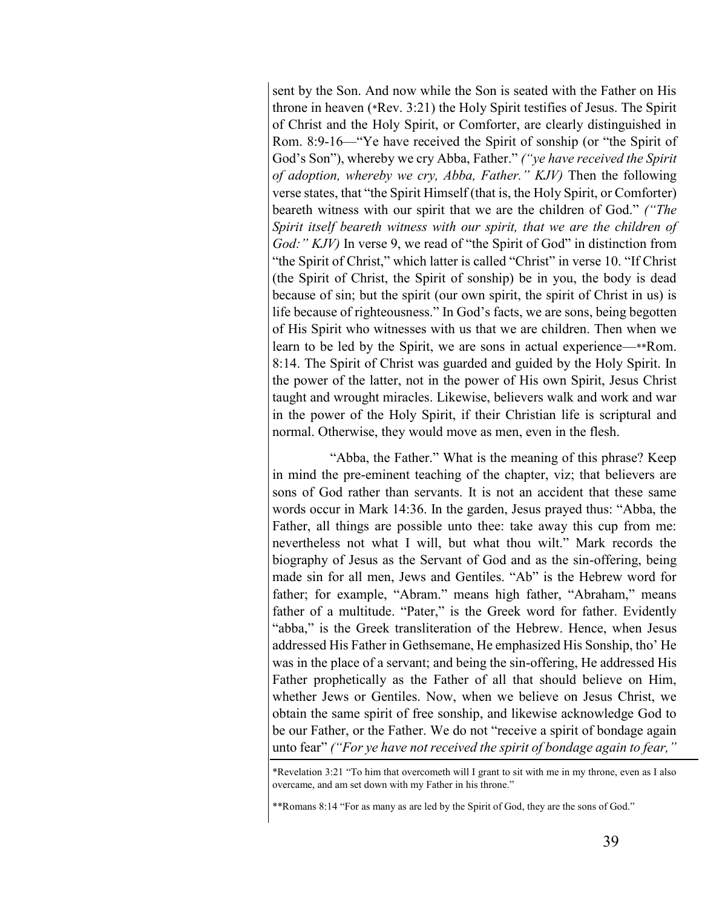sent by the Son. And now while the Son is seated with the Father on His throne in heaven (*Rev. 3:21) the Holy Spirit testifies of Jesus. The Spirit of Christ and the Holy Spirit, or Comforter, are clearly distinguished in Rom. 8:9-16—"Ye have received the Spirit of sonship (or "the Spirit of God's Son"), whereby we cry Abba, Father." *("ye have received the Spirit of adoption, whereby we cry, Abba, Father." KJV)* Then the following verse states, that "the Spirit Himself (that is, the Holy Spirit, or Comforter) beareth witness with our spirit that we are the children of God." *("The Spirit itself beareth witness with our spirit, that we are the children of God:" KJV)* In verse 9, we read of "the Spirit of God" in distinction from "the Spirit of Christ," which latter is called "Christ" in verse 10. "If Christ (the Spirit of Christ, the Spirit of sonship) be in you, the body is dead because of sin; but the spirit (our own spirit, the spirit of Christ in us) is life because of righteousness." In God's facts, we are sons, being begotten of His Spirit who witnesses with us that we are children. Then when we learn to be led by the Spirit, we are sons in actual experience—**Rom. 8:14. The Spirit of Christ was guarded and guided by the Holy Spirit. In the power of the latter, not in the power of His own Spirit, Jesus Christ taught and wrought miracles. Likewise, believers walk and work and war in the power of the Holy Spirit, if their Christian life is scriptural and normal. Otherwise, they would move as men, even in the flesh.

"Abba, the Father." What is the meaning of this phrase? Keep in mind the pre-eminent teaching of the chapter, viz; that believers are sons of God rather than servants. It is not an accident that these same words occur in Mark 14:36. In the garden, Jesus prayed thus: "Abba, the Father, all things are possible unto thee: take away this cup from me: nevertheless not what I will, but what thou wilt." Mark records the biography of Jesus as the Servant of God and as the sin-offering, being made sin for all men, Jews and Gentiles. "Ab" is the Hebrew word for father; for example, "Abram." means high father, "Abraham," means father of a multitude. "Pater," is the Greek word for father. Evidently "abba," is the Greek transliteration of the Hebrew. Hence, when Jesus addressed His Father in Gethsemane, He emphasized His Sonship, tho' He was in the place of a servant; and being the sin-offering, He addressed His Father prophetically as the Father of all that should believe on Him, whether Jews or Gentiles. Now, when we believe on Jesus Christ, we obtain the same spirit of free sonship, and likewise acknowledge God to be our Father, or the Father. We do not "receive a spirit of bondage again unto fear" *("For ye have not received the spirit of bondage again to fear,"*

---

*Revelation 3:21 "To him that overcometh will I grant to sit with me in my throne, even as I also overcame, and am set down with my Father in his throne."

**Romans 8:14 "For as many as are led by the Spirit of God, they are the sons of God."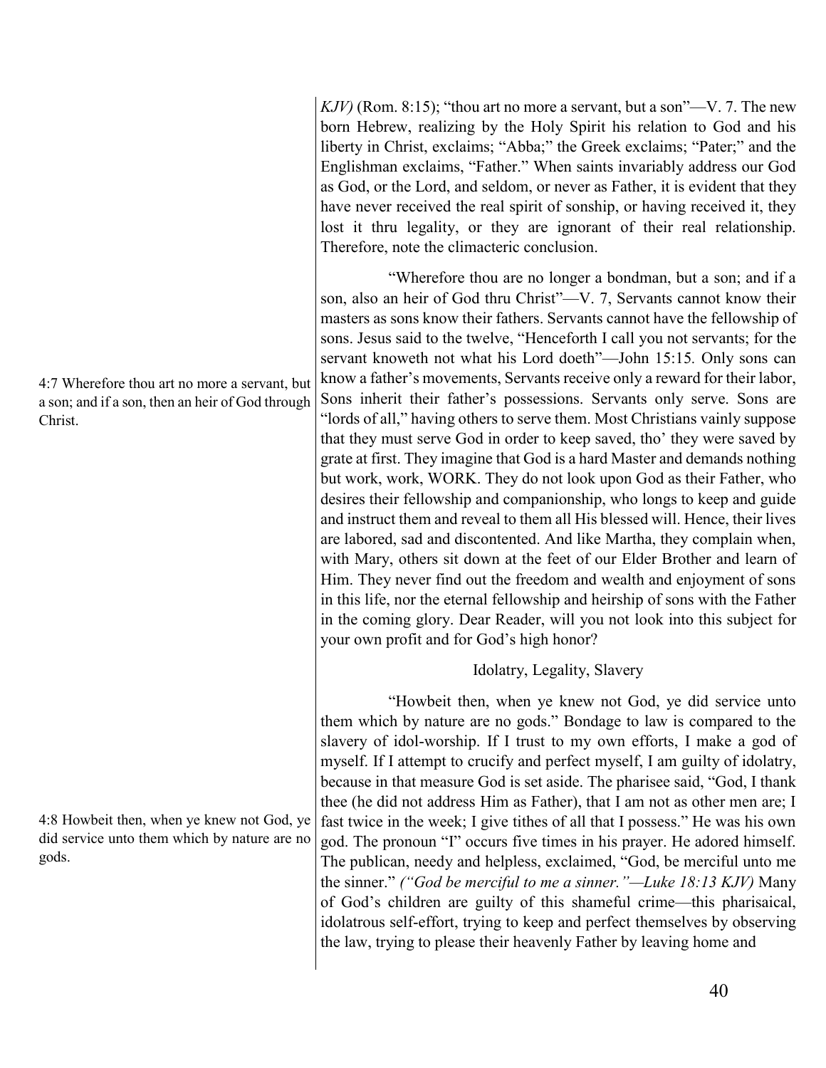*KJV)* (Rom. 8:15); "thou art no more a servant, but a son"—V. 7. The new born Hebrew, realizing by the Holy Spirit his relation to God and his liberty in Christ, exclaims; "Abba;" the Greek exclaims; "Pater;" and the Englishman exclaims, "Father." When saints invariably address our God as God, or the Lord, and seldom, or never as Father, it is evident that they have never received the real spirit of sonship, or having received it, they lost it thru legality, or they are ignorant of their real relationship. Therefore, note the climacteric conclusion.

4:7 Wherefore thou art no more a servant, but a son; and if a son, then an heir of God through Christ.

"Wherefore thou are no longer a bondman, but a son; and if a son, also an heir of God thru Christ"—V. 7, Servants cannot know their masters as sons know their fathers. Servants cannot have the fellowship of sons. Jesus said to the twelve, "Henceforth I call you not servants; for the servant knoweth not what his Lord doeth"—John 15:15. Only sons can know a father's movements, Servants receive only a reward for their labor, Sons inherit their father's possessions. Servants only serve. Sons are "lords of all," having others to serve them. Most Christians vainly suppose that they must serve God in order to keep saved, tho' they were saved by grate at first. They imagine that God is a hard Master and demands nothing but work, work, WORK. They do not look upon God as their Father, who desires their fellowship and companionship, who longs to keep and guide and instruct them and reveal to them all His blessed will. Hence, their lives are labored, sad and discontented. And like Martha, they complain when, with Mary, others sit down at the feet of our Elder Brother and learn of Him. They never find out the freedom and wealth and enjoyment of sons in this life, nor the eternal fellowship and heirship of sons with the Father in the coming glory. Dear Reader, will you not look into this subject for your own profit and for God's high honor?

### Idolatry, Legality, Slavery

4:8 Howbeit then, when ye knew not God, ye did service unto them which by nature are no gods.

"Howbeit then, when ye knew not God, ye did service unto them which by nature are no gods." Bondage to law is compared to the slavery of idol-worship. If I trust to my own efforts, I make a god of myself. If I attempt to crucify and perfect myself, I am guilty of idolatry, because in that measure God is set aside. The pharisee said, "God, I thank thee (he did not address Him as Father), that I am not as other men are; I fast twice in the week; I give tithes of all that I possess." He was his own god. The pronoun "I" occurs five times in his prayer. He adored himself. The publican, needy and helpless, exclaimed, "God, be merciful unto me the sinner." *("God be merciful to me a sinner."—Luke 18:13 KJV)* Many of God's children are guilty of this shameful crime—this pharisaical, idolatrous self-effort, trying to keep and perfect themselves by observing the law, trying to please their heavenly Father by leaving home and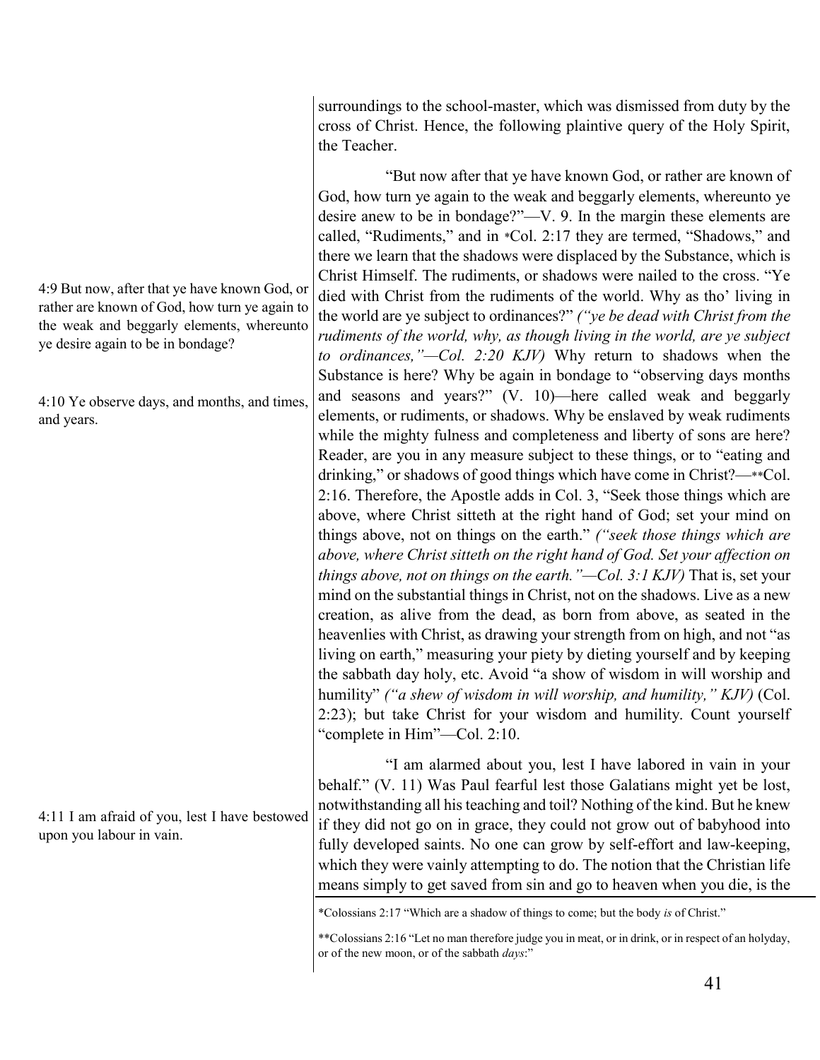surroundings to the school-master, which was dismissed from duty by the cross of Christ. Hence, the following plaintive query of the Holy Spirit, the Teacher.

4:9 But now, after that ye have known God, or rather are known of God, how turn ye again to the weak and beggarly elements, whereunto ye desire again to be in bondage?

4:10 Ye observe days, and months, and times, and years.

"But now after that ye have known God, or rather are known of God, how turn ye again to the weak and beggarly elements, whereunto ye desire anew to be in bondage?"—V. 9. In the margin these elements are called, "Rudiments," and in *Col. 2:17 they are termed, "Shadows," and there we learn that the shadows were displaced by the Substance, which is Christ Himself. The rudiments, or shadows were nailed to the cross. "Ye died with Christ from the rudiments of the world. Why as tho' living in the world are ye subject to ordinances?" *("ye be dead with Christ from the rudiments of the world, why, as though living in the world, are ye subject to ordinances,"—Col. 2:20 KJV)* Why return to shadows when the Substance is here? Why be again in bondage to "observing days months and seasons and years?" (V. 10)—here called weak and beggarly elements, or rudiments, or shadows. Why be enslaved by weak rudiments while the mighty fulness and completeness and liberty of sons are here? Reader, are you in any measure subject to these things, or to "eating and drinking," or shadows of good things which have come in Christ?—**Col. 2:16. Therefore, the Apostle adds in Col. 3, "Seek those things which are above, where Christ sitteth at the right hand of God; set your mind on things above, not on things on the earth." *("seek those things which are above, where Christ sitteth on the right hand of God. Set your affection on things above, not on things on the earth."—Col. 3:1 KJV)* That is, set your mind on the substantial things in Christ, not on the shadows. Live as a new creation, as alive from the dead, as born from above, as seated in the heavenlies with Christ, as drawing your strength from on high, and not "as living on earth," measuring your piety by dieting yourself and by keeping the sabbath day holy, etc. Avoid "a show of wisdom in will worship and humility" *("a shew of wisdom in will worship, and humility," KJV)* (Col. 2:23); but take Christ for your wisdom and humility. Count yourself "complete in Him"—Col. 2:10.

4:11 I am afraid of you, lest I have bestowed upon you labour in vain.

"I am alarmed about you, lest I have labored in vain in your behalf." (V. 11) Was Paul fearful lest those Galatians might yet be lost, notwithstanding all his teaching and toil? Nothing of the kind. But he knew if they did not go on in grace, they could not grow out of babyhood into fully developed saints. No one can grow by self-effort and law-keeping, which they were vainly attempting to do. The notion that the Christian life means simply to get saved from sin and go to heaven when you die, is the

---

*Colossians 2:17 "Which are a shadow of things to come; but the body *is* of Christ."

**Colossians 2:16 "Let no man therefore judge you in meat, or in drink, or in respect of an holyday, or of the new moon, or of the sabbath *days*:"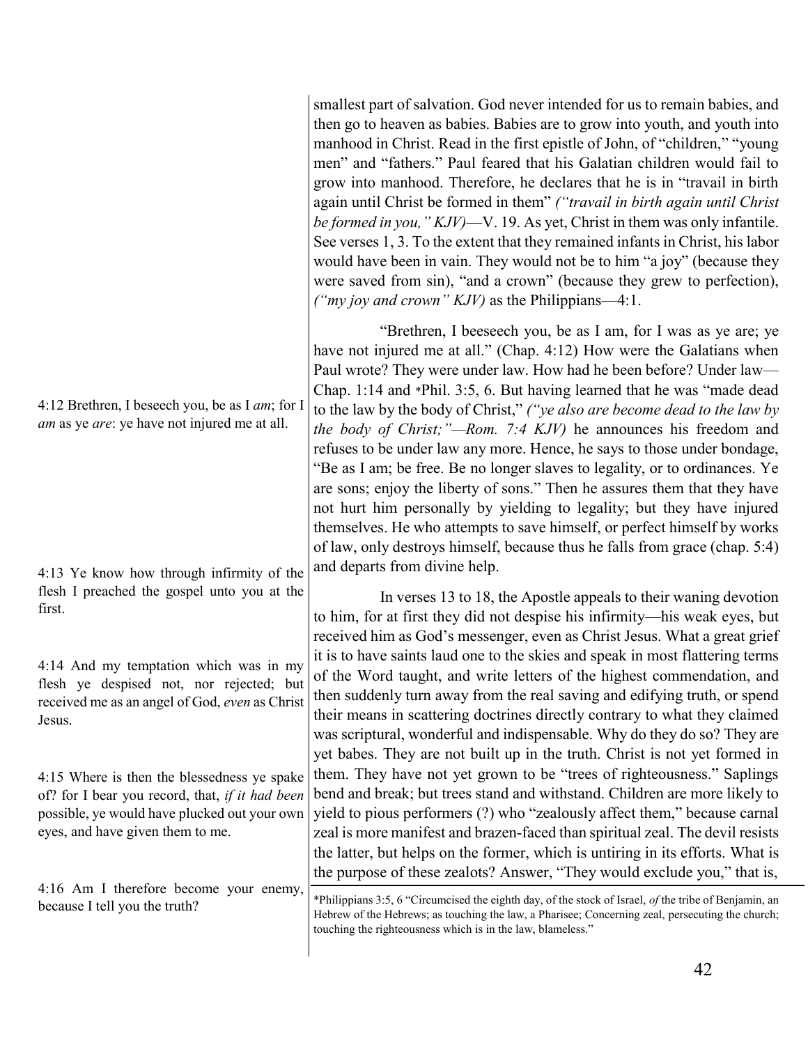smallest part of salvation. God never intended for us to remain babies, and then go to heaven as babies. Babies are to grow into youth, and youth into manhood in Christ. Read in the first epistle of John, of "children," "young men" and "fathers." Paul feared that his Galatian children would fail to grow into manhood. Therefore, he declares that he is in "travail in birth again until Christ be formed in them" *("travail in birth again until Christ be formed in you," KJV)*—V. 19. As yet, Christ in them was only infantile. See verses 1, 3. To the extent that they remained infants in Christ, his labor would have been in vain. They would not be to him "a joy" (because they were saved from sin), "and a crown" (because they grew to perfection), *("my joy and crown" KJV)* as the Philippians—4:1.

4:12 Brethren, I beseech you, be as I *am*; for I *am* as ye *are*: ye have not injured me at all.

"Brethren, I beeseech you, be as I am, for I was as ye are; ye have not injured me at all." (Chap. 4:12) How were the Galatians when Paul wrote? They were under law. How had he been before? Under law—Chap. 1:14 and *Phil. 3:5, 6. But having learned that he was "made dead to the law by the body of Christ," *("ye also are become dead to the law by the body of Christ;"—Rom. 7:4 KJV)* he announces his freedom and refuses to be under law any more. Hence, he says to those under bondage, "Be as I am; be free. Be no longer slaves to legality, or to ordinances. Ye are sons; enjoy the liberty of sons." Then he assures them that they have not hurt him personally by yielding to legality; but they have injured themselves. He who attempts to save himself, or perfect himself by works of law, only destroys himself, because thus he falls from grace (chap. 5:4) and departs from divine help.

4:13 Ye know how through infirmity of the flesh I preached the gospel unto you at the first.

4:14 And my temptation which was in my flesh ye despised not, nor rejected; but received me as an angel of God, *even* as Christ Jesus.

4:15 Where is then the blessedness ye spake of? for I bear you record, that, *if it had been* possible, ye would have plucked out your own eyes, and have given them to me.

4:16 Am I therefore become your enemy, because I tell you the truth?

In verses 13 to 18, the Apostle appeals to their waning devotion to him, for at first they did not despise his infirmity—his weak eyes, but received him as God's messenger, even as Christ Jesus. What a great grief it is to have saints laud one to the skies and speak in most flattering terms of the Word taught, and write letters of the highest commendation, and then suddenly turn away from the real saving and edifying truth, or spend their means in scattering doctrines directly contrary to what they claimed was scriptural, wonderful and indispensable. Why do they do so? They are yet babes. They are not built up in the truth. Christ is not yet formed in them. They have not yet grown to be "trees of righteousness." Saplings bend and break; but trees stand and withstand. Children are more likely to yield to pious performers (?) who "zealously affect them," because carnal zeal is more manifest and brazen-faced than spiritual zeal. The devil resists the latter, but helps on the former, which is untiring in its efforts. What is the purpose of these zealots? Answer, "They would exclude you," that is,

*Philippians 3:5, 6 "Circumcised the eighth day, of the stock of Israel, *of* the tribe of Benjamin, an Hebrew of the Hebrews; as touching the law, a Pharisee; Concerning zeal, persecuting the church; touching the righteousness which is in the law, blameless."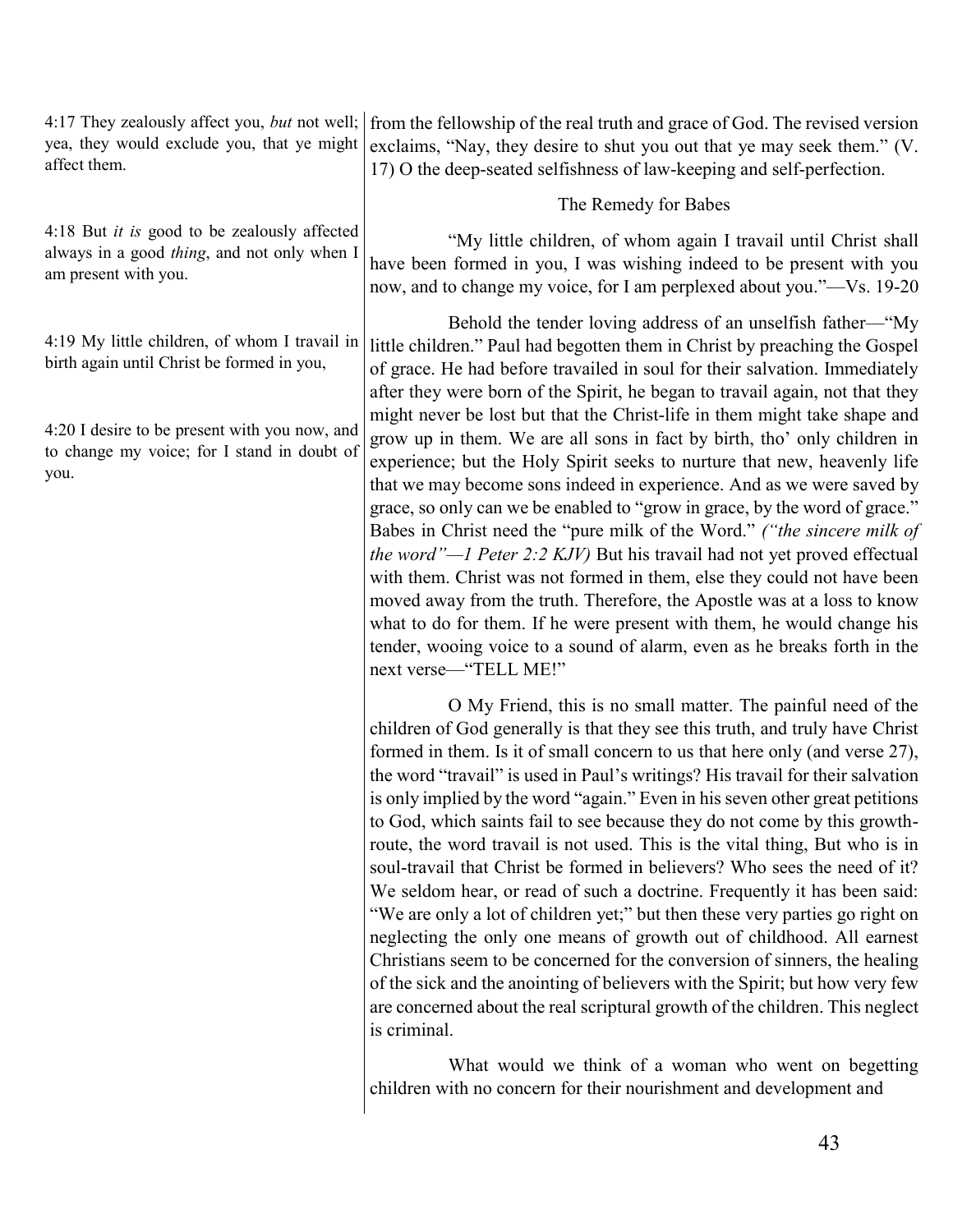4:17 They zealously affect you, *but* not well; yea, they would exclude you, that ye might affect them.

from the fellowship of the real truth and grace of God. The revised version exclaims, "Nay, they desire to shut you out that ye may seek them." (V. 17) O the deep-seated selfishness of law-keeping and self-perfection.

### The Remedy for Babes

4:18 But *it is* good to be zealously affected always in a good *thing*, and not only when I am present with you.

"My little children, of whom again I travail until Christ shall have been formed in you, I was wishing indeed to be present with you now, and to change my voice, for I am perplexed about you."—Vs. 19-20

4:19 My little children, of whom I travail in birth again until Christ be formed in you,

4:20 I desire to be present with you now, and to change my voice; for I stand in doubt of you.

Behold the tender loving address of an unselfish father—"My little children." Paul had begotten them in Christ by preaching the Gospel of grace. He had before travailed in soul for their salvation. Immediately after they were born of the Spirit, he began to travail again, not that they might never be lost but that the Christ-life in them might take shape and grow up in them. We are all sons in fact by birth, tho' only children in experience; but the Holy Spirit seeks to nurture that new, heavenly life that we may become sons indeed in experience. And as we were saved by grace, so only can we be enabled to "grow in grace, by the word of grace." Babes in Christ need the "pure milk of the Word." *("the sincere milk of the word"—1 Peter 2:2 KJV)* But his travail had not yet proved effectual with them. Christ was not formed in them, else they could not have been moved away from the truth. Therefore, the Apostle was at a loss to know what to do for them. If he were present with them, he would change his tender, wooing voice to a sound of alarm, even as he breaks forth in the next verse—"TELL ME!"

O My Friend, this is no small matter. The painful need of the children of God generally is that they see this truth, and truly have Christ formed in them. Is it of small concern to us that here only (and verse 27), the word "travail" is used in Paul's writings? His travail for their salvation is only implied by the word "again." Even in his seven other great petitions to God, which saints fail to see because they do not come by this growth-route, the word travail is not used. This is the vital thing, But who is in soul-travail that Christ be formed in believers? Who sees the need of it? We seldom hear, or read of such a doctrine. Frequently it has been said: "We are only a lot of children yet;" but then these very parties go right on neglecting the only one means of growth out of childhood. All earnest Christians seem to be concerned for the conversion of sinners, the healing of the sick and the anointing of believers with the Spirit; but how very few are concerned about the real scriptural growth of the children. This neglect is criminal.

What would we think of a woman who went on begetting children with no concern for their nourishment and development and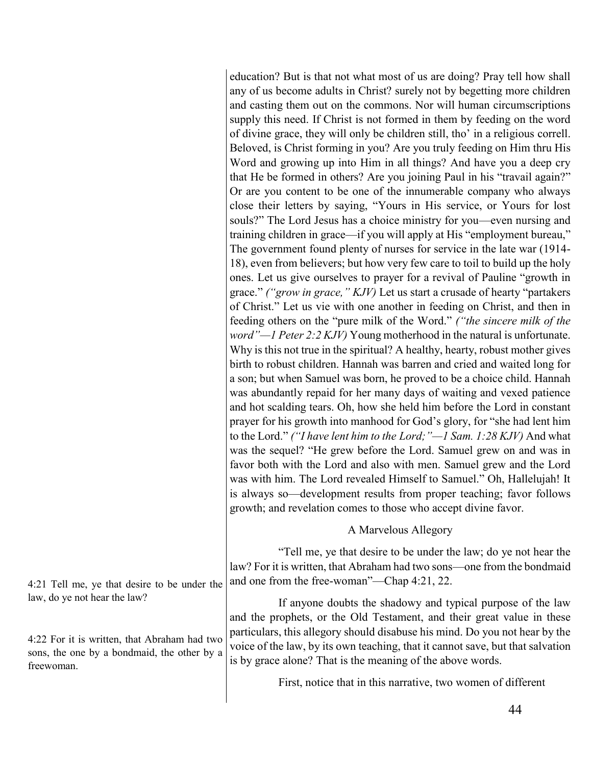education? But is that not what most of us are doing? Pray tell how shall any of us become adults in Christ? surely not by begetting more children and casting them out on the commons. Nor will human circumscriptions supply this need. If Christ is not formed in them by feeding on the word of divine grace, they will only be children still, tho' in a religious correll. Beloved, is Christ forming in you? Are you truly feeding on Him thru His Word and growing up into Him in all things? And have you a deep cry that He be formed in others? Are you joining Paul in his "travail again?" Or are you content to be one of the innumerable company who always close their letters by saying, "Yours in His service, or Yours for lost souls?" The Lord Jesus has a choice ministry for you—even nursing and training children in grace—if you will apply at His "employment bureau," The government found plenty of nurses for service in the late war (1914-18), even from believers; but how very few care to toil to build up the holy ones. Let us give ourselves to prayer for a revival of Pauline "growth in grace." *("grow in grace," KJV)* Let us start a crusade of hearty "partakers of Christ." Let us vie with one another in feeding on Christ, and then in feeding others on the "pure milk of the Word." *("the sincere milk of the word"—1 Peter 2:2 KJV)* Young motherhood in the natural is unfortunate. Why is this not true in the spiritual? A healthy, hearty, robust mother gives birth to robust children. Hannah was barren and cried and waited long for a son; but when Samuel was born, he proved to be a choice child. Hannah was abundantly repaid for her many days of waiting and vexed patience and hot scalding tears. Oh, how she held him before the Lord in constant prayer for his growth into manhood for God's glory, for "she had lent him to the Lord." *("I have lent him to the Lord;"—1 Sam. 1:28 KJV)* And what was the sequel? "He grew before the Lord. Samuel grew on and was in favor both with the Lord and also with men. Samuel grew and the Lord was with him. The Lord revealed Himself to Samuel." Oh, Hallelujah! It is always so—development results from proper teaching; favor follows growth; and revelation comes to those who accept divine favor.

## A Marvelous Allegory

4:21 Tell me, ye that desire to be under the law, do ye not hear the law?

4:22 For it is written, that Abraham had two sons, the one by a bondmaid, the other by a freewoman.

"Tell me, ye that desire to be under the law; do ye not hear the law? For it is written, that Abraham had two sons—one from the bondmaid and one from the free-woman"—Chap 4:21, 22.

If anyone doubts the shadowy and typical purpose of the law and the prophets, or the Old Testament, and their great value in these particulars, this allegory should disabuse his mind. Do you not hear by the voice of the law, by its own teaching, that it cannot save, but that salvation is by grace alone? That is the meaning of the above words.

First, notice that in this narrative, two women of different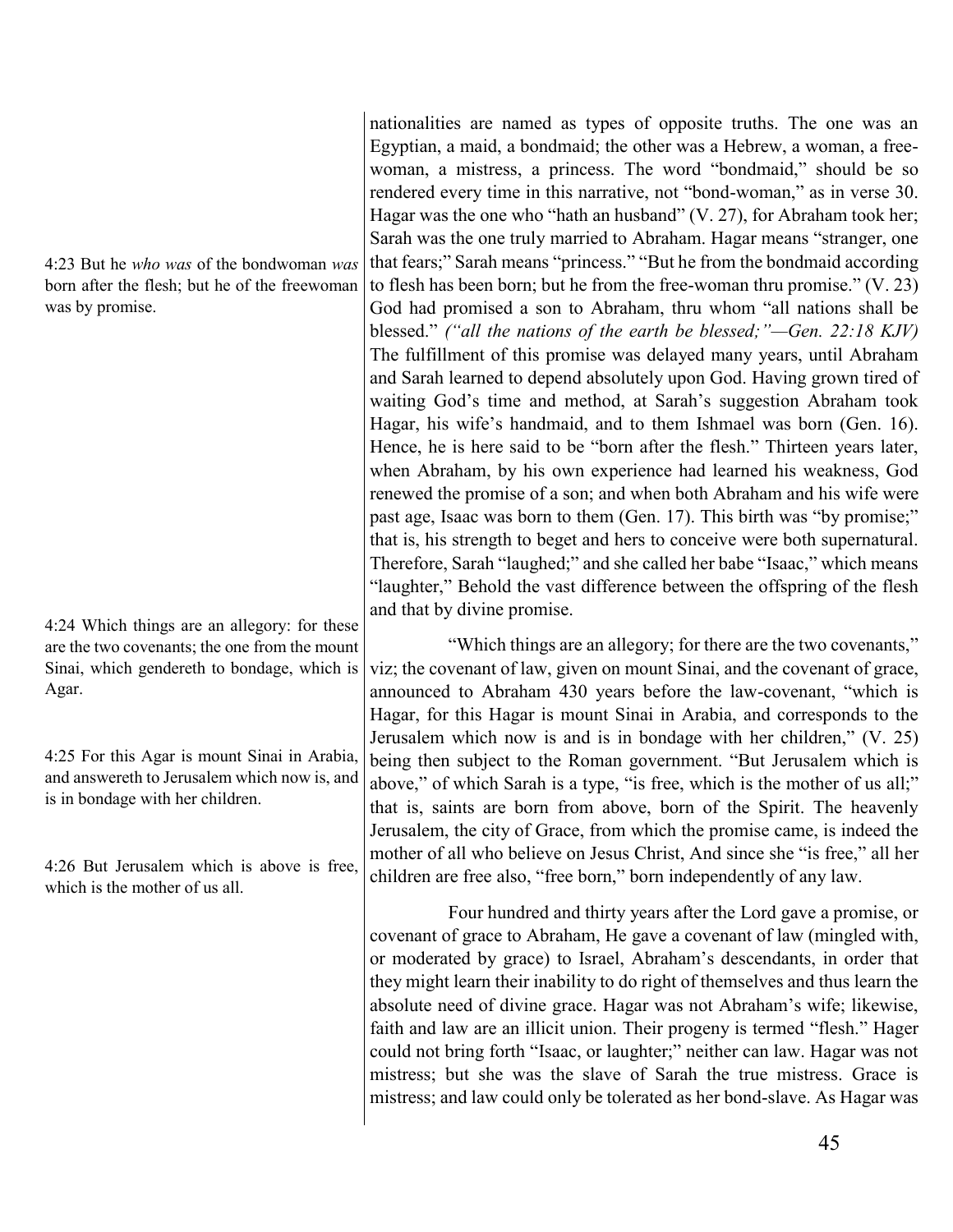nationalities are named as types of opposite truths. The one was an Egyptian, a maid, a bondmaid; the other was a Hebrew, a woman, a free-woman, a mistress, a princess. The word "bondmaid," should be so rendered every time in this narrative, not "bond-woman," as in verse 30. Hagar was the one who "hath an husband" (V. 27), for Abraham took her; Sarah was the one truly married to Abraham. Hagar means "stranger, one that fears;" Sarah means "princess." "But he from the bondmaid according to flesh has been born; but he from the free-woman thru promise." (V. 23) God had promised a son to Abraham, thru whom "all nations shall be blessed." *("all the nations of the earth be blessed;"—Gen. 22:18 KJV)* The fulfillment of this promise was delayed many years, until Abraham and Sarah learned to depend absolutely upon God. Having grown tired of waiting God's time and method, at Sarah's suggestion Abraham took Hagar, his wife's handmaid, and to them Ishmael was born (Gen. 16). Hence, he is here said to be "born after the flesh." Thirteen years later, when Abraham, by his own experience had learned his weakness, God renewed the promise of a son; and when both Abraham and his wife were past age, Isaac was born to them (Gen. 17). This birth was "by promise;" that is, his strength to beget and hers to conceive were both supernatural. Therefore, Sarah "laughed;" and she called her babe "Isaac," which means "laughter," Behold the vast difference between the offspring of the flesh and that by divine promise.

4:23 But he *who was* of the bondwoman *was* born after the flesh; but he of the freewoman was by promise.

4:24 Which things are an allegory: for these are the two covenants; the one from the mount Sinai, which gendereth to bondage, which is Agar.

4:25 For this Agar is mount Sinai in Arabia, and answereth to Jerusalem which now is, and is in bondage with her children.

4:26 But Jerusalem which is above is free, which is the mother of us all.

"Which things are an allegory; for there are the two covenants," viz; the covenant of law, given on mount Sinai, and the covenant of grace, announced to Abraham 430 years before the law-covenant, "which is Hagar, for this Hagar is mount Sinai in Arabia, and corresponds to the Jerusalem which now is and is in bondage with her children," (V. 25) being then subject to the Roman government. "But Jerusalem which is above," of which Sarah is a type, "is free, which is the mother of us all;" that is, saints are born from above, born of the Spirit. The heavenly Jerusalem, the city of Grace, from which the promise came, is indeed the mother of all who believe on Jesus Christ, And since she "is free," all her children are free also, "free born," born independently of any law.

Four hundred and thirty years after the Lord gave a promise, or covenant of grace to Abraham, He gave a covenant of law (mingled with, or moderated by grace) to Israel, Abraham's descendants, in order that they might learn their inability to do right of themselves and thus learn the absolute need of divine grace. Hagar was not Abraham's wife; likewise, faith and law are an illicit union. Their progeny is termed "flesh." Hager could not bring forth "Isaac, or laughter;" neither can law. Hagar was not mistress; but she was the slave of Sarah the true mistress. Grace is mistress; and law could only be tolerated as her bond-slave. As Hagar was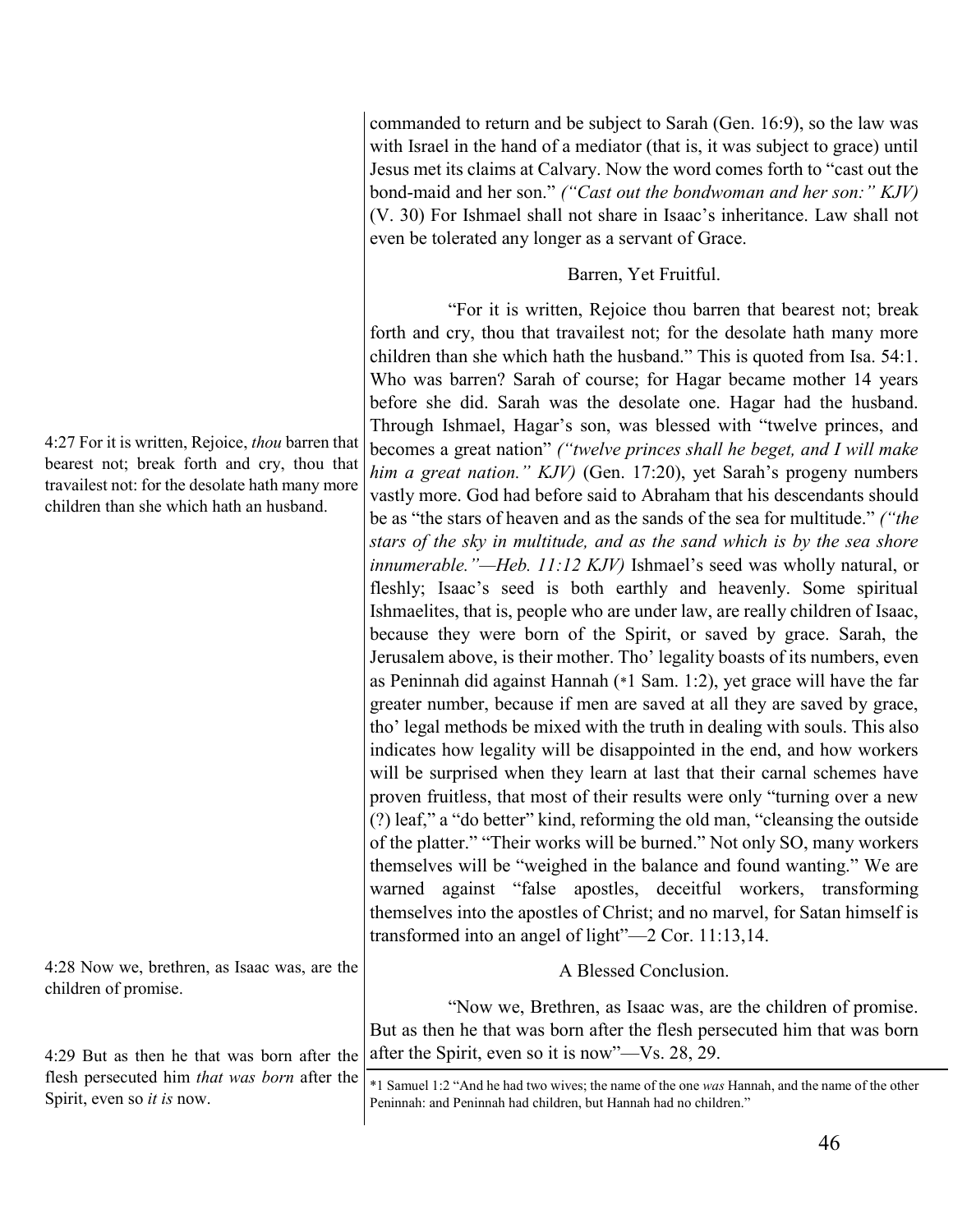commanded to return and be subject to Sarah (Gen. 16:9), so the law was with Israel in the hand of a mediator (that is, it was subject to grace) until Jesus met its claims at Calvary. Now the word comes forth to "cast out the bond-maid and her son." *("Cast out the bondwoman and her son:" KJV)* (V. 30) For Ishmael shall not share in Isaac's inheritance. Law shall not even be tolerated any longer as a servant of Grace.

### Barren, Yet Fruitful.

4:27 For it is written, Rejoice, *thou* barren that bearest not; break forth and cry, thou that travailest not: for the desolate hath many more children than she which hath an husband.

"For it is written, Rejoice thou barren that bearest not; break forth and cry, thou that travailest not; for the desolate hath many more children than she which hath the husband." This is quoted from Isa. 54:1. Who was barren? Sarah of course; for Hagar became mother 14 years before she did. Sarah was the desolate one. Hagar had the husband. Through Ishmael, Hagar's son, was blessed with "twelve princes, and becomes a great nation" *("twelve princes shall he beget, and I will make him a great nation." KJV)* (Gen. 17:20), yet Sarah's progeny numbers vastly more. God had before said to Abraham that his descendants should be as "the stars of heaven and as the sands of the sea for multitude." *("the stars of the sky in multitude, and as the sand which is by the sea shore innumerable."—Heb. 11:12 KJV)* Ishmael's seed was wholly natural, or fleshly; Isaac's seed is both earthly and heavenly. Some spiritual Ishmaelites, that is, people who are under law, are really children of Isaac, because they were born of the Spirit, or saved by grace. Sarah, the Jerusalem above, is their mother. Tho' legality boasts of its numbers, even as Peninnah did against Hannah (*1 Sam. 1:2), yet grace will have the far greater number, because if men are saved at all they are saved by grace, tho' legal methods be mixed with the truth in dealing with souls. This also indicates how legality will be disappointed in the end, and how workers will be surprised when they learn at last that their carnal schemes have proven fruitless, that most of their results were only "turning over a new (?) leaf," a "do better" kind, reforming the old man, "cleansing the outside of the platter." "Their works will be burned." Not only SO, many workers themselves will be "weighed in the balance and found wanting." We are warned against "false apostles, deceitful workers, transforming themselves into the apostles of Christ; and no marvel, for Satan himself is transformed into an angel of light"—2 Cor. 11:13,14.

### A Blessed Conclusion.

4:28 Now we, brethren, as Isaac was, are the children of promise.

4:29 But as then he that was born after the flesh persecuted him *that was born* after the Spirit, even so *it is* now.

"Now we, Brethren, as Isaac was, are the children of promise. But as then he that was born after the flesh persecuted him that was born after the Spirit, even so it is now"—Vs. 28, 29.

---

*1 Samuel 1:2 "And he had two wives; the name of the one *was* Hannah, and the name of the other Peninnah: and Peninnah had children, but Hannah had no children."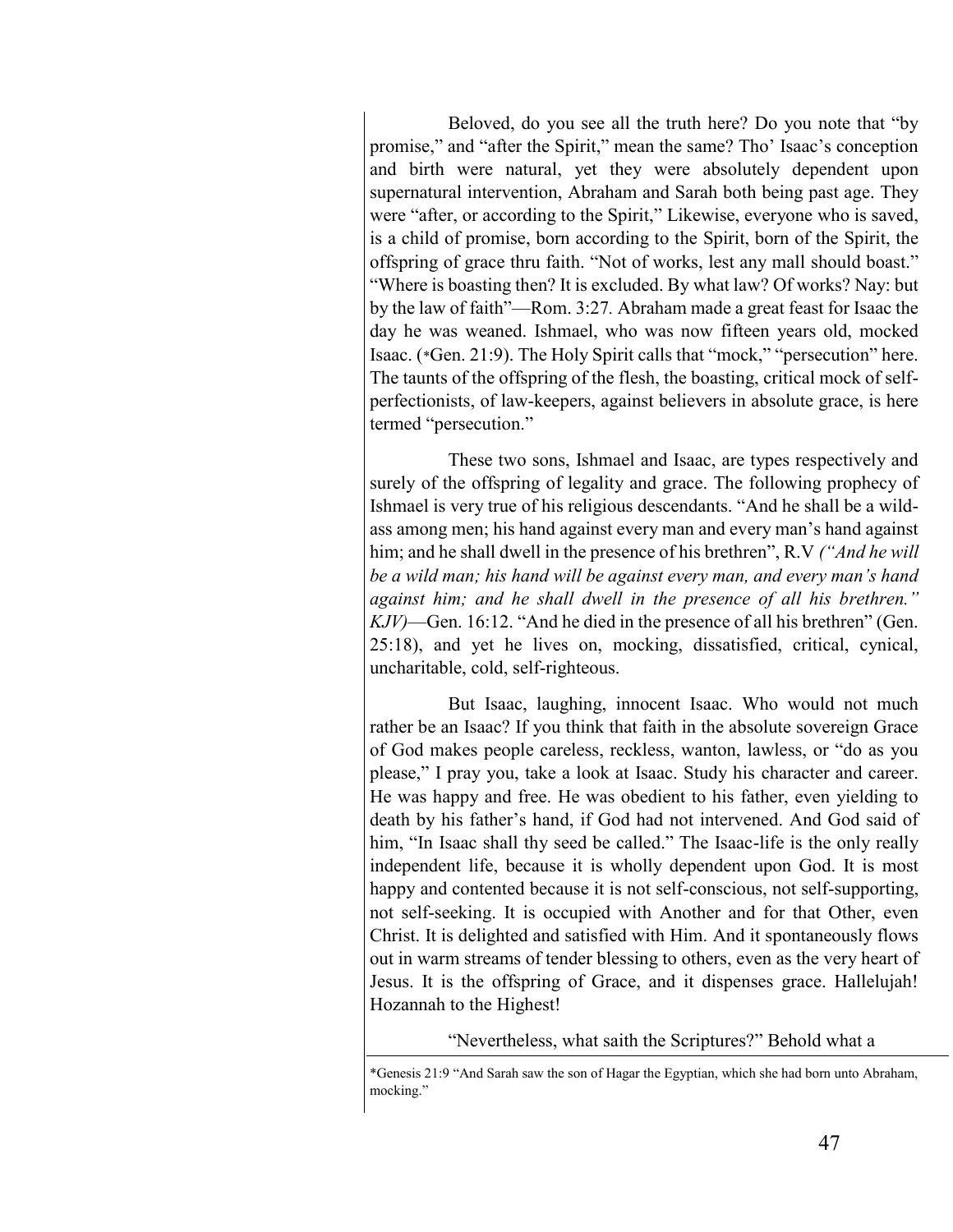Beloved, do you see all the truth here? Do you note that "by promise," and "after the Spirit," mean the same? Tho' Isaac's conception and birth were natural, yet they were absolutely dependent upon supernatural intervention, Abraham and Sarah both being past age. They were "after, or according to the Spirit," Likewise, everyone who is saved, is a child of promise, born according to the Spirit, born of the Spirit, the offspring of grace thru faith. "Not of works, lest any mall should boast." "Where is boasting then? It is excluded. By what law? Of works? Nay: but by the law of faith"—Rom. 3:27. Abraham made a great feast for Isaac the day he was weaned. Ishmael, who was now fifteen years old, mocked Isaac. (*Gen. 21:9). The Holy Spirit calls that "mock," "persecution" here. The taunts of the offspring of the flesh, the boasting, critical mock of self-perfectionists, of law-keepers, against believers in absolute grace, is here termed "persecution."

These two sons, Ishmael and Isaac, are types respectively and surely of the offspring of legality and grace. The following prophecy of Ishmael is very true of his religious descendants. "And he shall be a wild-ass among men; his hand against every man and every man's hand against him; and he shall dwell in the presence of his brethren", R.V *("And he will be a wild man; his hand will be against every man, and every man's hand against him; and he shall dwell in the presence of all his brethren." KJV)*—Gen. 16:12. "And he died in the presence of all his brethren" (Gen. 25:18), and yet he lives on, mocking, dissatisfied, critical, cynical, uncharitable, cold, self-righteous.

But Isaac, laughing, innocent Isaac. Who would not much rather be an Isaac? If you think that faith in the absolute sovereign Grace of God makes people careless, reckless, wanton, lawless, or "do as you please," I pray you, take a look at Isaac. Study his character and career. He was happy and free. He was obedient to his father, even yielding to death by his father's hand, if God had not intervened. And God said of him, "In Isaac shall thy seed be called." The Isaac-life is the only really independent life, because it is wholly dependent upon God. It is most happy and contented because it is not self-conscious, not self-supporting, not self-seeking. It is occupied with Another and for that Other, even Christ. It is delighted and satisfied with Him. And it spontaneously flows out in warm streams of tender blessing to others, even as the very heart of Jesus. It is the offspring of Grace, and it dispenses grace. Hallelujah! Hozannah to the Highest!

"Nevertheless, what saith the Scriptures?" Behold what a

---

*Genesis 21:9 "And Sarah saw the son of Hagar the Egyptian, which she had born unto Abraham, mocking."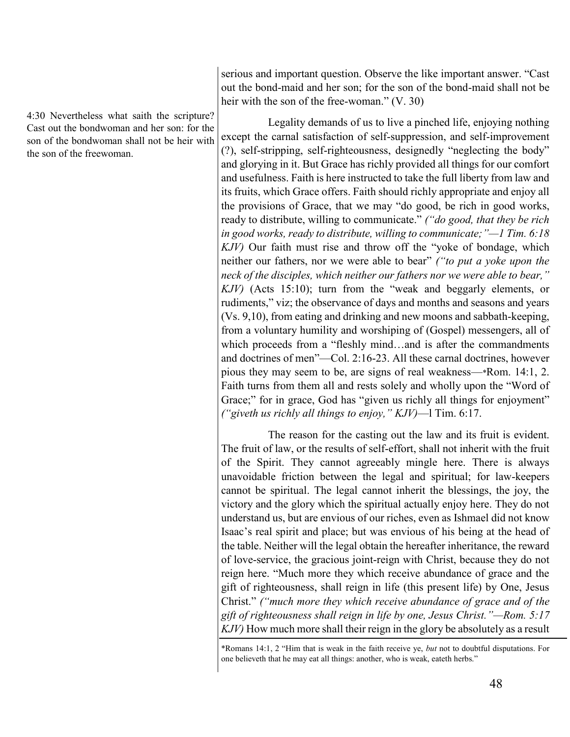serious and important question. Observe the like important answer. "Cast out the bond-maid and her son; for the son of the bond-maid shall not be heir with the son of the free-woman." (V. 30)

4:30 Nevertheless what saith the scripture? Cast out the bondwoman and her son: for the son of the bondwoman shall not be heir with the son of the freewoman.

Legality demands of us to live a pinched life, enjoying nothing except the carnal satisfaction of self-suppression, and self-improvement (?), self-stripping, self-righteousness, designedly "neglecting the body" and glorying in it. But Grace has richly provided all things for our comfort and usefulness. Faith is here instructed to take the full liberty from law and its fruits, which Grace offers. Faith should richly appropriate and enjoy all the provisions of Grace, that we may "do good, be rich in good works, ready to distribute, willing to communicate." *("do good, that they be rich in good works, ready to distribute, willing to communicate;"—1 Tim. 6:18 KJV)* Our faith must rise and throw off the "yoke of bondage, which neither our fathers, nor we were able to bear" *("to put a yoke upon the neck of the disciples, which neither our fathers nor we were able to bear," KJV)* (Acts 15:10); turn from the "weak and beggarly elements, or rudiments," viz; the observance of days and months and seasons and years (Vs. 9,10), from eating and drinking and new moons and sabbath-keeping, from a voluntary humility and worshiping of (Gospel) messengers, all of which proceeds from a "fleshly mind…and is after the commandments and doctrines of men"—Col. 2:16-23. All these carnal doctrines, however pious they may seem to be, are signs of real weakness—*Rom. 14:1, 2. Faith turns from them all and rests solely and wholly upon the "Word of Grace;" for in grace, God has "given us richly all things for enjoyment" *("giveth us richly all things to enjoy," KJV)*—l Tim. 6:17.

The reason for the casting out the law and its fruit is evident. The fruit of law, or the results of self-effort, shall not inherit with the fruit of the Spirit. They cannot agreeably mingle here. There is always unavoidable friction between the legal and spiritual; for law-keepers cannot be spiritual. The legal cannot inherit the blessings, the joy, the victory and the glory which the spiritual actually enjoy here. They do not understand us, but are envious of our riches, even as Ishmael did not know Isaac's real spirit and place; but was envious of his being at the head of the table. Neither will the legal obtain the hereafter inheritance, the reward of love-service, the gracious joint-reign with Christ, because they do not reign here. "Much more they which receive abundance of grace and the gift of righteousness, shall reign in life (this present life) by One, Jesus Christ." *("much more they which receive abundance of grace and of the gift of righteousness shall reign in life by one, Jesus Christ."—Rom. 5:17 KJV)* How much more shall their reign in the glory be absolutely as a result

*Romans 14:1, 2 "Him that is weak in the faith receive ye, *but* not to doubtful disputations. For one believeth that he may eat all things: another, who is weak, eateth herbs."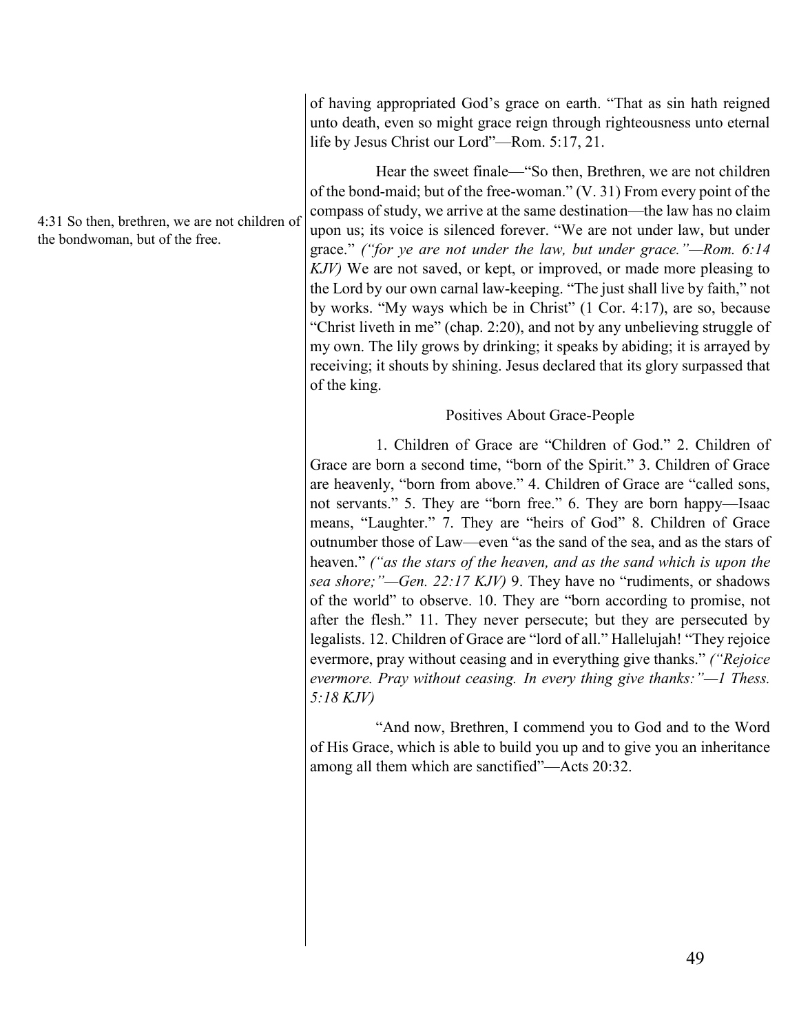of having appropriated God's grace on earth. "That as sin hath reigned unto death, even so might grace reign through righteousness unto eternal life by Jesus Christ our Lord"—Rom. 5:17, 21.

4:31 So then, brethren, we are not children of the bondwoman, but of the free.

Hear the sweet finale—"So then, Brethren, we are not children of the bond-maid; but of the free-woman." (V. 31) From every point of the compass of study, we arrive at the same destination—the law has no claim upon us; its voice is silenced forever. "We are not under law, but under grace." *("for ye are not under the law, but under grace."—Rom. 6:14 KJV)* We are not saved, or kept, or improved, or made more pleasing to the Lord by our own carnal law-keeping. "The just shall live by faith," not by works. "My ways which be in Christ" (1 Cor. 4:17), are so, because "Christ liveth in me" (chap. 2:20), and not by any unbelieving struggle of my own. The lily grows by drinking; it speaks by abiding; it is arrayed by receiving; it shouts by shining. Jesus declared that its glory surpassed that of the king.

### Positives About Grace-People

1. Children of Grace are "Children of God." 2. Children of Grace are born a second time, "born of the Spirit." 3. Children of Grace are heavenly, "born from above." 4. Children of Grace are "called sons, not servants." 5. They are "born free." 6. They are born happy—Isaac means, "Laughter." 7. They are "heirs of God" 8. Children of Grace outnumber those of Law—even "as the sand of the sea, and as the stars of heaven." *("as the stars of the heaven, and as the sand which is upon the sea shore;"—Gen. 22:17 KJV)* 9. They have no "rudiments, or shadows of the world" to observe. 10. They are "born according to promise, not after the flesh." 11. They never persecute; but they are persecuted by legalists. 12. Children of Grace are "lord of all." Hallelujah! "They rejoice evermore, pray without ceasing and in everything give thanks." *("Rejoice evermore. Pray without ceasing. In every thing give thanks:"—1 Thess. 5:18 KJV)*

"And now, Brethren, I commend you to God and to the Word of His Grace, which is able to build you up and to give you an inheritance among all them which are sanctified"—Acts 20:32.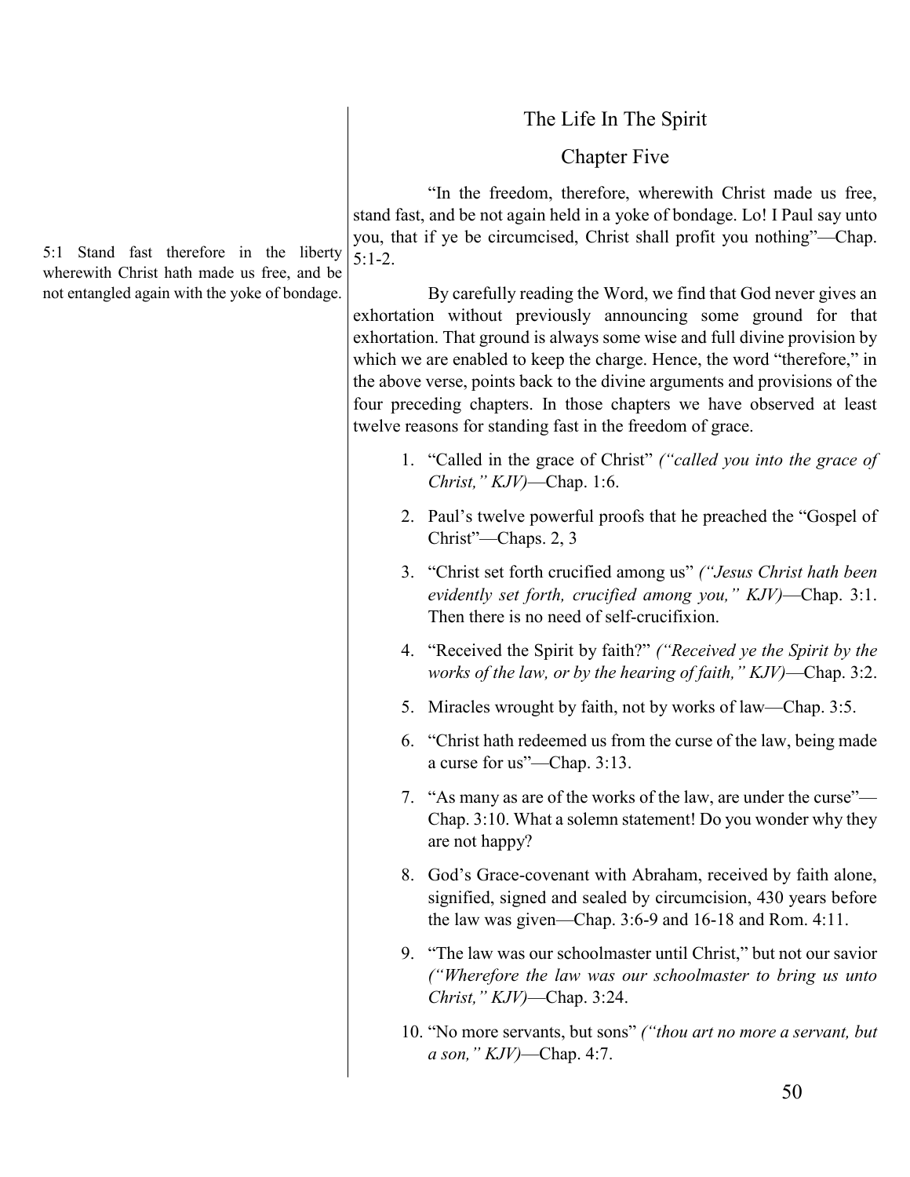## The Life In The Spirit

## Chapter Five

"In the freedom, therefore, wherewith Christ made us free, stand fast, and be not again held in a yoke of bondage. Lo! I Paul say unto you, that if ye be circumcised, Christ shall profit you nothing"—Chap. 5:1-2.

5:1 Stand fast therefore in the liberty wherewith Christ hath made us free, and be not entangled again with the yoke of bondage.

By carefully reading the Word, we find that God never gives an exhortation without previously announcing some ground for that exhortation. That ground is always some wise and full divine provision by which we are enabled to keep the charge. Hence, the word "therefore," in the above verse, points back to the divine arguments and provisions of the four preceding chapters. In those chapters we have observed at least twelve reasons for standing fast in the freedom of grace.

1. "Called in the grace of Christ" *("called you into the grace of Christ," KJV)*—Chap. 1:6.
2. Paul's twelve powerful proofs that he preached the "Gospel of Christ"—Chaps. 2, 3
3. "Christ set forth crucified among us" *("Jesus Christ hath been evidently set forth, crucified among you," KJV)*—Chap. 3:1. Then there is no need of self-crucifixion.
4. "Received the Spirit by faith?" *("Received ye the Spirit by the works of the law, or by the hearing of faith," KJV)*—Chap. 3:2.
5. Miracles wrought by faith, not by works of law—Chap. 3:5.
6. "Christ hath redeemed us from the curse of the law, being made a curse for us"—Chap. 3:13.
7. "As many as are of the works of the law, are under the curse"—Chap. 3:10. What a solemn statement! Do you wonder why they are not happy?
8. God's Grace-covenant with Abraham, received by faith alone, signified, signed and sealed by circumcision, 430 years before the law was given—Chap. 3:6-9 and 16-18 and Rom. 4:11.
9. "The law was our schoolmaster until Christ," but not our savior *("Wherefore the law was our schoolmaster to bring us unto Christ," KJV)*—Chap. 3:24.
10. "No more servants, but sons" *("thou art no more a servant, but a son," KJV)*—Chap. 4:7.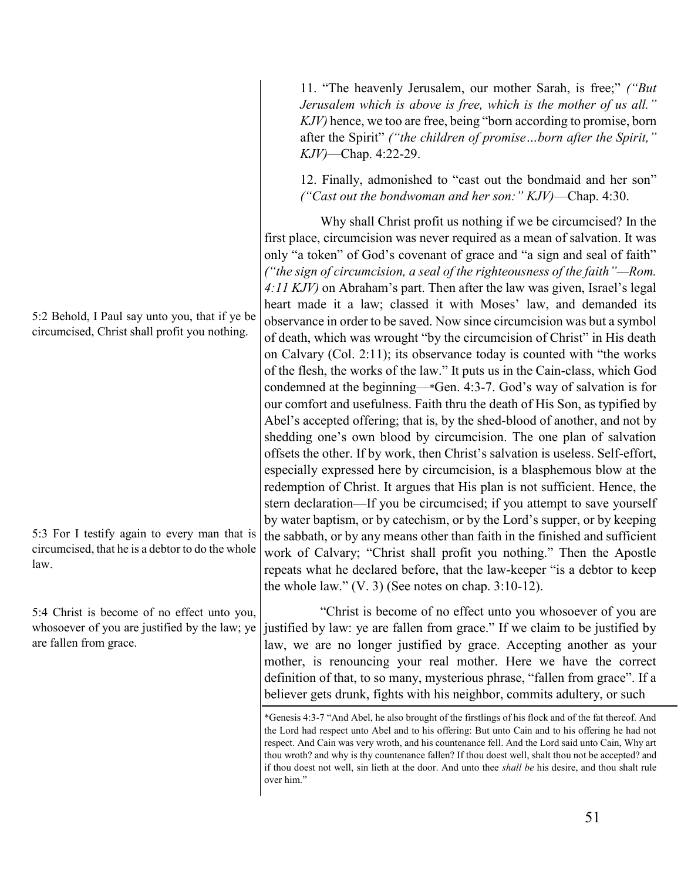11. "The heavenly Jerusalem, our mother Sarah, is free;" *("But Jerusalem which is above is free, which is the mother of us all." KJV)* hence, we too are free, being "born according to promise, born after the Spirit" *("the children of promise…born after the Spirit," KJV)*—Chap. 4:22-29.

12. Finally, admonished to "cast out the bondmaid and her son" *("Cast out the bondwoman and her son:" KJV)*—Chap. 4:30.

5:2 Behold, I Paul say unto you, that if ye be circumcised, Christ shall profit you nothing.

Why shall Christ profit us nothing if we be circumcised? In the first place, circumcision was never required as a mean of salvation. It was only "a token" of God's covenant of grace and "a sign and seal of faith" *("the sign of circumcision, a seal of the righteousness of the faith"—Rom. 4:11 KJV)* on Abraham's part. Then after the law was given, Israel's legal heart made it a law; classed it with Moses' law, and demanded its observance in order to be saved. Now since circumcision was but a symbol of death, which was wrought "by the circumcision of Christ" in His death on Calvary (Col. 2:11); its observance today is counted with "the works of the flesh, the works of the law." It puts us in the Cain-class, which God condemned at the beginning—*Gen. 4:3-7. God's way of salvation is for our comfort and usefulness. Faith thru the death of His Son, as typified by Abel's accepted offering; that is, by the shed-blood of another, and not by shedding one's own blood by circumcision. The one plan of salvation offsets the other. If by work, then Christ's salvation is useless. Self-effort, especially expressed here by circumcision, is a blasphemous blow at the redemption of Christ. It argues that His plan is not sufficient. Hence, the stern declaration—If you be circumcised; if you attempt to save yourself by water baptism, or by catechism, or by the Lord's supper, or by keeping the sabbath, or by any means other than faith in the finished and sufficient work of Calvary; "Christ shall profit you nothing." Then the Apostle repeats what he declared before, that the law-keeper "is a debtor to keep the whole law." (V. 3) (See notes on chap. 3:10-12).

5:3 For I testify again to every man that is circumcised, that he is a debtor to do the whole law.

5:4 Christ is become of no effect unto you, whosoever of you are justified by the law; ye are fallen from grace.

"Christ is become of no effect unto you whosoever of you are justified by law: ye are fallen from grace." If we claim to be justified by law, we are no longer justified by grace. Accepting another as your mother, is renouncing your real mother. Here we have the correct definition of that, to so many, mysterious phrase, "fallen from grace". If a believer gets drunk, fights with his neighbor, commits adultery, or such

*Genesis 4:3-7 "And Abel, he also brought of the firstlings of his flock and of the fat thereof. And the Lord had respect unto Abel and to his offering: But unto Cain and to his offering he had not respect. And Cain was very wroth, and his countenance fell. And the Lord said unto Cain, Why art thou wroth? and why is thy countenance fallen? If thou doest well, shalt thou not be accepted? and if thou doest not well, sin lieth at the door. And unto thee *shall be* his desire, and thou shalt rule over him."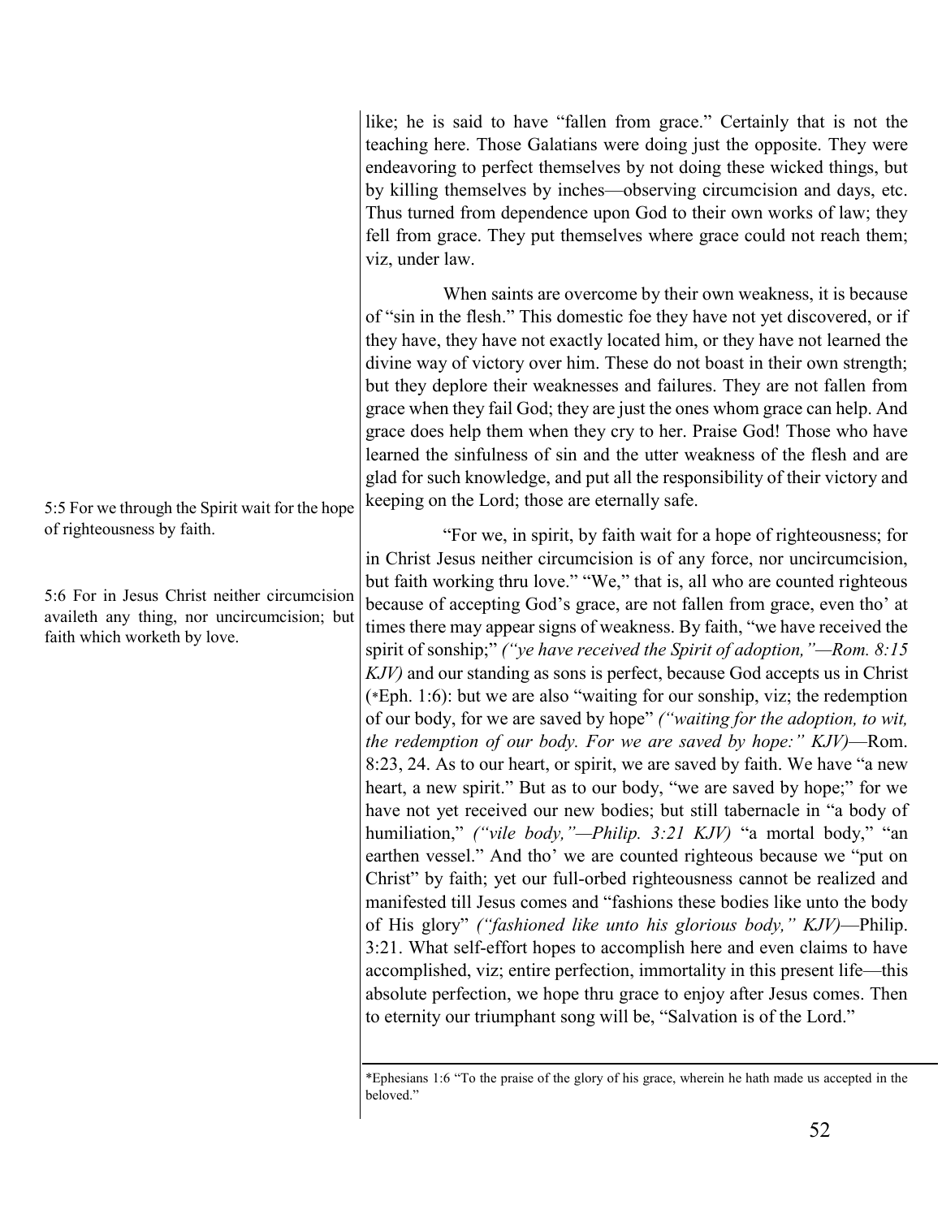like; he is said to have "fallen from grace." Certainly that is not the teaching here. Those Galatians were doing just the opposite. They were endeavoring to perfect themselves by not doing these wicked things, but by killing themselves by inches—observing circumcision and days, etc. Thus turned from dependence upon God to their own works of law; they fell from grace. They put themselves where grace could not reach them; viz, under law.

When saints are overcome by their own weakness, it is because of "sin in the flesh." This domestic foe they have not yet discovered, or if they have, they have not exactly located him, or they have not learned the divine way of victory over him. These do not boast in their own strength; but they deplore their weaknesses and failures. They are not fallen from grace when they fail God; they are just the ones whom grace can help. And grace does help them when they cry to her. Praise God! Those who have learned the sinfulness of sin and the utter weakness of the flesh and are glad for such knowledge, and put all the responsibility of their victory and keeping on the Lord; those are eternally safe.

5:5 For we through the Spirit wait for the hope of righteousness by faith.

5:6 For in Jesus Christ neither circumcision availeth any thing, nor uncircumcision; but faith which worketh by love.

"For we, in spirit, by faith wait for a hope of righteousness; for in Christ Jesus neither circumcision is of any force, nor uncircumcision, but faith working thru love." "We," that is, all who are counted righteous because of accepting God's grace, are not fallen from grace, even tho' at times there may appear signs of weakness. By faith, "we have received the spirit of sonship;" *("ye have received the Spirit of adoption,"—Rom. 8:15 KJV)* and our standing as sons is perfect, because God accepts us in Christ (*Eph. 1:6): but we are also "waiting for our sonship, viz; the redemption of our body, for we are saved by hope" *("waiting for the adoption, to wit, the redemption of our body. For we are saved by hope:" KJV)*—Rom. 8:23, 24. As to our heart, or spirit, we are saved by faith. We have "a new heart, a new spirit." But as to our body, "we are saved by hope;" for we have not yet received our new bodies; but still tabernacle in "a body of humiliation," *("vile body,"—Philip. 3:21 KJV)* "a mortal body," "an earthen vessel." And tho' we are counted righteous because we "put on Christ" by faith; yet our full-orbed righteousness cannot be realized and manifested till Jesus comes and "fashions these bodies like unto the body of His glory" *("fashioned like unto his glorious body," KJV)*—Philip. 3:21. What self-effort hopes to accomplish here and even claims to have accomplished, viz; entire perfection, immortality in this present life—this absolute perfection, we hope thru grace to enjoy after Jesus comes. Then to eternity our triumphant song will be, "Salvation is of the Lord."

---

*Ephesians 1:6 "To the praise of the glory of his grace, wherein he hath made us accepted in the beloved."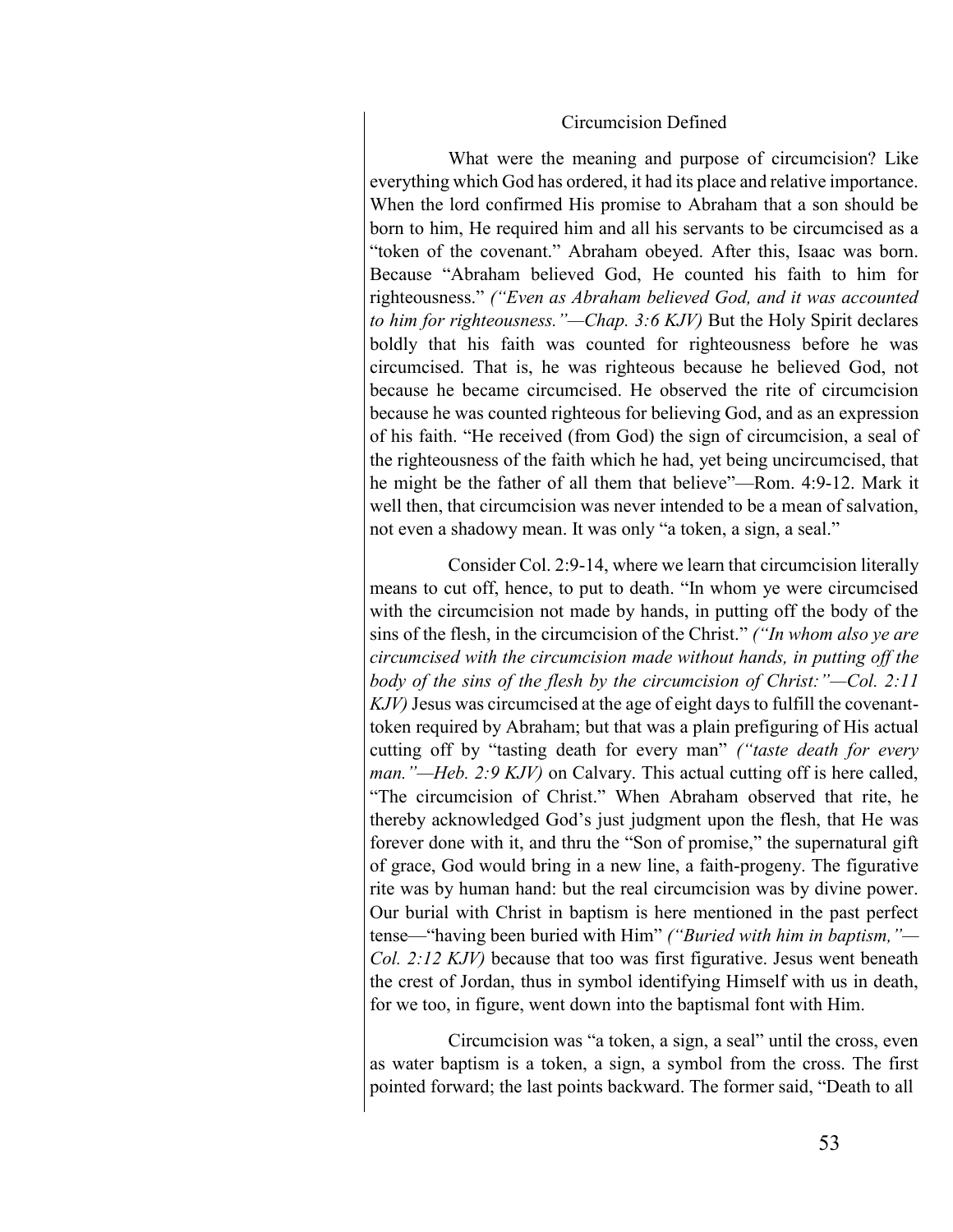## Circumcision Defined

What were the meaning and purpose of circumcision? Like everything which God has ordered, it had its place and relative importance. When the lord confirmed His promise to Abraham that a son should be born to him, He required him and all his servants to be circumcised as a "token of the covenant." Abraham obeyed. After this, Isaac was born. Because "Abraham believed God, He counted his faith to him for righteousness." *("Even as Abraham believed God, and it was accounted to him for righteousness."—Chap. 3:6 KJV)* But the Holy Spirit declares boldly that his faith was counted for righteousness before he was circumcised. That is, he was righteous because he believed God, not because he became circumcised. He observed the rite of circumcision because he was counted righteous for believing God, and as an expression of his faith. "He received (from God) the sign of circumcision, a seal of the righteousness of the faith which he had, yet being uncircumcised, that he might be the father of all them that believe"—Rom. 4:9-12. Mark it well then, that circumcision was never intended to be a mean of salvation, not even a shadowy mean. It was only "a token, a sign, a seal."

Consider Col. 2:9-14, where we learn that circumcision literally means to cut off, hence, to put to death. "In whom ye were circumcised with the circumcision not made by hands, in putting off the body of the sins of the flesh, in the circumcision of the Christ." *("In whom also ye are circumcised with the circumcision made without hands, in putting off the body of the sins of the flesh by the circumcision of Christ:"—Col. 2:11 KJV)* Jesus was circumcised at the age of eight days to fulfill the covenant-token required by Abraham; but that was a plain prefiguring of His actual cutting off by "tasting death for every man" *("taste death for every man."—Heb. 2:9 KJV)* on Calvary. This actual cutting off is here called, "The circumcision of Christ." When Abraham observed that rite, he thereby acknowledged God's just judgment upon the flesh, that He was forever done with it, and thru the "Son of promise," the supernatural gift of grace, God would bring in a new line, a faith-progeny. The figurative rite was by human hand: but the real circumcision was by divine power. Our burial with Christ in baptism is here mentioned in the past perfect tense—"having been buried with Him" *("Buried with him in baptism,"—Col. 2:12 KJV)* because that too was first figurative. Jesus went beneath the crest of Jordan, thus in symbol identifying Himself with us in death, for we too, in figure, went down into the baptismal font with Him.

Circumcision was "a token, a sign, a seal" until the cross, even as water baptism is a token, a sign, a symbol from the cross. The first pointed forward; the last points backward. The former said, "Death to all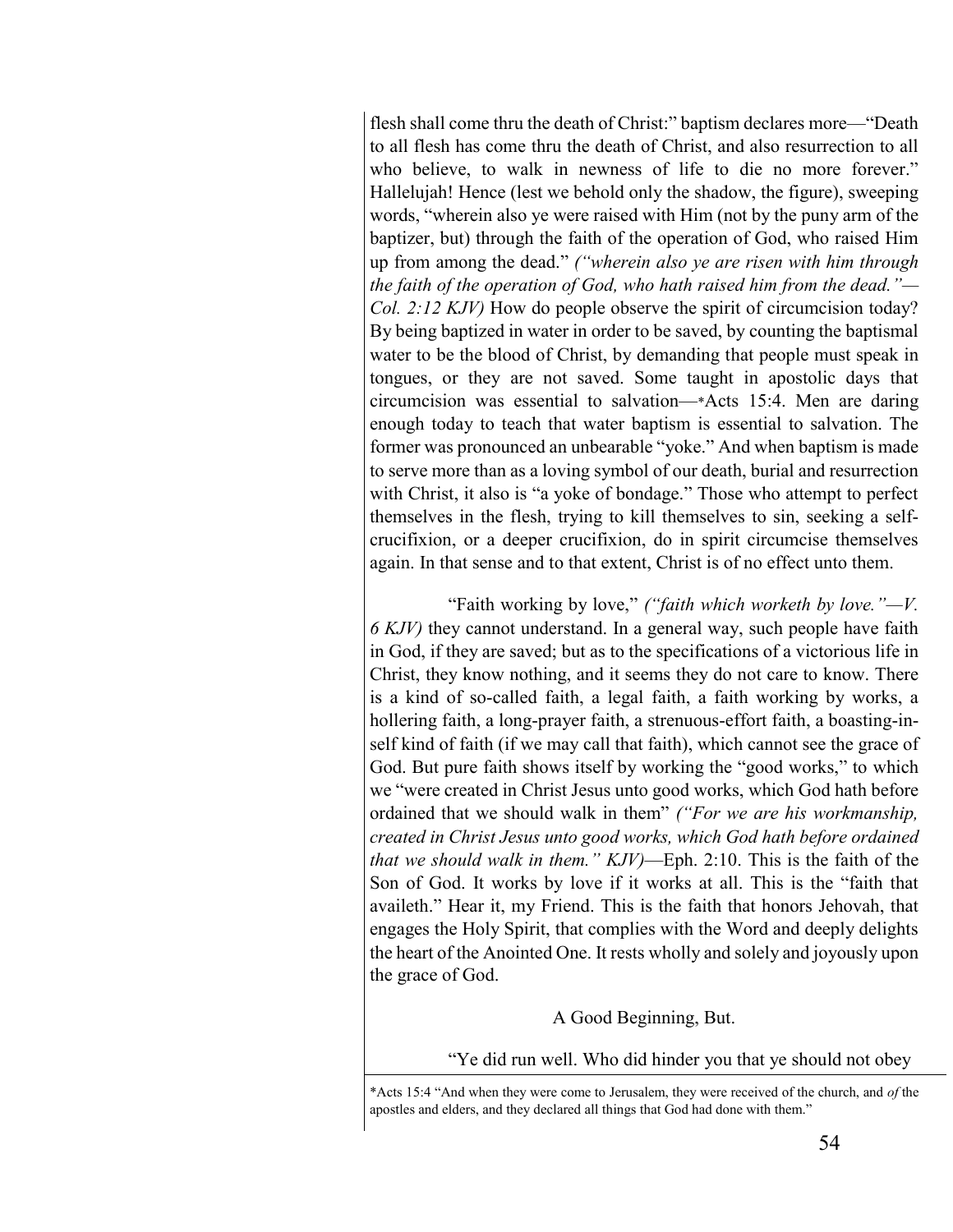flesh shall come thru the death of Christ:" baptism declares more—"Death to all flesh has come thru the death of Christ, and also resurrection to all who believe, to walk in newness of life to die no more forever." Hallelujah! Hence (lest we behold only the shadow, the figure), sweeping words, "wherein also ye were raised with Him (not by the puny arm of the baptizer, but) through the faith of the operation of God, who raised Him up from among the dead." *("wherein also ye are risen with him through the faith of the operation of God, who hath raised him from the dead."—Col. 2:12 KJV)* How do people observe the spirit of circumcision today? By being baptized in water in order to be saved, by counting the baptismal water to be the blood of Christ, by demanding that people must speak in tongues, or they are not saved. Some taught in apostolic days that circumcision was essential to salvation—*Acts 15:4. Men are daring enough today to teach that water baptism is essential to salvation. The former was pronounced an unbearable "yoke." And when baptism is made to serve more than as a loving symbol of our death, burial and resurrection with Christ, it also is "a yoke of bondage." Those who attempt to perfect themselves in the flesh, trying to kill themselves to sin, seeking a self-crucifixion, or a deeper crucifixion, do in spirit circumcise themselves again. In that sense and to that extent, Christ is of no effect unto them.

"Faith working by love," *("faith which worketh by love."—V. 6 KJV)* they cannot understand. In a general way, such people have faith in God, if they are saved; but as to the specifications of a victorious life in Christ, they know nothing, and it seems they do not care to know. There is a kind of so-called faith, a legal faith, a faith working by works, a hollering faith, a long-prayer faith, a strenuous-effort faith, a boasting-in-self kind of faith (if we may call that faith), which cannot see the grace of God. But pure faith shows itself by working the "good works," to which we "were created in Christ Jesus unto good works, which God hath before ordained that we should walk in them" *("For we are his workmanship, created in Christ Jesus unto good works, which God hath before ordained that we should walk in them." KJV)*—Eph. 2:10. This is the faith of the Son of God. It works by love if it works at all. This is the "faith that availeth." Hear it, my Friend. This is the faith that honors Jehovah, that engages the Holy Spirit, that complies with the Word and deeply delights the heart of the Anointed One. It rests wholly and solely and joyously upon the grace of God.

A Good Beginning, But.

"Ye did run well. Who did hinder you that ye should not obey

*Acts 15:4 "And when they were come to Jerusalem, they were received of the church, and *of* the apostles and elders, and they declared all things that God had done with them."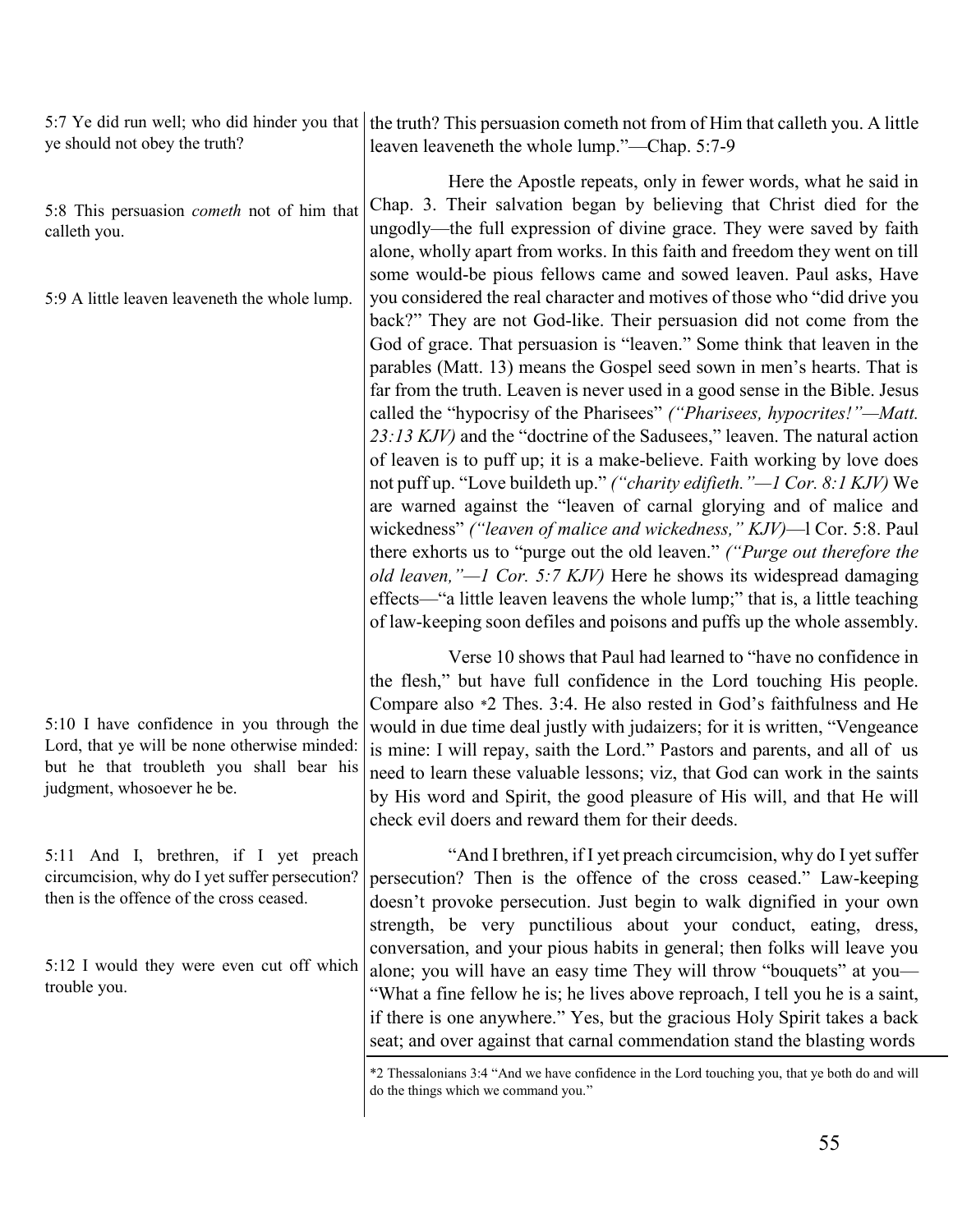5:7 Ye did run well; who did hinder you that ye should not obey the truth?

5:8 This persuasion *cometh* not of him that calleth you.

5:9 A little leaven leaveneth the whole lump.

the truth? This persuasion cometh not from of Him that calleth you. A little leaven leaveneth the whole lump."—Chap. 5:7-9

Here the Apostle repeats, only in fewer words, what he said in Chap. 3. Their salvation began by believing that Christ died for the ungodly—the full expression of divine grace. They were saved by faith alone, wholly apart from works. In this faith and freedom they went on till some would-be pious fellows came and sowed leaven. Paul asks, Have you considered the real character and motives of those who "did drive you back?" They are not God-like. Their persuasion did not come from the God of grace. That persuasion is "leaven." Some think that leaven in the parables (Matt. 13) means the Gospel seed sown in men's hearts. That is far from the truth. Leaven is never used in a good sense in the Bible. Jesus called the "hypocrisy of the Pharisees" *("Pharisees, hypocrites!"—Matt. 23:13 KJV)* and the "doctrine of the Sadusees," leaven. The natural action of leaven is to puff up; it is a make-believe. Faith working by love does not puff up. "Love buildeth up." *("charity edifieth."—1 Cor. 8:1 KJV)* We are warned against the "leaven of carnal glorying and of malice and wickedness" *("leaven of malice and wickedness," KJV)*—l Cor. 5:8. Paul there exhorts us to "purge out the old leaven." *("Purge out therefore the old leaven,"—1 Cor. 5:7 KJV)* Here he shows its widespread damaging effects—"a little leaven leavens the whole lump;" that is, a little teaching of law-keeping soon defiles and poisons and puffs up the whole assembly.

5:10 I have confidence in you through the Lord, that ye will be none otherwise minded: but he that troubleth you shall bear his judgment, whosoever he be.

Verse 10 shows that Paul had learned to "have no confidence in the flesh," but have full confidence in the Lord touching His people. Compare also *2 Thes. 3:4. He also rested in God's faithfulness and He would in due time deal justly with judaizers; for it is written, "Vengeance is mine: I will repay, saith the Lord." Pastors and parents, and all of us need to learn these valuable lessons; viz, that God can work in the saints by His word and Spirit, the good pleasure of His will, and that He will check evil doers and reward them for their deeds.

5:11 And I, brethren, if I yet preach circumcision, why do I yet suffer persecution? then is the offence of the cross ceased.

5:12 I would they were even cut off which trouble you.

"And I brethren, if I yet preach circumcision, why do I yet suffer persecution? Then is the offence of the cross ceased." Law-keeping doesn't provoke persecution. Just begin to walk dignified in your own strength, be very punctilious about your conduct, eating, dress, conversation, and your pious habits in general; then folks will leave you alone; you will have an easy time They will throw "bouquets" at you—"What a fine fellow he is; he lives above reproach, I tell you he is a saint, if there is one anywhere." Yes, but the gracious Holy Spirit takes a back seat; and over against that carnal commendation stand the blasting words

*2 Thessalonians 3:4 "And we have confidence in the Lord touching you, that ye both do and will do the things which we command you."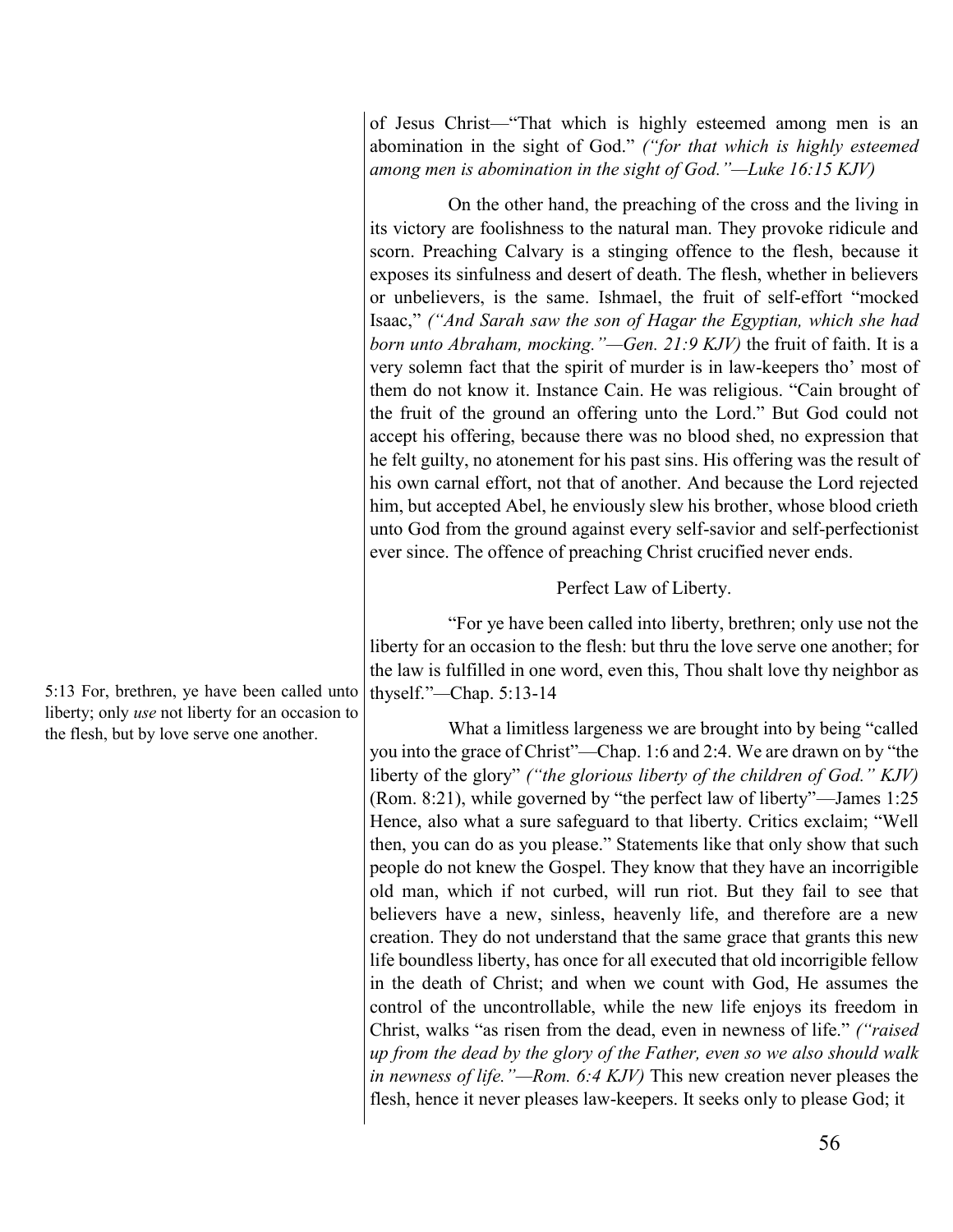of Jesus Christ—"That which is highly esteemed among men is an abomination in the sight of God." *("for that which is highly esteemed among men is abomination in the sight of God."—Luke 16:15 KJV)*

On the other hand, the preaching of the cross and the living in its victory are foolishness to the natural man. They provoke ridicule and scorn. Preaching Calvary is a stinging offence to the flesh, because it exposes its sinfulness and desert of death. The flesh, whether in believers or unbelievers, is the same. Ishmael, the fruit of self-effort "mocked Isaac," *("And Sarah saw the son of Hagar the Egyptian, which she had born unto Abraham, mocking."—Gen. 21:9 KJV)* the fruit of faith. It is a very solemn fact that the spirit of murder is in law-keepers tho' most of them do not know it. Instance Cain. He was religious. "Cain brought of the fruit of the ground an offering unto the Lord." But God could not accept his offering, because there was no blood shed, no expression that he felt guilty, no atonement for his past sins. His offering was the result of his own carnal effort, not that of another. And because the Lord rejected him, but accepted Abel, he enviously slew his brother, whose blood crieth unto God from the ground against every self-savior and self-perfectionist ever since. The offence of preaching Christ crucified never ends.

Perfect Law of Liberty.

"For ye have been called into liberty, brethren; only use not the liberty for an occasion to the flesh: but thru the love serve one another; for the law is fulfilled in one word, even this, Thou shalt love thy neighbor as thyself."—Chap. 5:13-14

5:13 For, brethren, ye have been called unto liberty; only *use* not liberty for an occasion to the flesh, but by love serve one another.

What a limitless largeness we are brought into by being "called you into the grace of Christ"—Chap. 1:6 and 2:4. We are drawn on by "the liberty of the glory" *("the glorious liberty of the children of God." KJV)* (Rom. 8:21), while governed by "the perfect law of liberty"—James 1:25 Hence, also what a sure safeguard to that liberty. Critics exclaim; "Well then, you can do as you please." Statements like that only show that such people do not knew the Gospel. They know that they have an incorrigible old man, which if not curbed, will run riot. But they fail to see that believers have a new, sinless, heavenly life, and therefore are a new creation. They do not understand that the same grace that grants this new life boundless liberty, has once for all executed that old incorrigible fellow in the death of Christ; and when we count with God, He assumes the control of the uncontrollable, while the new life enjoys its freedom in Christ, walks "as risen from the dead, even in newness of life." *("raised up from the dead by the glory of the Father, even so we also should walk in newness of life."—Rom. 6:4 KJV)* This new creation never pleases the flesh, hence it never pleases law-keepers. It seeks only to please God; it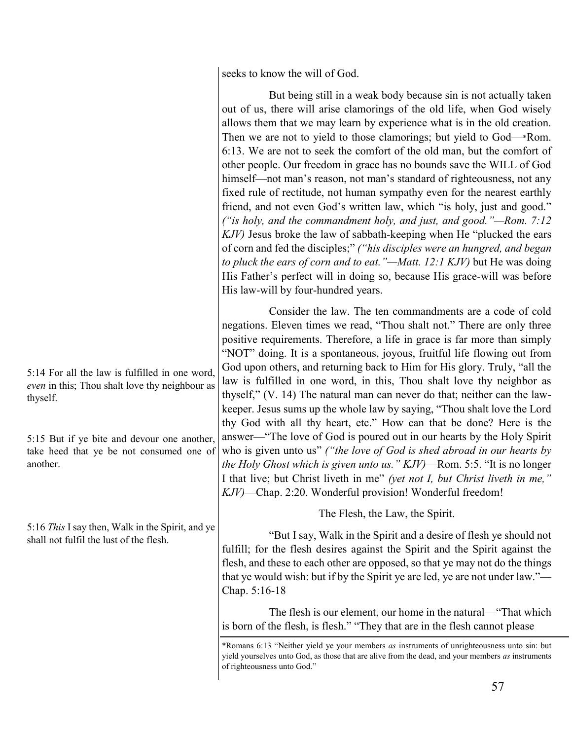seeks to know the will of God.

But being still in a weak body because sin is not actually taken out of us, there will arise clamorings of the old life, when God wisely allows them that we may learn by experience what is in the old creation. Then we are not to yield to those clamorings; but yield to God—*Rom. 6:13. We are not to seek the comfort of the old man, but the comfort of other people. Our freedom in grace has no bounds save the WILL of God himself—not man's reason, not man's standard of righteousness, not any fixed rule of rectitude, not human sympathy even for the nearest earthly friend, and not even God's written law, which "is holy, just and good." *("is holy, and the commandment holy, and just, and good."—Rom. 7:12 KJV)* Jesus broke the law of sabbath-keeping when He "plucked the ears of corn and fed the disciples;" *("his disciples were an hungred, and began to pluck the ears of corn and to eat."—Matt. 12:1 KJV)* but He was doing His Father's perfect will in doing so, because His grace-will was before His law-will by four-hundred years.

5:14 For all the law is fulfilled in one word, *even* in this; Thou shalt love thy neighbour as thyself.

5:15 But if ye bite and devour one another, take heed that ye be not consumed one of another.

Consider the law. The ten commandments are a code of cold negations. Eleven times we read, "Thou shalt not." There are only three positive requirements. Therefore, a life in grace is far more than simply "NOT" doing. It is a spontaneous, joyous, fruitful life flowing out from God upon others, and returning back to Him for His glory. Truly, "all the law is fulfilled in one word, in this, Thou shalt love thy neighbor as thyself," (V. 14) The natural man can never do that; neither can the law-keeper. Jesus sums up the whole law by saying, "Thou shalt love the Lord thy God with all thy heart, etc." How can that be done? Here is the answer—"The love of God is poured out in our hearts by the Holy Spirit who is given unto us" *("the love of God is shed abroad in our hearts by the Holy Ghost which is given unto us." KJV)*—Rom. 5:5. "It is no longer I that live; but Christ liveth in me" *(yet not I, but Christ liveth in me," KJV)*—Chap. 2:20. Wonderful provision! Wonderful freedom!

5:16 *This* I say then, Walk in the Spirit, and ye shall not fulfil the lust of the flesh.

The Flesh, the Law, the Spirit.

"But I say, Walk in the Spirit and a desire of flesh ye should not fulfill; for the flesh desires against the Spirit and the Spirit against the flesh, and these to each other are opposed, so that ye may not do the things that ye would wish: but if by the Spirit ye are led, ye are not under law."—Chap. 5:16-18

The flesh is our element, our home in the natural—"That which is born of the flesh, is flesh." "They that are in the flesh cannot please

---

*Romans 6:13 "Neither yield ye your members *as* instruments of unrighteousness unto sin: but yield yourselves unto God, as those that are alive from the dead, and your members *as* instruments of righteousness unto God."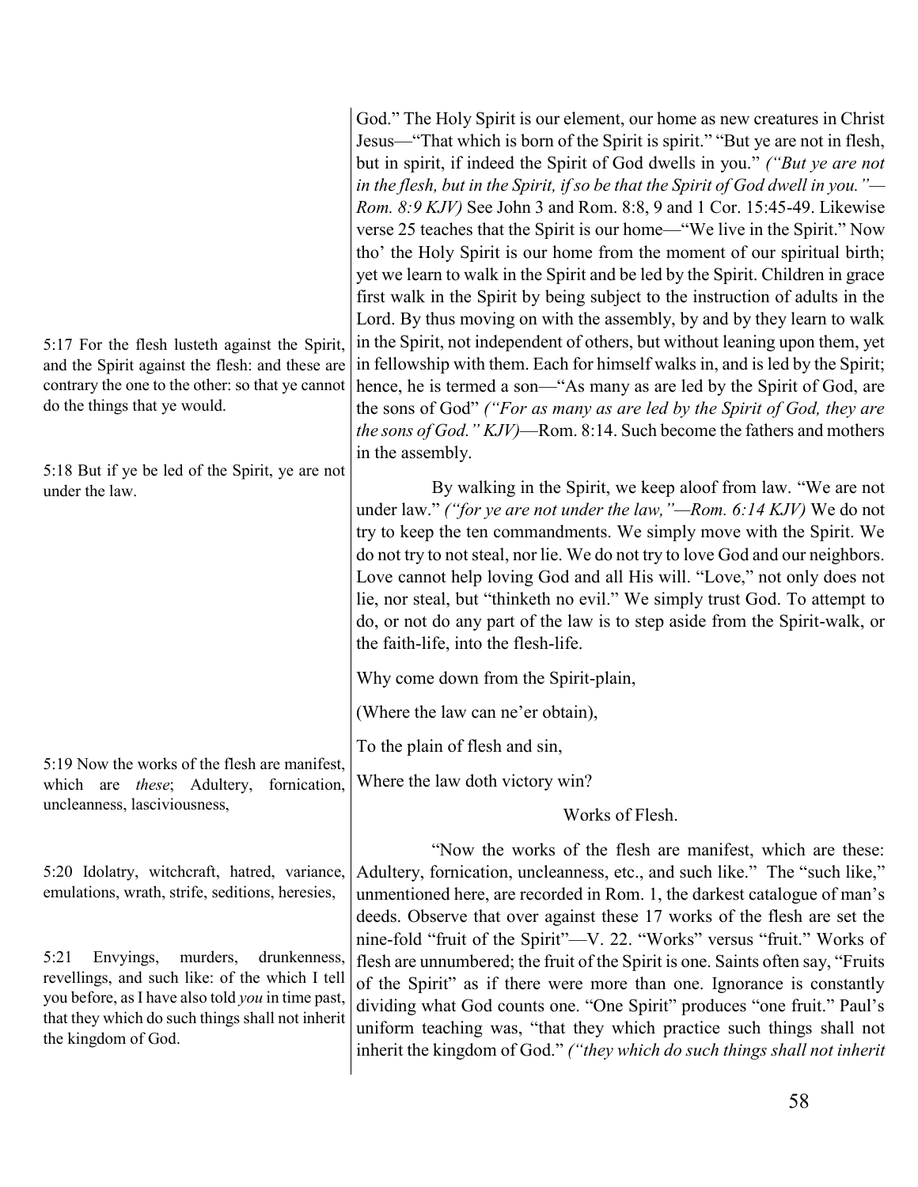God." The Holy Spirit is our element, our home as new creatures in Christ Jesus—"That which is born of the Spirit is spirit." "But ye are not in flesh, but in spirit, if indeed the Spirit of God dwells in you." *("But ye are not in the flesh, but in the Spirit, if so be that the Spirit of God dwell in you."—Rom. 8:9 KJV)* See John 3 and Rom. 8:8, 9 and 1 Cor. 15:45-49. Likewise verse 25 teaches that the Spirit is our home—"We live in the Spirit." Now tho' the Holy Spirit is our home from the moment of our spiritual birth; yet we learn to walk in the Spirit and be led by the Spirit. Children in grace first walk in the Spirit by being subject to the instruction of adults in the Lord. By thus moving on with the assembly, by and by they learn to walk in the Spirit, not independent of others, but without leaning upon them, yet in fellowship with them. Each for himself walks in, and is led by the Spirit; hence, he is termed a son—"As many as are led by the Spirit of God, are the sons of God" *("For as many as are led by the Spirit of God, they are the sons of God." KJV)*—Rom. 8:14. Such become the fathers and mothers in the assembly.

5:17 For the flesh lusteth against the Spirit, and the Spirit against the flesh: and these are contrary the one to the other: so that ye cannot do the things that ye would.

5:18 But if ye be led of the Spirit, ye are not under the law.

By walking in the Spirit, we keep aloof from law. "We are not under law." *("for ye are not under the law,"—Rom. 6:14 KJV)* We do not try to keep the ten commandments. We simply move with the Spirit. We do not try to not steal, nor lie. We do not try to love God and our neighbors. Love cannot help loving God and all His will. "Love," not only does not lie, nor steal, but "thinketh no evil." We simply trust God. To attempt to do, or not do any part of the law is to step aside from the Spirit-walk, or the faith-life, into the flesh-life.

Why come down from the Spirit-plain,

(Where the law can ne'er obtain),

To the plain of flesh and sin,

Where the law doth victory win?

5:19 Now the works of the flesh are manifest, which are *these*; Adultery, fornication, uncleanness, lasciviousness,

5:20 Idolatry, witchcraft, hatred, variance, emulations, wrath, strife, seditions, heresies,

5:21 Envyings, murders, drunkenness, revellings, and such like: of the which I tell you before, as I have also told *you* in time past, that they which do such things shall not inherit the kingdom of God.

### Works of Flesh.

"Now the works of the flesh are manifest, which are these: Adultery, fornication, uncleanness, etc., and such like." The "such like," unmentioned here, are recorded in Rom. 1, the darkest catalogue of man's deeds. Observe that over against these 17 works of the flesh are set the nine-fold "fruit of the Spirit"—V. 22. "Works" versus "fruit." Works of flesh are unnumbered; the fruit of the Spirit is one. Saints often say, "Fruits of the Spirit" as if there were more than one. Ignorance is constantly dividing what God counts one. "One Spirit" produces "one fruit." Paul's uniform teaching was, "that they which practice such things shall not inherit the kingdom of God." *("they which do such things shall not inherit*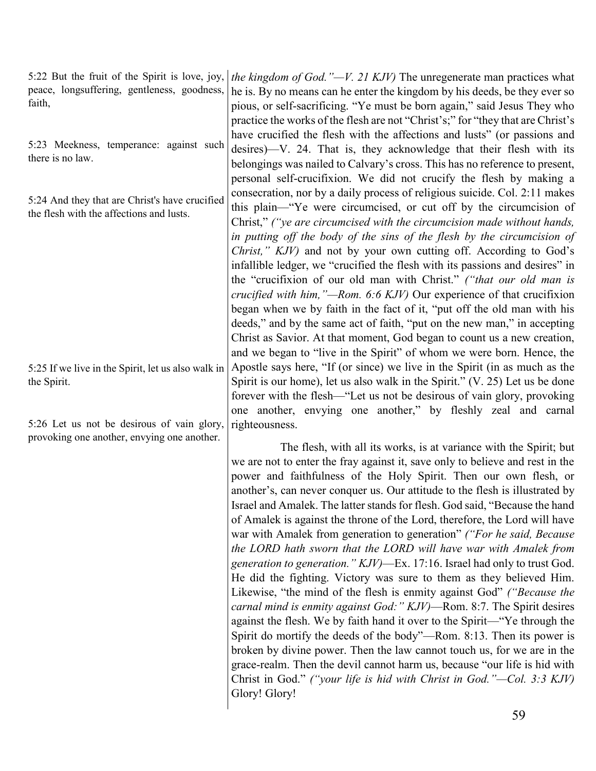5:22 But the fruit of the Spirit is love, joy, peace, longsuffering, gentleness, goodness, faith,

5:23 Meekness, temperance: against such there is no law.

5:24 And they that are Christ's have crucified the flesh with the affections and lusts.

5:25 If we live in the Spirit, let us also walk in the Spirit.

5:26 Let us not be desirous of vain glory, provoking one another, envying one another.

*the kingdom of God."—V. 21 KJV)* The unregenerate man practices what he is. By no means can he enter the kingdom by his deeds, be they ever so pious, or self-sacrificing. "Ye must be born again," said Jesus They who practice the works of the flesh are not "Christ's;" for "they that are Christ's have crucified the flesh with the affections and lusts" (or passions and desires)—V. 24. That is, they acknowledge that their flesh with its belongings was nailed to Calvary's cross. This has no reference to present, personal self-crucifixion. We did not crucify the flesh by making a consecration, nor by a daily process of religious suicide. Col. 2:11 makes this plain—"Ye were circumcised, or cut off by the circumcision of Christ," *("ye are circumcised with the circumcision made without hands, in putting off the body of the sins of the flesh by the circumcision of Christ," KJV)* and not by your own cutting off. According to God's infallible ledger, we "crucified the flesh with its passions and desires" in the "crucifixion of our old man with Christ." *("that our old man is crucified with him,"—Rom. 6:6 KJV)* Our experience of that crucifixion began when we by faith in the fact of it, "put off the old man with his deeds," and by the same act of faith, "put on the new man," in accepting Christ as Savior. At that moment, God began to count us a new creation, and we began to "live in the Spirit" of whom we were born. Hence, the Apostle says here, "If (or since) we live in the Spirit (in as much as the Spirit is our home), let us also walk in the Spirit." (V. 25) Let us be done forever with the flesh—"Let us not be desirous of vain glory, provoking one another, envying one another," by fleshly zeal and carnal righteousness.

The flesh, with all its works, is at variance with the Spirit; but we are not to enter the fray against it, save only to believe and rest in the power and faithfulness of the Holy Spirit. Then our own flesh, or another's, can never conquer us. Our attitude to the flesh is illustrated by Israel and Amalek. The latter stands for flesh. God said, "Because the hand of Amalek is against the throne of the Lord, therefore, the Lord will have war with Amalek from generation to generation" *("For he said, Because the LORD hath sworn that the LORD will have war with Amalek from generation to generation." KJV)*—Ex. 17:16. Israel had only to trust God. He did the fighting. Victory was sure to them as they believed Him. Likewise, "the mind of the flesh is enmity against God" *("Because the carnal mind is enmity against God:" KJV)*—Rom. 8:7. The Spirit desires against the flesh. We by faith hand it over to the Spirit—"Ye through the Spirit do mortify the deeds of the body"—Rom. 8:13. Then its power is broken by divine power. Then the law cannot touch us, for we are in the grace-realm. Then the devil cannot harm us, because "our life is hid with Christ in God." *("your life is hid with Christ in God."—Col. 3:3 KJV)* Glory! Glory!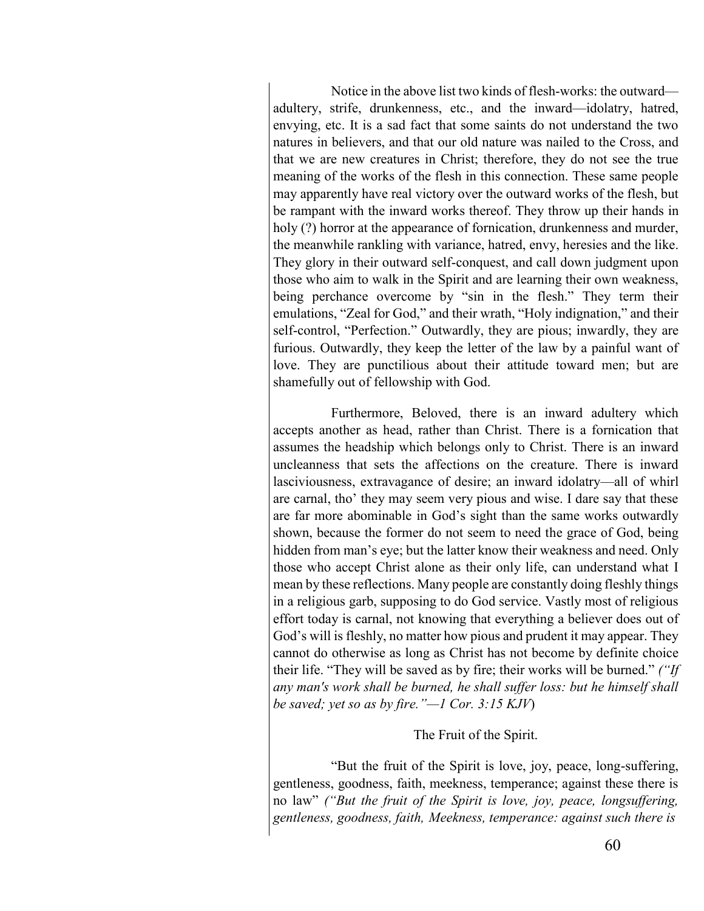Notice in the above list two kinds of flesh-works: the outward—adultery, strife, drunkenness, etc., and the inward—idolatry, hatred, envying, etc. It is a sad fact that some saints do not understand the two natures in believers, and that our old nature was nailed to the Cross, and that we are new creatures in Christ; therefore, they do not see the true meaning of the works of the flesh in this connection. These same people may apparently have real victory over the outward works of the flesh, but be rampant with the inward works thereof. They throw up their hands in holy (?) horror at the appearance of fornication, drunkenness and murder, the meanwhile rankling with variance, hatred, envy, heresies and the like. They glory in their outward self-conquest, and call down judgment upon those who aim to walk in the Spirit and are learning their own weakness, being perchance overcome by "sin in the flesh." They term their emulations, "Zeal for God," and their wrath, "Holy indignation," and their self-control, "Perfection." Outwardly, they are pious; inwardly, they are furious. Outwardly, they keep the letter of the law by a painful want of love. They are punctilious about their attitude toward men; but are shamefully out of fellowship with God.

Furthermore, Beloved, there is an inward adultery which accepts another as head, rather than Christ. There is a fornication that assumes the headship which belongs only to Christ. There is an inward uncleanness that sets the affections on the creature. There is inward lasciviousness, extravagance of desire; an inward idolatry—all of whirl are carnal, tho' they may seem very pious and wise. I dare say that these are far more abominable in God's sight than the same works outwardly shown, because the former do not seem to need the grace of God, being hidden from man's eye; but the latter know their weakness and need. Only those who accept Christ alone as their only life, can understand what I mean by these reflections. Many people are constantly doing fleshly things in a religious garb, supposing to do God service. Vastly most of religious effort today is carnal, not knowing that everything a believer does out of God's will is fleshly, no matter how pious and prudent it may appear. They cannot do otherwise as long as Christ has not become by definite choice their life. "They will be saved as by fire; their works will be burned." *("If any man's work shall be burned, he shall suffer loss: but he himself shall be saved; yet so as by fire."—1 Cor. 3:15 KJV*)

The Fruit of the Spirit.

"But the fruit of the Spirit is love, joy, peace, long-suffering, gentleness, goodness, faith, meekness, temperance; against these there is no law" *("But the fruit of the Spirit is love, joy, peace, longsuffering, gentleness, goodness, faith, Meekness, temperance: against such there is*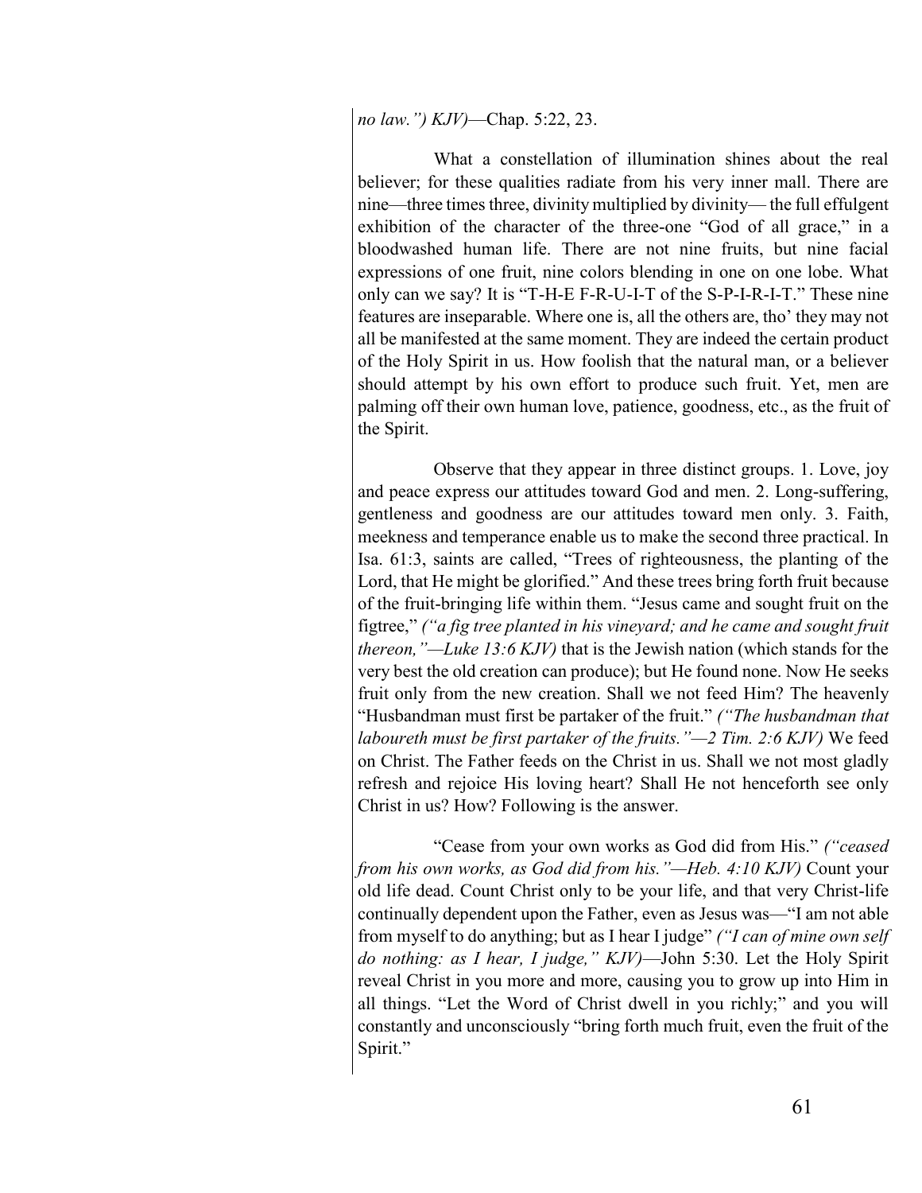*no law.") KJV)*—Chap. 5:22, 23.

What a constellation of illumination shines about the real believer; for these qualities radiate from his very inner mall. There are nine—three times three, divinity multiplied by divinity— the full effulgent exhibition of the character of the three-one "God of all grace," in a bloodwashed human life. There are not nine fruits, but nine facial expressions of one fruit, nine colors blending in one on one lobe. What only can we say? It is "T-H-E F-R-U-I-T of the S-P-I-R-I-T." These nine features are inseparable. Where one is, all the others are, tho' they may not all be manifested at the same moment. They are indeed the certain product of the Holy Spirit in us. How foolish that the natural man, or a believer should attempt by his own effort to produce such fruit. Yet, men are palming off their own human love, patience, goodness, etc., as the fruit of the Spirit.

Observe that they appear in three distinct groups. 1. Love, joy and peace express our attitudes toward God and men. 2. Long-suffering, gentleness and goodness are our attitudes toward men only. 3. Faith, meekness and temperance enable us to make the second three practical. In Isa. 61:3, saints are called, "Trees of righteousness, the planting of the Lord, that He might be glorified." And these trees bring forth fruit because of the fruit-bringing life within them. "Jesus came and sought fruit on the figtree," *("a fig tree planted in his vineyard; and he came and sought fruit thereon,"—Luke 13:6 KJV)* that is the Jewish nation (which stands for the very best the old creation can produce); but He found none. Now He seeks fruit only from the new creation. Shall we not feed Him? The heavenly "Husbandman must first be partaker of the fruit." *("The husbandman that laboureth must be first partaker of the fruits."—2 Tim. 2:6 KJV)* We feed on Christ. The Father feeds on the Christ in us. Shall we not most gladly refresh and rejoice His loving heart? Shall He not henceforth see only Christ in us? How? Following is the answer.

"Cease from your own works as God did from His." *("ceased from his own works, as God did from his."—Heb. 4:10 KJV)* Count your old life dead. Count Christ only to be your life, and that very Christ-life continually dependent upon the Father, even as Jesus was—"I am not able from myself to do anything; but as I hear I judge" *("I can of mine own self do nothing: as I hear, I judge," KJV)*—John 5:30. Let the Holy Spirit reveal Christ in you more and more, causing you to grow up into Him in all things. "Let the Word of Christ dwell in you richly;" and you will constantly and unconsciously "bring forth much fruit, even the fruit of the Spirit."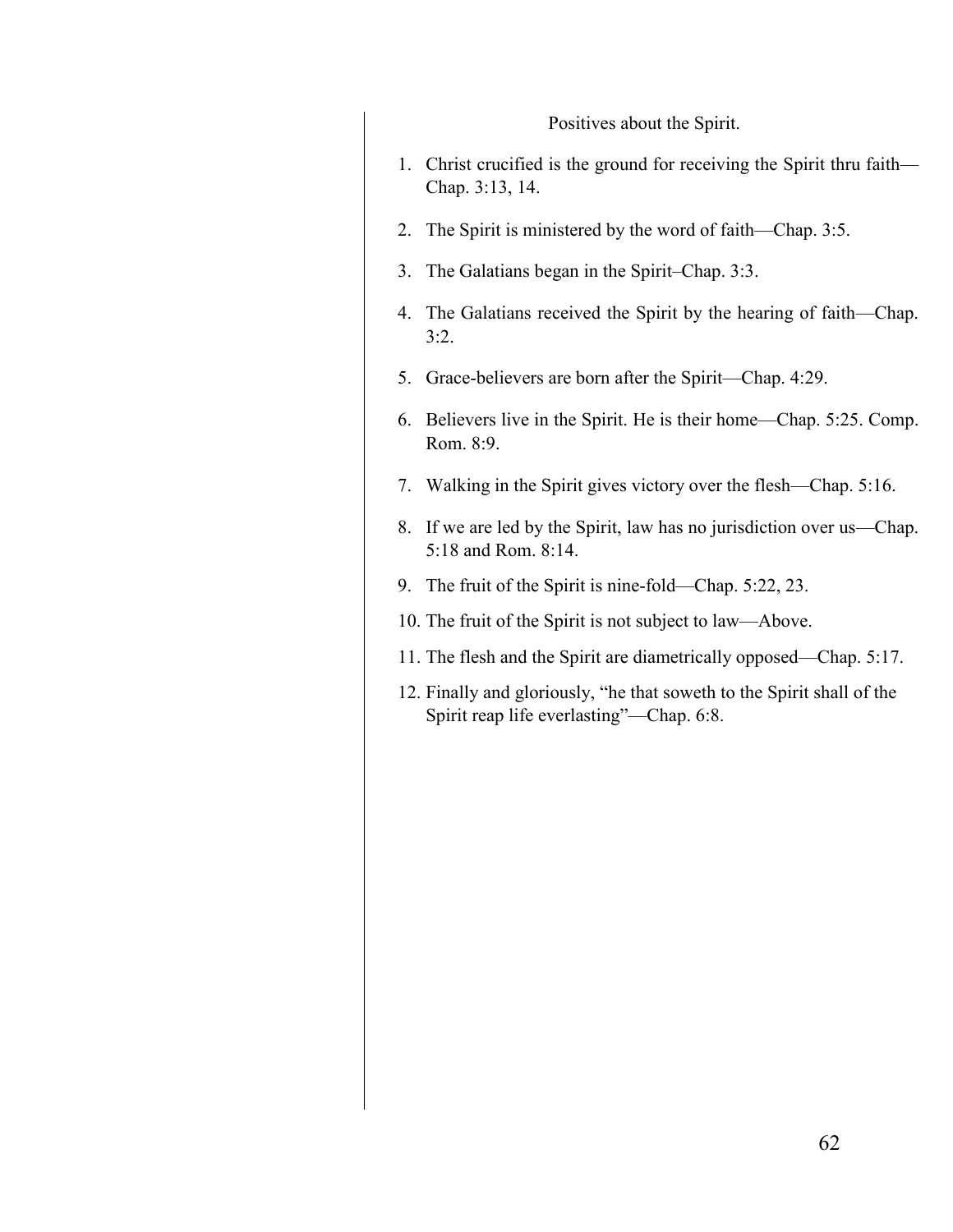Positives about the Spirit.

1. Christ crucified is the ground for receiving the Spirit thru faith—Chap. 3:13, 14.
2. The Spirit is ministered by the word of faith—Chap. 3:5.
3. The Galatians began in the Spirit–Chap. 3:3.
4. The Galatians received the Spirit by the hearing of faith—Chap. 3:2.
5. Grace-believers are born after the Spirit—Chap. 4:29.
6. Believers live in the Spirit. He is their home—Chap. 5:25. Comp. Rom. 8:9.
7. Walking in the Spirit gives victory over the flesh—Chap. 5:16.
8. If we are led by the Spirit, law has no jurisdiction over us—Chap. 5:18 and Rom. 8:14.
9. The fruit of the Spirit is nine-fold—Chap. 5:22, 23.
10. The fruit of the Spirit is not subject to law—Above.
11. The flesh and the Spirit are diametrically opposed—Chap. 5:17.
12. Finally and gloriously, "he that soweth to the Spirit shall of the Spirit reap life everlasting"—Chap. 6:8.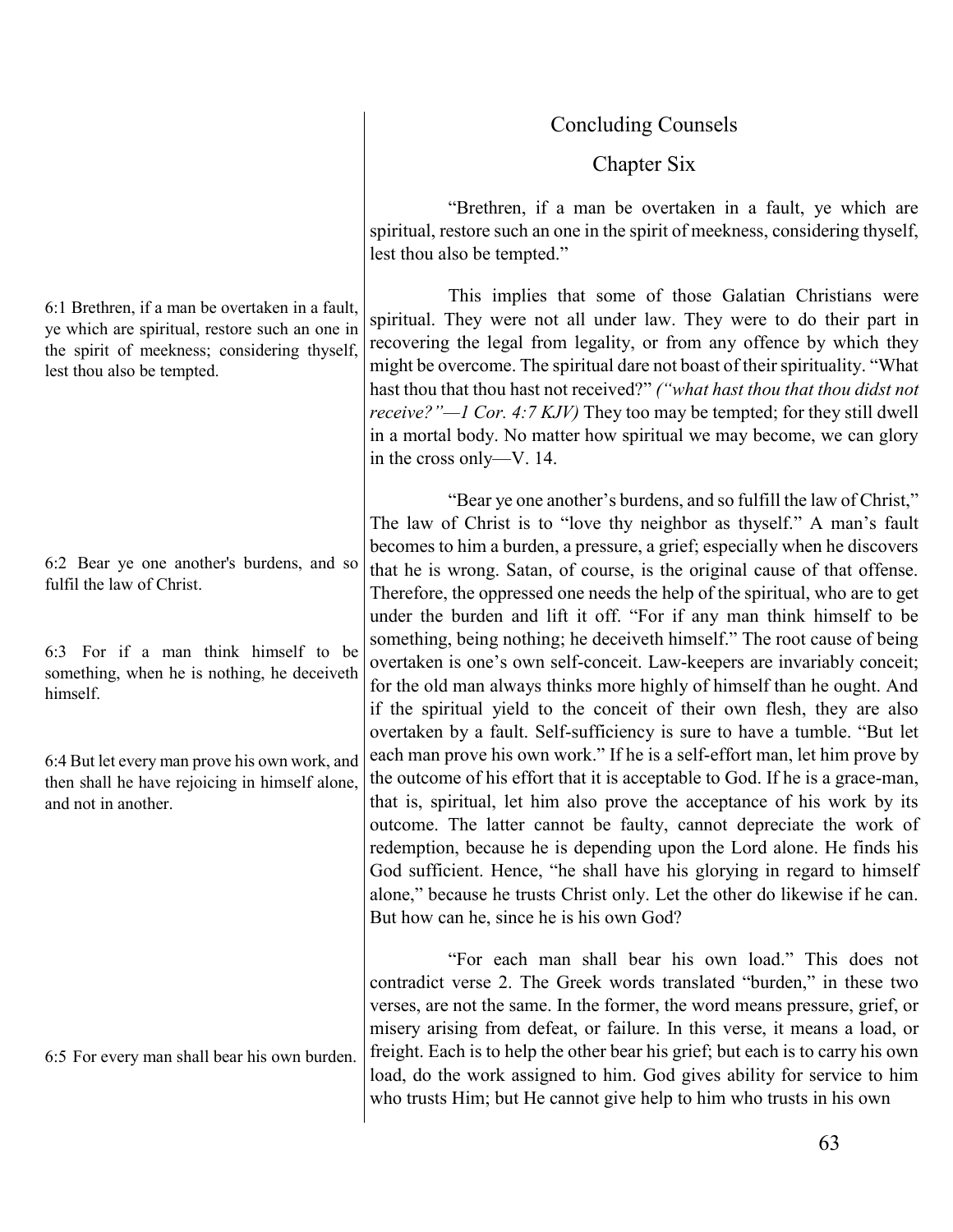## Concluding Counsels

## Chapter Six

"Brethren, if a man be overtaken in a fault, ye which are spiritual, restore such an one in the spirit of meekness, considering thyself, lest thou also be tempted."

6:1 Brethren, if a man be overtaken in a fault, ye which are spiritual, restore such an one in the spirit of meekness; considering thyself, lest thou also be tempted.

This implies that some of those Galatian Christians were spiritual. They were not all under law. They were to do their part in recovering the legal from legality, or from any offence by which they might be overcome. The spiritual dare not boast of their spirituality. "What hast thou that thou hast not received?" *("what hast thou that thou didst not receive?"—1 Cor. 4:7 KJV)* They too may be tempted; for they still dwell in a mortal body. No matter how spiritual we may become, we can glory in the cross only—V. 14.

6:2 Bear ye one another's burdens, and so fulfil the law of Christ.

6:3 For if a man think himself to be something, when he is nothing, he deceiveth himself.

6:4 But let every man prove his own work, and then shall he have rejoicing in himself alone, and not in another.

"Bear ye one another's burdens, and so fulfill the law of Christ," The law of Christ is to "love thy neighbor as thyself." A man's fault becomes to him a burden, a pressure, a grief; especially when he discovers that he is wrong. Satan, of course, is the original cause of that offense. Therefore, the oppressed one needs the help of the spiritual, who are to get under the burden and lift it off. "For if any man think himself to be something, being nothing; he deceiveth himself." The root cause of being overtaken is one's own self-conceit. Law-keepers are invariably conceit; for the old man always thinks more highly of himself than he ought. And if the spiritual yield to the conceit of their own flesh, they are also overtaken by a fault. Self-sufficiency is sure to have a tumble. "But let each man prove his own work." If he is a self-effort man, let him prove by the outcome of his effort that it is acceptable to God. If he is a grace-man, that is, spiritual, let him also prove the acceptance of his work by its outcome. The latter cannot be faulty, cannot depreciate the work of redemption, because he is depending upon the Lord alone. He finds his God sufficient. Hence, "he shall have his glorying in regard to himself alone," because he trusts Christ only. Let the other do likewise if he can. But how can he, since he is his own God?

6:5 For every man shall bear his own burden.

"For each man shall bear his own load." This does not contradict verse 2. The Greek words translated "burden," in these two verses, are not the same. In the former, the word means pressure, grief, or misery arising from defeat, or failure. In this verse, it means a load, or freight. Each is to help the other bear his grief; but each is to carry his own load, do the work assigned to him. God gives ability for service to him who trusts Him; but He cannot give help to him who trusts in his own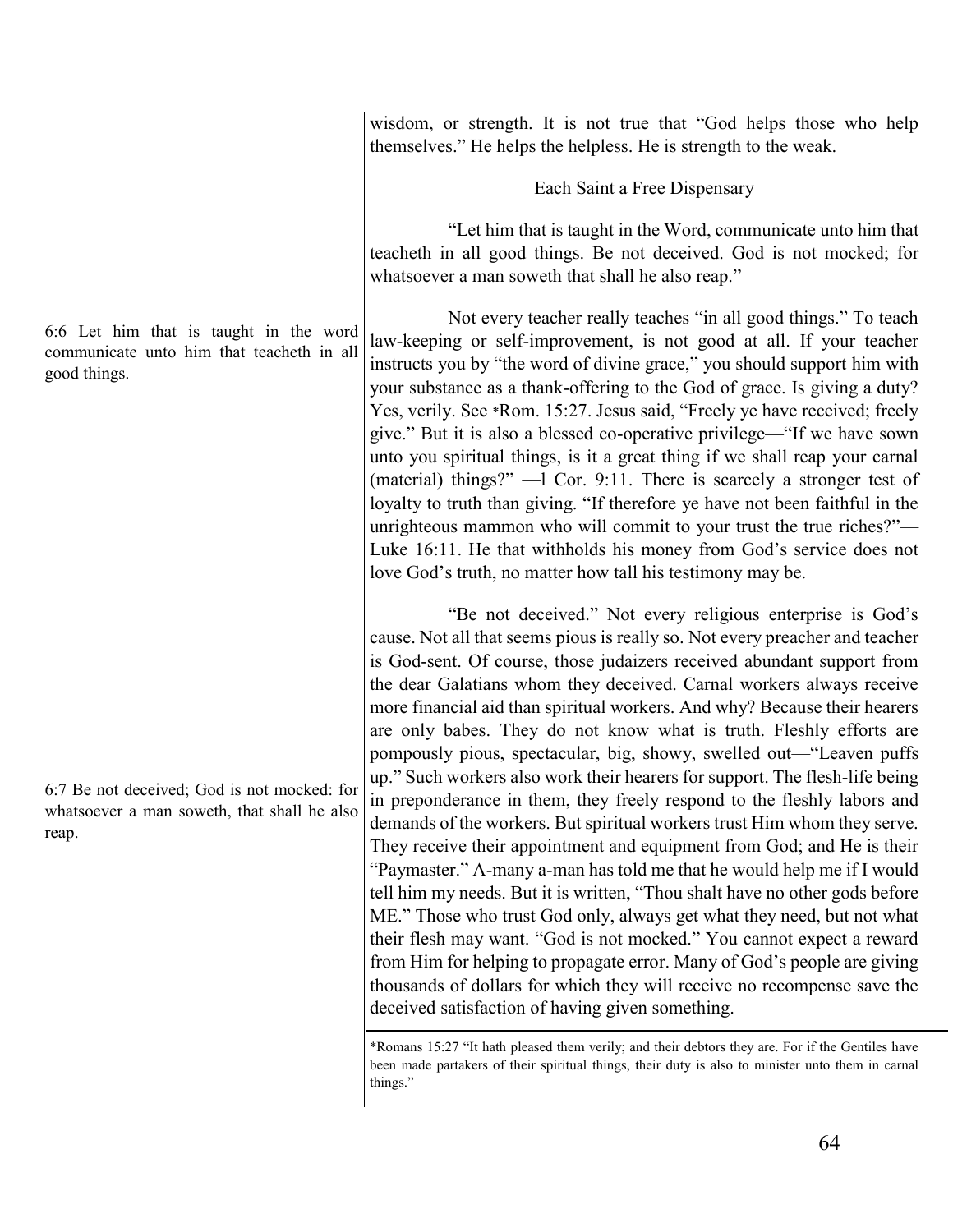wisdom, or strength. It is not true that "God helps those who help themselves." He helps the helpless. He is strength to the weak.

### Each Saint a Free Dispensary

"Let him that is taught in the Word, communicate unto him that teacheth in all good things. Be not deceived. God is not mocked; for whatsoever a man soweth that shall he also reap."

6:6 Let him that is taught in the word communicate unto him that teacheth in all good things.

Not every teacher really teaches "in all good things." To teach law-keeping or self-improvement, is not good at all. If your teacher instructs you by "the word of divine grace," you should support him with your substance as a thank-offering to the God of grace. Is giving a duty? Yes, verily. See *Rom. 15:27. Jesus said, "Freely ye have received; freely give." But it is also a blessed co-operative privilege—"If we have sown unto you spiritual things, is it a great thing if we shall reap your carnal (material) things?" —l Cor. 9:11. There is scarcely a stronger test of loyalty to truth than giving. "If therefore ye have not been faithful in the unrighteous mammon who will commit to your trust the true riches?"—Luke 16:11. He that withholds his money from God's service does not love God's truth, no matter how tall his testimony may be.

6:7 Be not deceived; God is not mocked: for whatsoever a man soweth, that shall he also reap.

"Be not deceived." Not every religious enterprise is God's cause. Not all that seems pious is really so. Not every preacher and teacher is God-sent. Of course, those judaizers received abundant support from the dear Galatians whom they deceived. Carnal workers always receive more financial aid than spiritual workers. And why? Because their hearers are only babes. They do not know what is truth. Fleshly efforts are pompously pious, spectacular, big, showy, swelled out—"Leaven puffs up." Such workers also work their hearers for support. The flesh-life being in preponderance in them, they freely respond to the fleshly labors and demands of the workers. But spiritual workers trust Him whom they serve. They receive their appointment and equipment from God; and He is their "Paymaster." A-many a-man has told me that he would help me if I would tell him my needs. But it is written, "Thou shalt have no other gods before ME." Those who trust God only, always get what they need, but not what their flesh may want. "God is not mocked." You cannot expect a reward from Him for helping to propagate error. Many of God's people are giving thousands of dollars for which they will receive no recompense save the deceived satisfaction of having given something.

*Romans 15:27 "It hath pleased them verily; and their debtors they are. For if the Gentiles have been made partakers of their spiritual things, their duty is also to minister unto them in carnal things."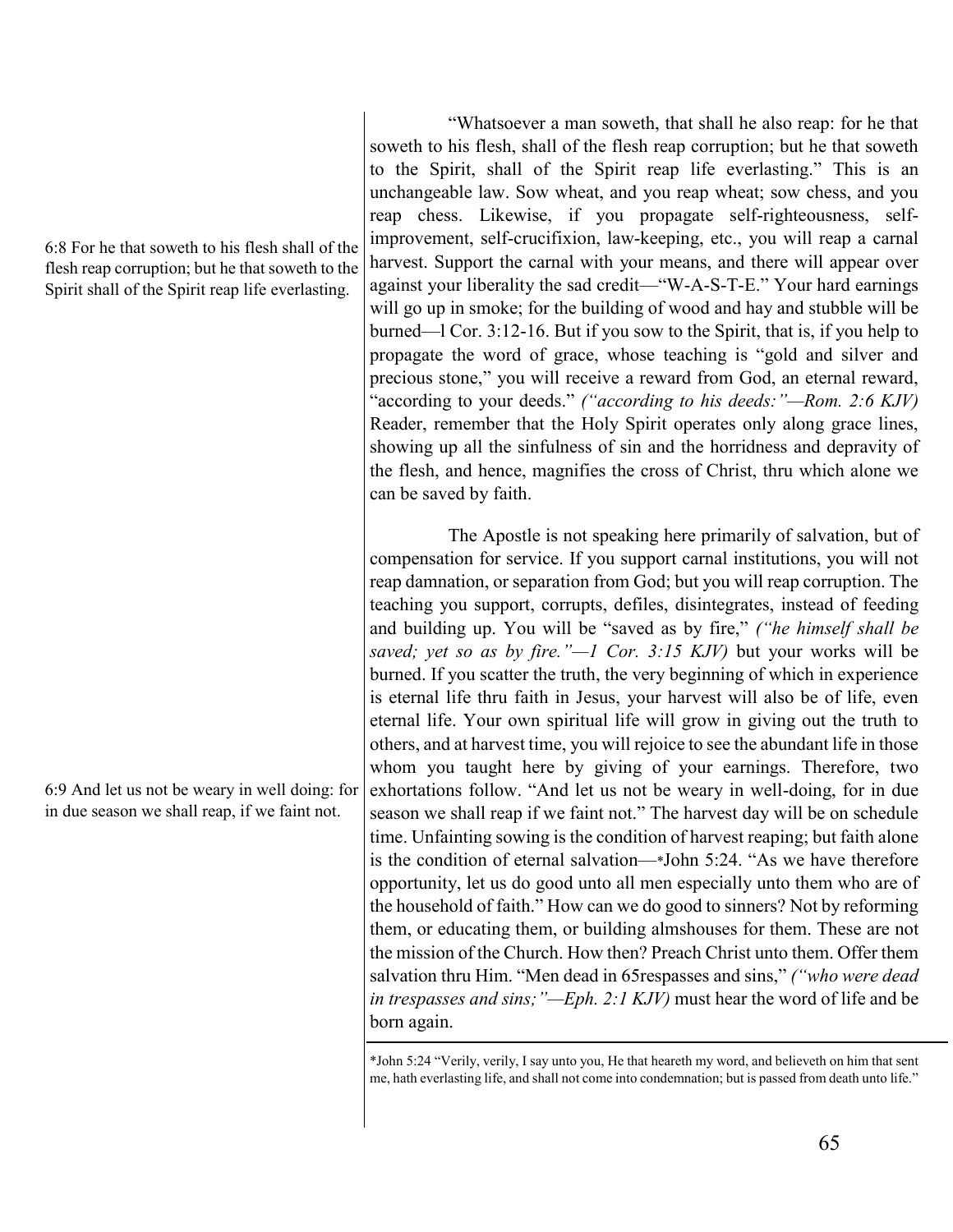6:8 For he that soweth to his flesh shall of the flesh reap corruption; but he that soweth to the Spirit shall of the Spirit reap life everlasting.

"Whatsoever a man soweth, that shall he also reap: for he that soweth to his flesh, shall of the flesh reap corruption; but he that soweth to the Spirit, shall of the Spirit reap life everlasting." This is an unchangeable law. Sow wheat, and you reap wheat; sow chess, and you reap chess. Likewise, if you propagate self-righteousness, self-improvement, self-crucifixion, law-keeping, etc., you will reap a carnal harvest. Support the carnal with your means, and there will appear over against your liberality the sad credit—"W-A-S-T-E." Your hard earnings will go up in smoke; for the building of wood and hay and stubble will be burned—l Cor. 3:12-16. But if you sow to the Spirit, that is, if you help to propagate the word of grace, whose teaching is "gold and silver and precious stone," you will receive a reward from God, an eternal reward, "according to your deeds." *("according to his deeds:"—Rom. 2:6 KJV)* Reader, remember that the Holy Spirit operates only along grace lines, showing up all the sinfulness of sin and the horridness and depravity of the flesh, and hence, magnifies the cross of Christ, thru which alone we can be saved by faith.

6:9 And let us not be weary in well doing: for in due season we shall reap, if we faint not.

The Apostle is not speaking here primarily of salvation, but of compensation for service. If you support carnal institutions, you will not reap damnation, or separation from God; but you will reap corruption. The teaching you support, corrupts, defiles, disintegrates, instead of feeding and building up. You will be "saved as by fire," *("he himself shall be saved; yet so as by fire."—1 Cor. 3:15 KJV)* but your works will be burned. If you scatter the truth, the very beginning of which in experience is eternal life thru faith in Jesus, your harvest will also be of life, even eternal life. Your own spiritual life will grow in giving out the truth to others, and at harvest time, you will rejoice to see the abundant life in those whom you taught here by giving of your earnings. Therefore, two exhortations follow. "And let us not be weary in well-doing, for in due season we shall reap if we faint not." The harvest day will be on schedule time. Unfainting sowing is the condition of harvest reaping; but faith alone is the condition of eternal salvation—*John 5:24. "As we have therefore opportunity, let us do good unto all men especially unto them who are of the household of faith." How can we do good to sinners? Not by reforming them, or educating them, or building almshouses for them. These are not the mission of the Church. How then? Preach Christ unto them. Offer them salvation thru Him. "Men dead in 65respasses and sins," *("who were dead in trespasses and sins;"—Eph. 2:1 KJV)* must hear the word of life and be born again.

*John 5:24 "Verily, verily, I say unto you, He that heareth my word, and believeth on him that sent me, hath everlasting life, and shall not come into condemnation; but is passed from death unto life."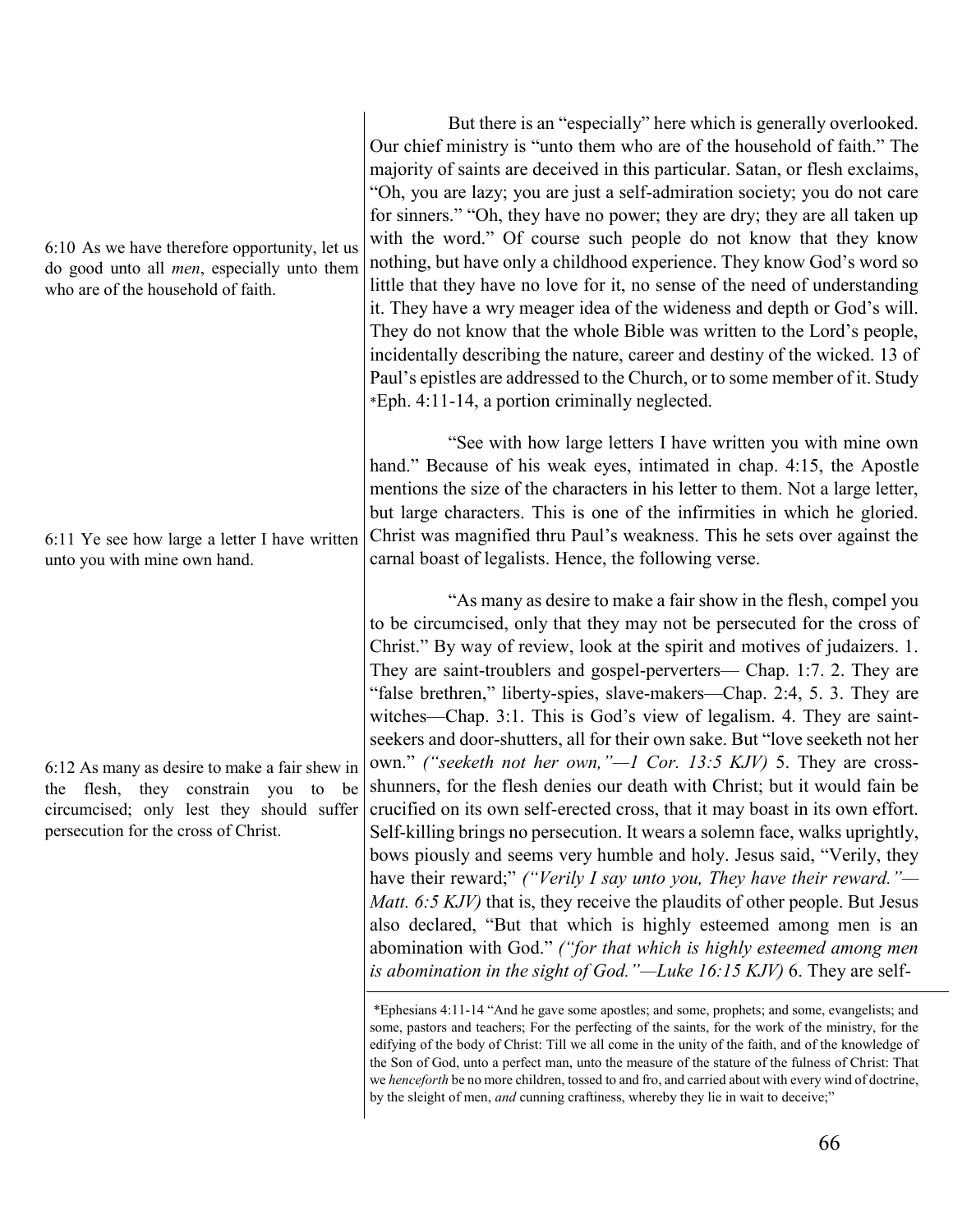6:10 As we have therefore opportunity, let us do good unto all *men*, especially unto them who are of the household of faith.

But there is an "especially" here which is generally overlooked. Our chief ministry is "unto them who are of the household of faith." The majority of saints are deceived in this particular. Satan, or flesh exclaims, "Oh, you are lazy; you are just a self-admiration society; you do not care for sinners." "Oh, they have no power; they are dry; they are all taken up with the word." Of course such people do not know that they know nothing, but have only a childhood experience. They know God's word so little that they have no love for it, no sense of the need of understanding it. They have a wry meager idea of the wideness and depth or God's will. They do not know that the whole Bible was written to the Lord's people, incidentally describing the nature, career and destiny of the wicked. 13 of Paul's epistles are addressed to the Church, or to some member of it. Study *Eph. 4:11-14, a portion criminally neglected.

6:11 Ye see how large a letter I have written unto you with mine own hand.

"See with how large letters I have written you with mine own hand." Because of his weak eyes, intimated in chap. 4:15, the Apostle mentions the size of the characters in his letter to them. Not a large letter, but large characters. This is one of the infirmities in which he gloried. Christ was magnified thru Paul's weakness. This he sets over against the carnal boast of legalists. Hence, the following verse.

6:12 As many as desire to make a fair shew in the flesh, they constrain you to be circumcised; only lest they should suffer persecution for the cross of Christ.

"As many as desire to make a fair show in the flesh, compel you to be circumcised, only that they may not be persecuted for the cross of Christ." By way of review, look at the spirit and motives of judaizers. 1. They are saint-troublers and gospel-perverters— Chap. 1:7. 2. They are "false brethren," liberty-spies, slave-makers—Chap. 2:4, 5. 3. They are witches—Chap. 3:1. This is God's view of legalism. 4. They are saint-seekers and door-shutters, all for their own sake. But "love seeketh not her own." *("seeketh not her own,"—1 Cor. 13:5 KJV)* 5. They are cross-shunners, for the flesh denies our death with Christ; but it would fain be crucified on its own self-erected cross, that it may boast in its own effort. Self-killing brings no persecution. It wears a solemn face, walks uprightly, bows piously and seems very humble and holy. Jesus said, "Verily, they have their reward;" *("Verily I say unto you, They have their reward."—Matt. 6:5 KJV)* that is, they receive the plaudits of other people. But Jesus also declared, "But that which is highly esteemed among men is an abomination with God." *("for that which is highly esteemed among men is abomination in the sight of God."—Luke 16:15 KJV)* 6. They are self-

---

*Ephesians 4:11-14 "And he gave some apostles; and some, prophets; and some, evangelists; and some, pastors and teachers; For the perfecting of the saints, for the work of the ministry, for the edifying of the body of Christ: Till we all come in the unity of the faith, and of the knowledge of the Son of God, unto a perfect man, unto the measure of the stature of the fulness of Christ: That we *henceforth* be no more children, tossed to and fro, and carried about with every wind of doctrine, by the sleight of men, *and* cunning craftiness, whereby they lie in wait to deceive;"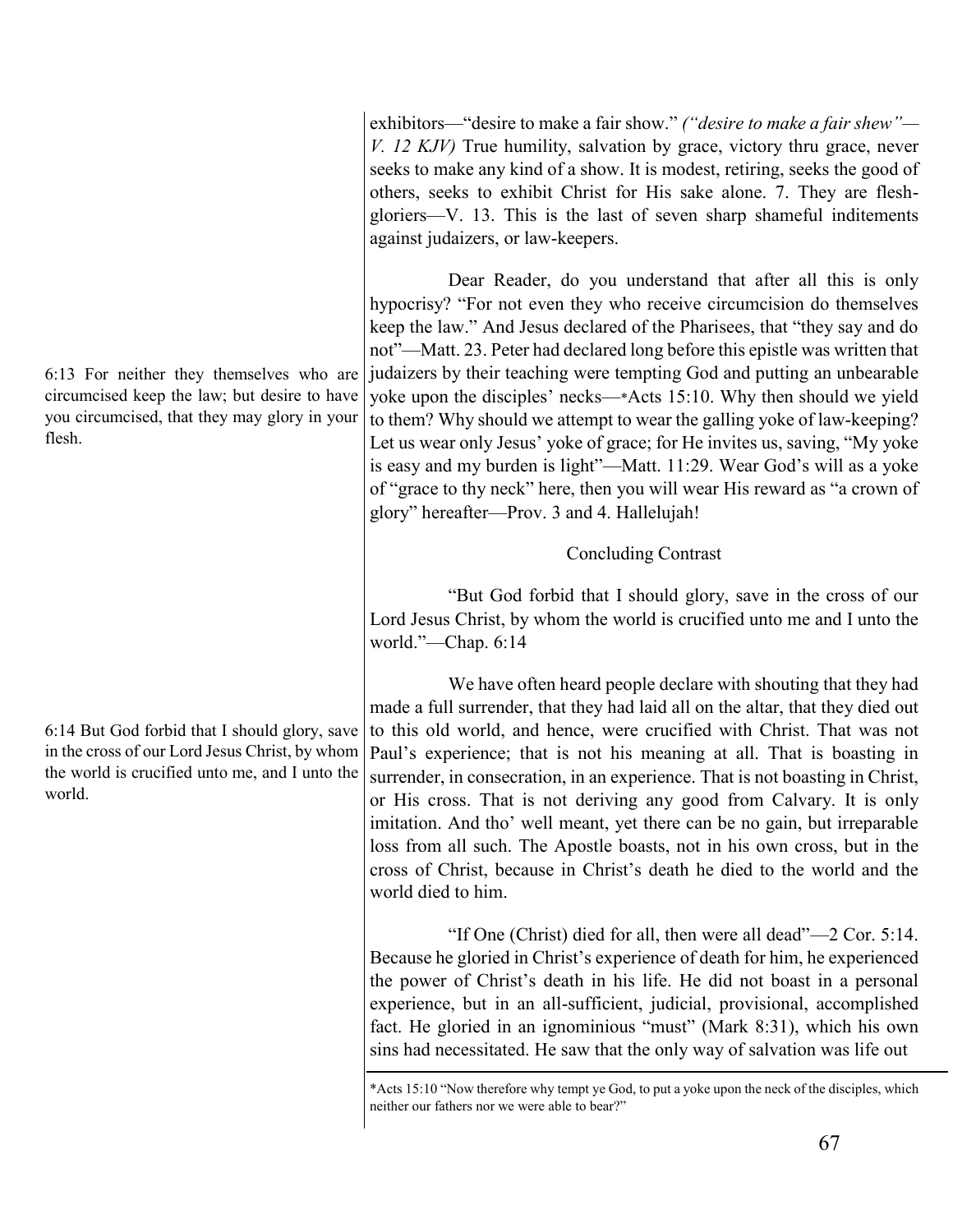exhibitors—"desire to make a fair show." *("desire to make a fair shew"—V. 12 KJV)* True humility, salvation by grace, victory thru grace, never seeks to make any kind of a show. It is modest, retiring, seeks the good of others, seeks to exhibit Christ for His sake alone. 7. They are flesh-gloriers—V. 13. This is the last of seven sharp shameful inditements against judaizers, or law-keepers.

6:13 For neither they themselves who are circumcised keep the law; but desire to have you circumcised, that they may glory in your flesh.

Dear Reader, do you understand that after all this is only hypocrisy? "For not even they who receive circumcision do themselves keep the law." And Jesus declared of the Pharisees, that "they say and do not"—Matt. 23. Peter had declared long before this epistle was written that judaizers by their teaching were tempting God and putting an unbearable yoke upon the disciples' necks—*Acts 15:10. Why then should we yield to them? Why should we attempt to wear the galling yoke of law-keeping? Let us wear only Jesus' yoke of grace; for He invites us, saying, "My yoke is easy and my burden is light"—Matt. 11:29. Wear God's will as a yoke of "grace to thy neck" here, then you will wear His reward as "a crown of glory" hereafter—Prov. 3 and 4. Hallelujah!

## Concluding Contrast

"But God forbid that I should glory, save in the cross of our Lord Jesus Christ, by whom the world is crucified unto me and I unto the world."—Chap. 6:14

6:14 But God forbid that I should glory, save in the cross of our Lord Jesus Christ, by whom the world is crucified unto me, and I unto the world.

We have often heard people declare with shouting that they had made a full surrender, that they had laid all on the altar, that they died out to this old world, and hence, were crucified with Christ. That was not Paul's experience; that is not his meaning at all. That is boasting in surrender, in consecration, in an experience. That is not boasting in Christ, or His cross. That is not deriving any good from Calvary. It is only imitation. And tho' well meant, yet there can be no gain, but irreparable loss from all such. The Apostle boasts, not in his own cross, but in the cross of Christ, because in Christ's death he died to the world and the world died to him.

"If One (Christ) died for all, then were all dead"—2 Cor. 5:14. Because he gloried in Christ's experience of death for him, he experienced the power of Christ's death in his life. He did not boast in a personal experience, but in an all-sufficient, judicial, provisional, accomplished fact. He gloried in an ignominious "must" (Mark 8:31), which his own sins had necessitated. He saw that the only way of salvation was life out

---

*Acts 15:10 "Now therefore why tempt ye God, to put a yoke upon the neck of the disciples, which neither our fathers nor we were able to bear?"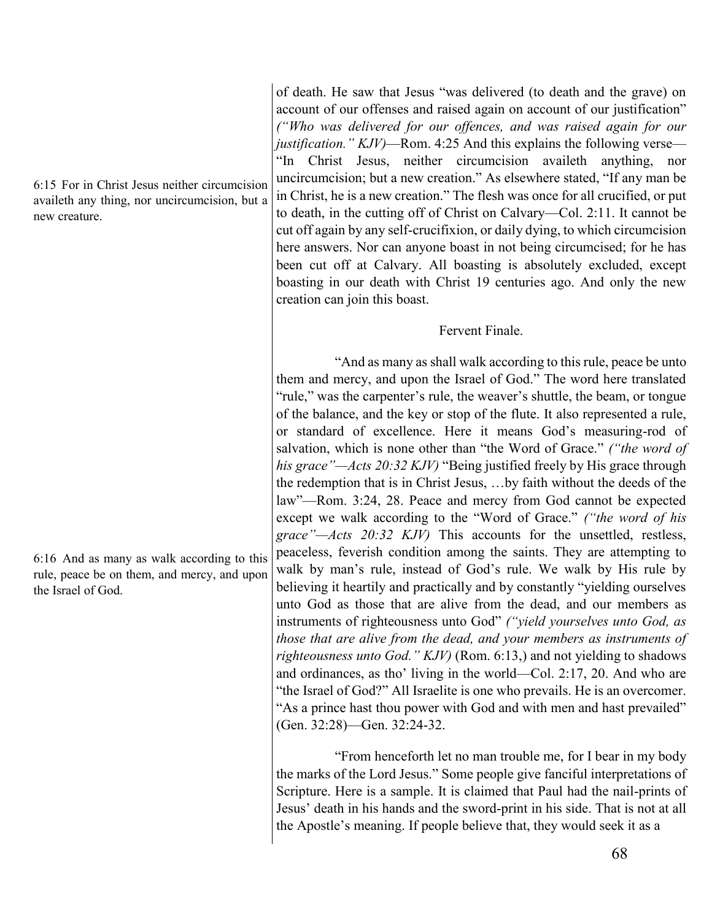of death. He saw that Jesus "was delivered (to death and the grave) on account of our offenses and raised again on account of our justification" *("Who was delivered for our offences, and was raised again for our justification." KJV)*—Rom. 4:25 And this explains the following verse—"In Christ Jesus, neither circumcision availeth anything, nor uncircumcision; but a new creation." As elsewhere stated, "If any man be in Christ, he is a new creation." The flesh was once for all crucified, or put to death, in the cutting off of Christ on Calvary—Col. 2:11. It cannot be cut off again by any self-crucifixion, or daily dying, to which circumcision here answers. Nor can anyone boast in not being circumcised; for he has been cut off at Calvary. All boasting is absolutely excluded, except boasting in our death with Christ 19 centuries ago. And only the new creation can join this boast.

> 6:15 For in Christ Jesus neither circumcision availeth any thing, nor uncircumcision, but a new creature.

### Fervent Finale.

"And as many as shall walk according to this rule, peace be unto them and mercy, and upon the Israel of God." The word here translated "rule," was the carpenter's rule, the weaver's shuttle, the beam, or tongue of the balance, and the key or stop of the flute. It also represented a rule, or standard of excellence. Here it means God's measuring-rod of salvation, which is none other than "the Word of Grace." *("the word of his grace"—Acts 20:32 KJV)* "Being justified freely by His grace through the redemption that is in Christ Jesus, …by faith without the deeds of the law"—Rom. 3:24, 28. Peace and mercy from God cannot be expected except we walk according to the "Word of Grace." *("the word of his grace"—Acts 20:32 KJV)* This accounts for the unsettled, restless, peaceless, feverish condition among the saints. They are attempting to walk by man's rule, instead of God's rule. We walk by His rule by believing it heartily and practically and by constantly "yielding ourselves unto God as those that are alive from the dead, and our members as instruments of righteousness unto God" *("yield yourselves unto God, as those that are alive from the dead, and your members as instruments of righteousness unto God." KJV)* (Rom. 6:13,) and not yielding to shadows and ordinances, as tho' living in the world—Col. 2:17, 20. And who are "the Israel of God?" All Israelite is one who prevails. He is an overcomer. "As a prince hast thou power with God and with men and hast prevailed" (Gen. 32:28)—Gen. 32:24-32.

> 6:16 And as many as walk according to this rule, peace be on them, and mercy, and upon the Israel of God.

"From henceforth let no man trouble me, for I bear in my body the marks of the Lord Jesus." Some people give fanciful interpretations of Scripture. Here is a sample. It is claimed that Paul had the nail-prints of Jesus' death in his hands and the sword-print in his side. That is not at all the Apostle's meaning. If people believe that, they would seek it as a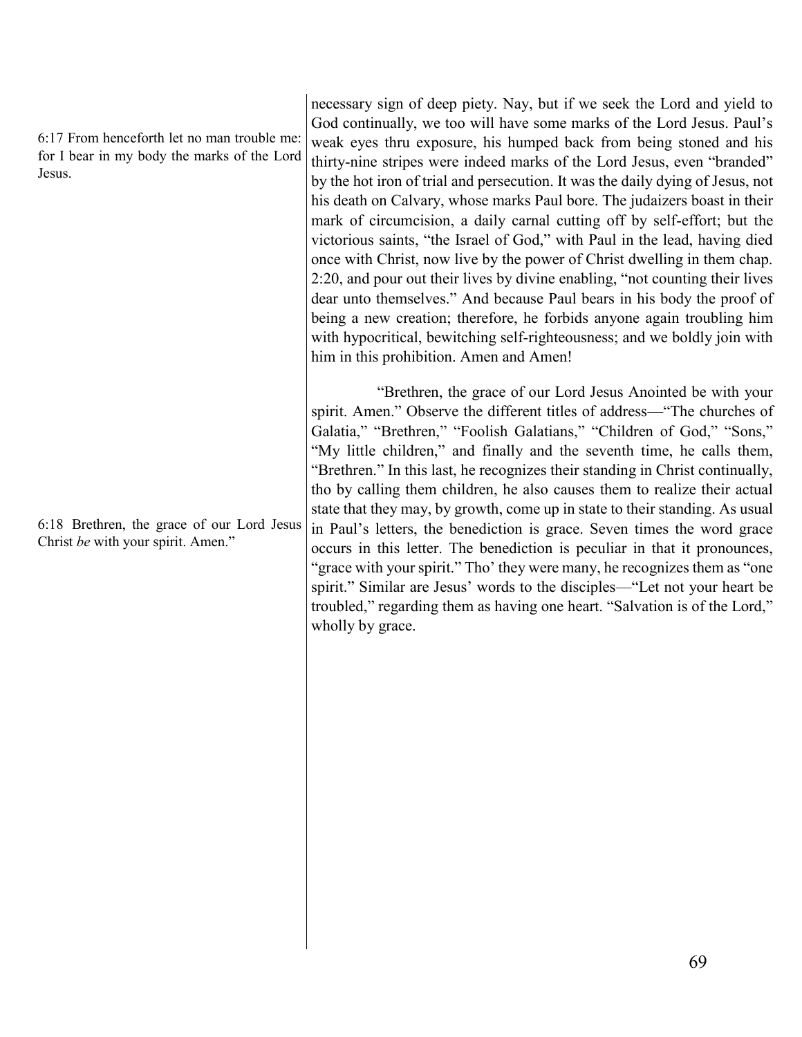necessary sign of deep piety. Nay, but if we seek the Lord and yield to God continually, we too will have some marks of the Lord Jesus. Paul's weak eyes thru exposure, his humped back from being stoned and his thirty-nine stripes were indeed marks of the Lord Jesus, even "branded" by the hot iron of trial and persecution. It was the daily dying of Jesus, not his death on Calvary, whose marks Paul bore. The judaizers boast in their mark of circumcision, a daily carnal cutting off by self-effort; but the victorious saints, "the Israel of God," with Paul in the lead, having died once with Christ, now live by the power of Christ dwelling in them chap. 2:20, and pour out their lives by divine enabling, "not counting their lives dear unto themselves." And because Paul bears in his body the proof of being a new creation; therefore, he forbids anyone again troubling him with hypocritical, bewitching self-righteousness; and we boldly join with him in this prohibition. Amen and Amen!

6:17 From henceforth let no man trouble me: for I bear in my body the marks of the Lord Jesus.

"Brethren, the grace of our Lord Jesus Anointed be with your spirit. Amen." Observe the different titles of address—"The churches of Galatia," "Brethren," "Foolish Galatians," "Children of God," "Sons," "My little children," and finally and the seventh time, he calls them, "Brethren." In this last, he recognizes their standing in Christ continually, tho by calling them children, he also causes them to realize their actual state that they may, by growth, come up in state to their standing. As usual in Paul's letters, the benediction is grace. Seven times the word grace occurs in this letter. The benediction is peculiar in that it pronounces, "grace with your spirit." Tho' they were many, he recognizes them as "one spirit." Similar are Jesus' words to the disciples—"Let not your heart be troubled," regarding them as having one heart. "Salvation is of the Lord," wholly by grace.

6:18 Brethren, the grace of our Lord Jesus Christ *be* with your spirit. Amen."